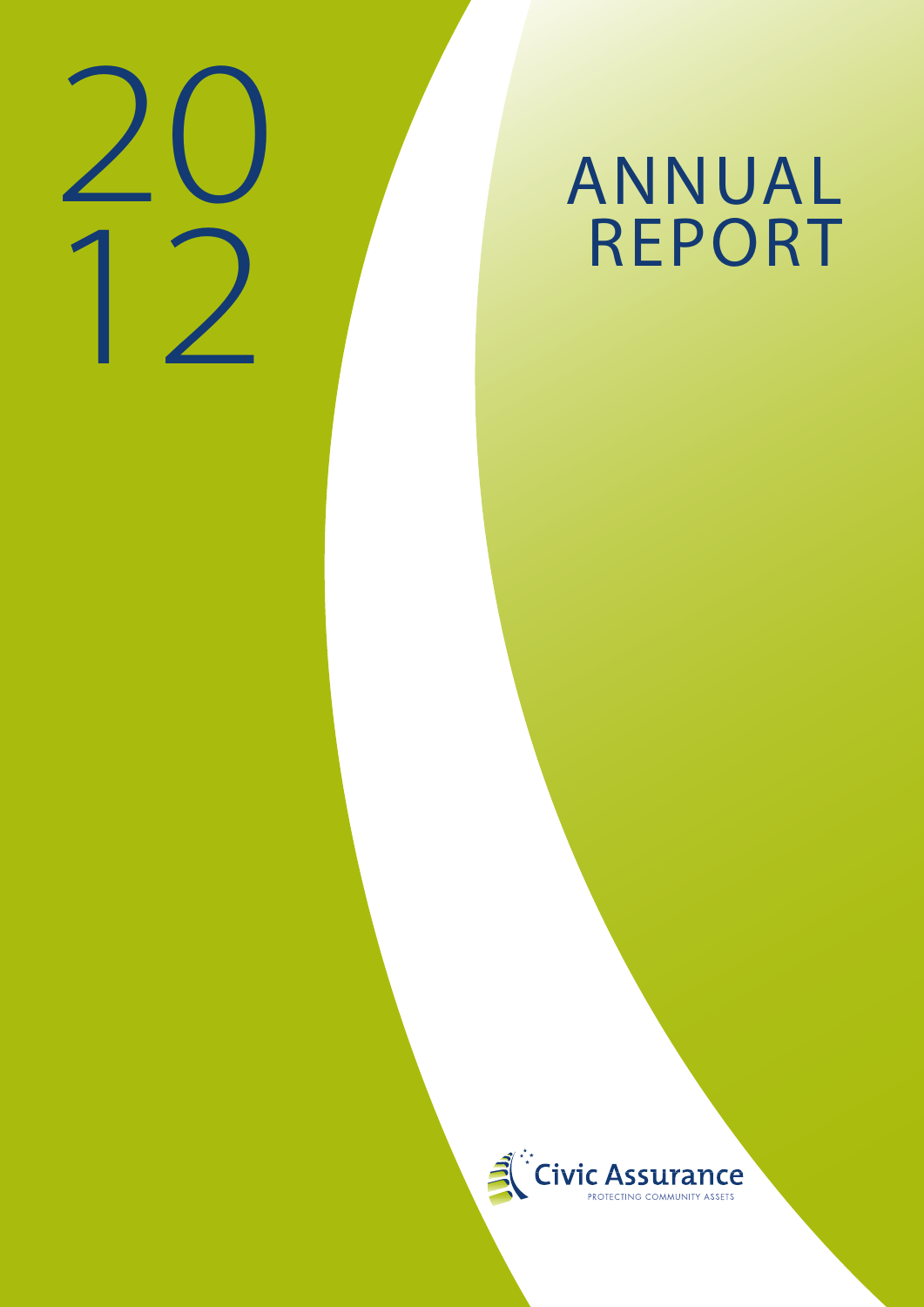# 2012

# ANNUAL REPORT

Civic Assurance

PROTECTING COMMUNITY ASSETS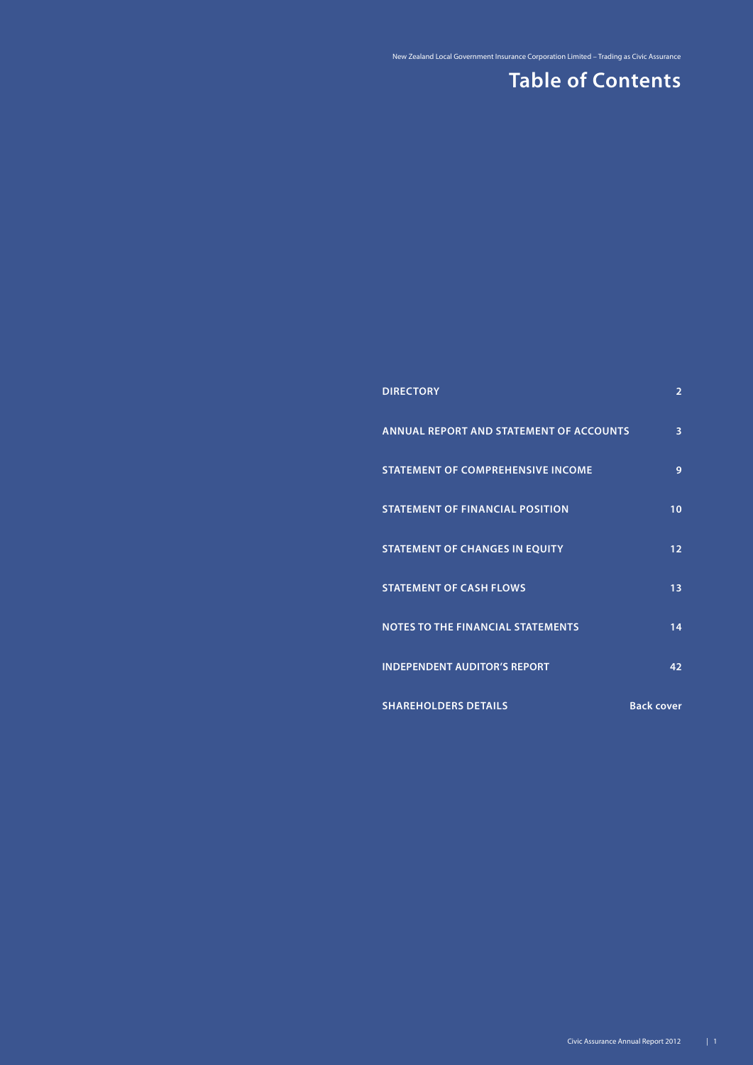# Table of Contents

| | |
|---|---|
| **DIRECTORY** | **2** |
| **ANNUAL REPORT AND STATEMENT OF ACCOUNTS** | **3** |
| **STATEMENT OF COMPREHENSIVE INCOME** | **9** |
| **STATEMENT OF FINANCIAL POSITION** | **10** |
| **STATEMENT OF CHANGES IN EQUITY** | **12** |
| **STATEMENT OF CASH FLOWS** | **13** |
| **NOTES TO THE FINANCIAL STATEMENTS** | **14** |
| **INDEPENDENT AUDITOR'S REPORT** | **42** |
| **SHAREHOLDERS DETAILS** | **Back cover** |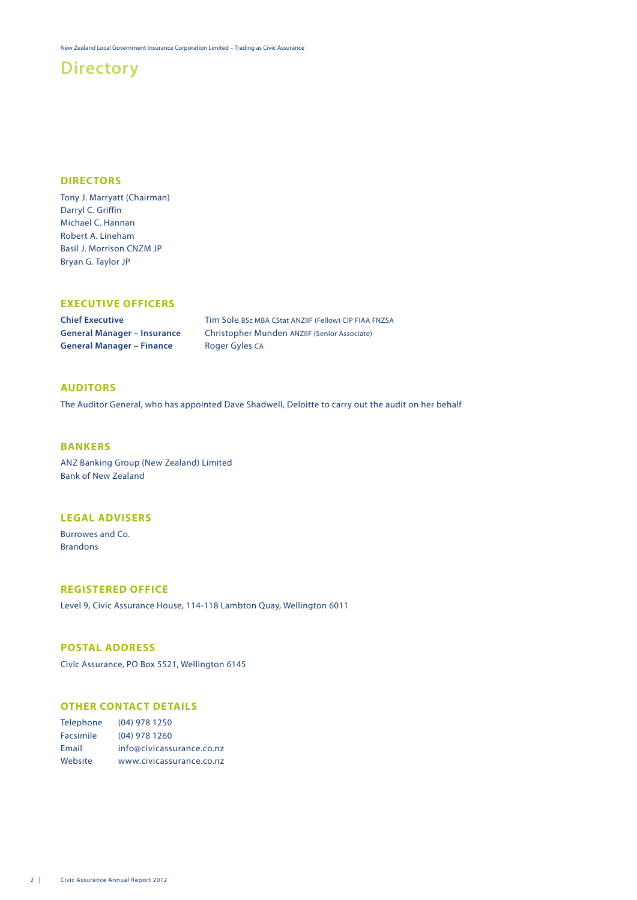# Directory

## DIRECTORS

Tony J. Marryatt (Chairman)
Darryl C. Griffin
Michael C. Hannan
Robert A. Lineham
Basil J. Morrison CNZM JP
Bryan G. Taylor JP

## EXECUTIVE OFFICERS

| | |
|---|---|
| **Chief Executive** | Tim Sole BSc MBA CStat ANZIIF (Fellow) CIP FIAA FNZSA |
| **General Manager – Insurance** | Christopher Munden ANZIIF (Senior Associate) |
| **General Manager – Finance** | Roger Gyles CA |

## AUDITORS

The Auditor General, who has appointed Dave Shadwell, Deloitte to carry out the audit on her behalf

## BANKERS

ANZ Banking Group (New Zealand) Limited
Bank of New Zealand

## LEGAL ADVISERS

Burrowes and Co.
Brandons

## REGISTERED OFFICE

Level 9, Civic Assurance House, 114-118 Lambton Quay, Wellington 6011

## POSTAL ADDRESS

Civic Assurance, PO Box 5521, Wellington 6145

## OTHER CONTACT DETAILS

| | |
|---|---|
| Telephone | (04) 978 1250 |
| Facsimile | (04) 978 1260 |
| Email | info@civicassurance.co.nz |
| Website | www.civicassurance.co.nz |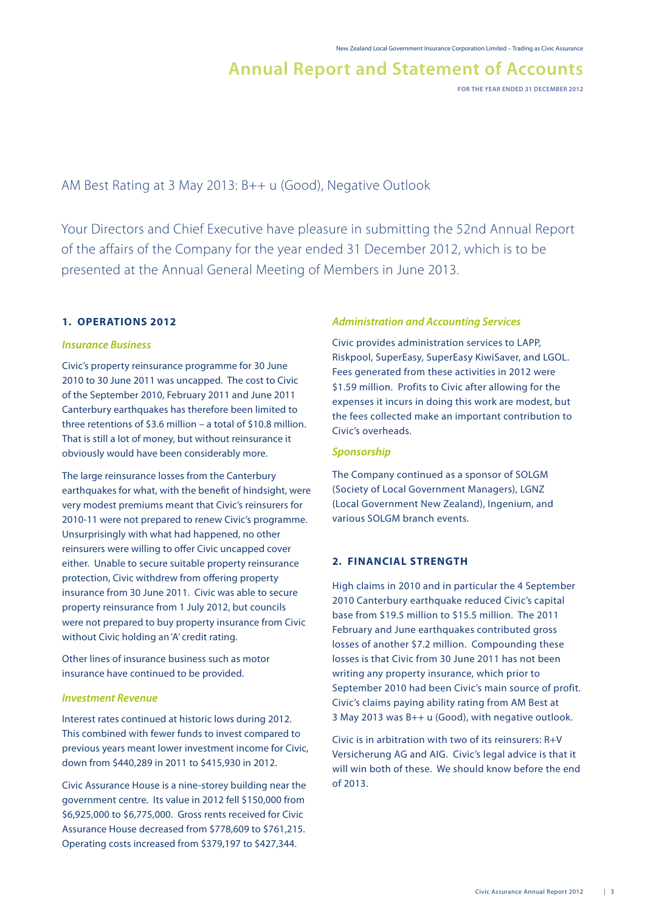# Annual Report and Statement of Accounts

FOR THE YEAR ENDED 31 DECEMBER 2012

AM Best Rating at 3 May 2013: B++ u (Good), Negative Outlook

Your Directors and Chief Executive have pleasure in submitting the 52nd Annual Report of the affairs of the Company for the year ended 31 December 2012, which is to be presented at the Annual General Meeting of Members in June 2013.

## 1. OPERATIONS 2012

### *Insurance Business*

Civic's property reinsurance programme for 30 June 2010 to 30 June 2011 was uncapped. The cost to Civic of the September 2010, February 2011 and June 2011 Canterbury earthquakes has therefore been limited to three retentions of $3.6 million – a total of $10.8 million. That is still a lot of money, but without reinsurance it obviously would have been considerably more.

The large reinsurance losses from the Canterbury earthquakes for what, with the benefit of hindsight, were very modest premiums meant that Civic's reinsurers for 2010-11 were not prepared to renew Civic's programme. Unsurprisingly with what had happened, no other reinsurers were willing to offer Civic uncapped cover either. Unable to secure suitable property reinsurance protection, Civic withdrew from offering property insurance from 30 June 2011. Civic was able to secure property reinsurance from 1 July 2012, but councils were not prepared to buy property insurance from Civic without Civic holding an 'A' credit rating.

Other lines of insurance business such as motor insurance have continued to be provided.

### *Investment Revenue*

Interest rates continued at historic lows during 2012. This combined with fewer funds to invest compared to previous years meant lower investment income for Civic, down from $440,289 in 2011 to $415,930 in 2012.

Civic Assurance House is a nine-storey building near the government centre. Its value in 2012 fell $150,000 from $6,925,000 to $6,775,000. Gross rents received for Civic Assurance House decreased from $778,609 to $761,215. Operating costs increased from $379,197 to $427,344.

### *Administration and Accounting Services*

Civic provides administration services to LAPP, Riskpool, SuperEasy, SuperEasy KiwiSaver, and LGOL. Fees generated from these activities in 2012 were $1.59 million. Profits to Civic after allowing for the expenses it incurs in doing this work are modest, but the fees collected make an important contribution to Civic's overheads.

### *Sponsorship*

The Company continued as a sponsor of SOLGM (Society of Local Government Managers), LGNZ (Local Government New Zealand), Ingenium, and various SOLGM branch events.

## 2. FINANCIAL STRENGTH

High claims in 2010 and in particular the 4 September 2010 Canterbury earthquake reduced Civic's capital base from $19.5 million to $15.5 million. The 2011 February and June earthquakes contributed gross losses of another $7.2 million. Compounding these losses is that Civic from 30 June 2011 has not been writing any property insurance, which prior to September 2010 had been Civic's main source of profit. Civic's claims paying ability rating from AM Best at 3 May 2013 was B++ u (Good), with negative outlook.

Civic is in arbitration with two of its reinsurers: R+V Versicherung AG and AIG. Civic's legal advice is that it will win both of these. We should know before the end of 2013.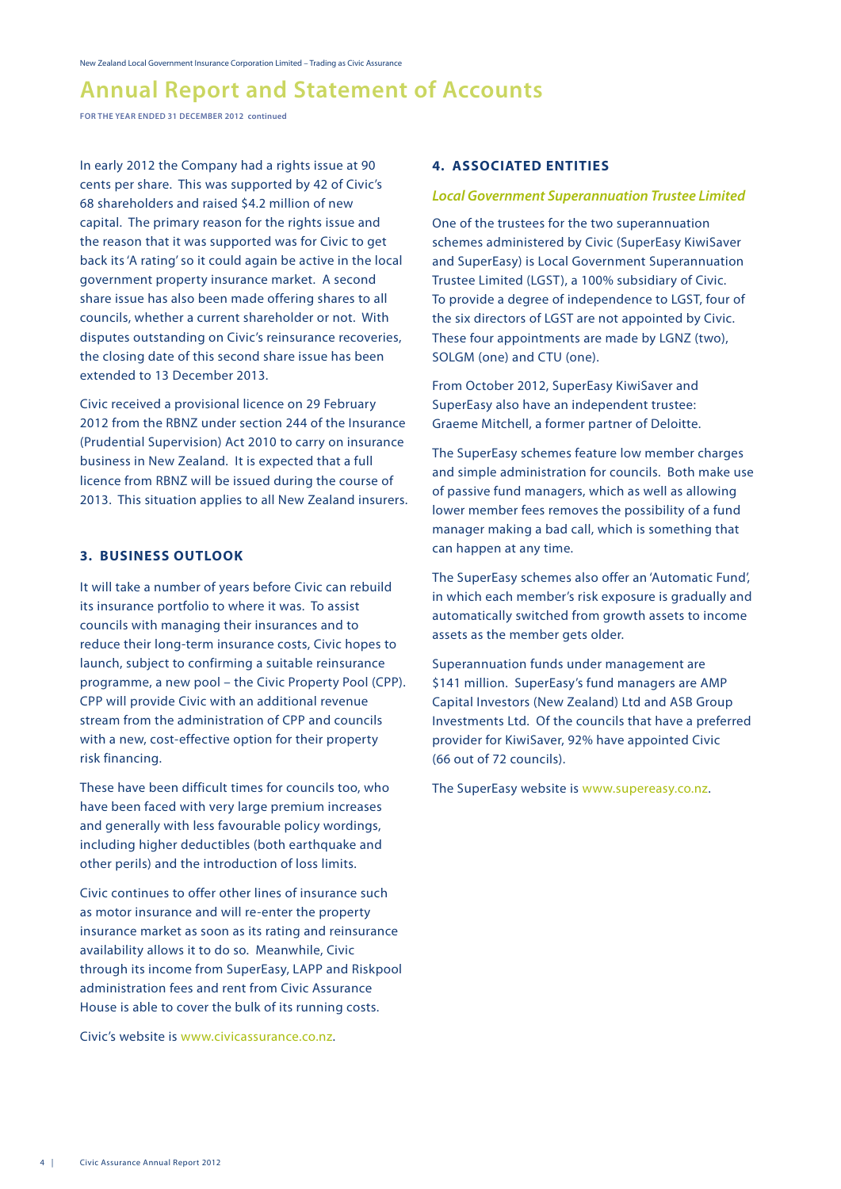In early 2012 the Company had a rights issue at 90 cents per share. This was supported by 42 of Civic's 68 shareholders and raised $4.2 million of new capital. The primary reason for the rights issue and the reason that it was supported was for Civic to get back its 'A rating' so it could again be active in the local government property insurance market. A second share issue has also been made offering shares to all councils, whether a current shareholder or not. With disputes outstanding on Civic's reinsurance recoveries, the closing date of this second share issue has been extended to 13 December 2013.

Civic received a provisional licence on 29 February 2012 from the RBNZ under section 244 of the Insurance (Prudential Supervision) Act 2010 to carry on insurance business in New Zealand. It is expected that a full licence from RBNZ will be issued during the course of 2013. This situation applies to all New Zealand insurers.

## 3. BUSINESS OUTLOOK

It will take a number of years before Civic can rebuild its insurance portfolio to where it was. To assist councils with managing their insurances and to reduce their long-term insurance costs, Civic hopes to launch, subject to confirming a suitable reinsurance programme, a new pool – the Civic Property Pool (CPP). CPP will provide Civic with an additional revenue stream from the administration of CPP and councils with a new, cost-effective option for their property risk financing.

These have been difficult times for councils too, who have been faced with very large premium increases and generally with less favourable policy wordings, including higher deductibles (both earthquake and other perils) and the introduction of loss limits.

Civic continues to offer other lines of insurance such as motor insurance and will re-enter the property insurance market as soon as its rating and reinsurance availability allows it to do so. Meanwhile, Civic through its income from SuperEasy, LAPP and Riskpool administration fees and rent from Civic Assurance House is able to cover the bulk of its running costs.

Civic's website is www.civicassurance.co.nz.

## 4. ASSOCIATED ENTITIES

### *Local Government Superannuation Trustee Limited*

One of the trustees for the two superannuation schemes administered by Civic (SuperEasy KiwiSaver and SuperEasy) is Local Government Superannuation Trustee Limited (LGST), a 100% subsidiary of Civic. To provide a degree of independence to LGST, four of the six directors of LGST are not appointed by Civic. These four appointments are made by LGNZ (two), SOLGM (one) and CTU (one).

From October 2012, SuperEasy KiwiSaver and SuperEasy also have an independent trustee: Graeme Mitchell, a former partner of Deloitte.

The SuperEasy schemes feature low member charges and simple administration for councils. Both make use of passive fund managers, which as well as allowing lower member fees removes the possibility of a fund manager making a bad call, which is something that can happen at any time.

The SuperEasy schemes also offer an 'Automatic Fund', in which each member's risk exposure is gradually and automatically switched from growth assets to income assets as the member gets older.

Superannuation funds under management are $141 million. SuperEasy's fund managers are AMP Capital Investors (New Zealand) Ltd and ASB Group Investments Ltd. Of the councils that have a preferred provider for KiwiSaver, 92% have appointed Civic (66 out of 72 councils).

The SuperEasy website is www.supereasy.co.nz.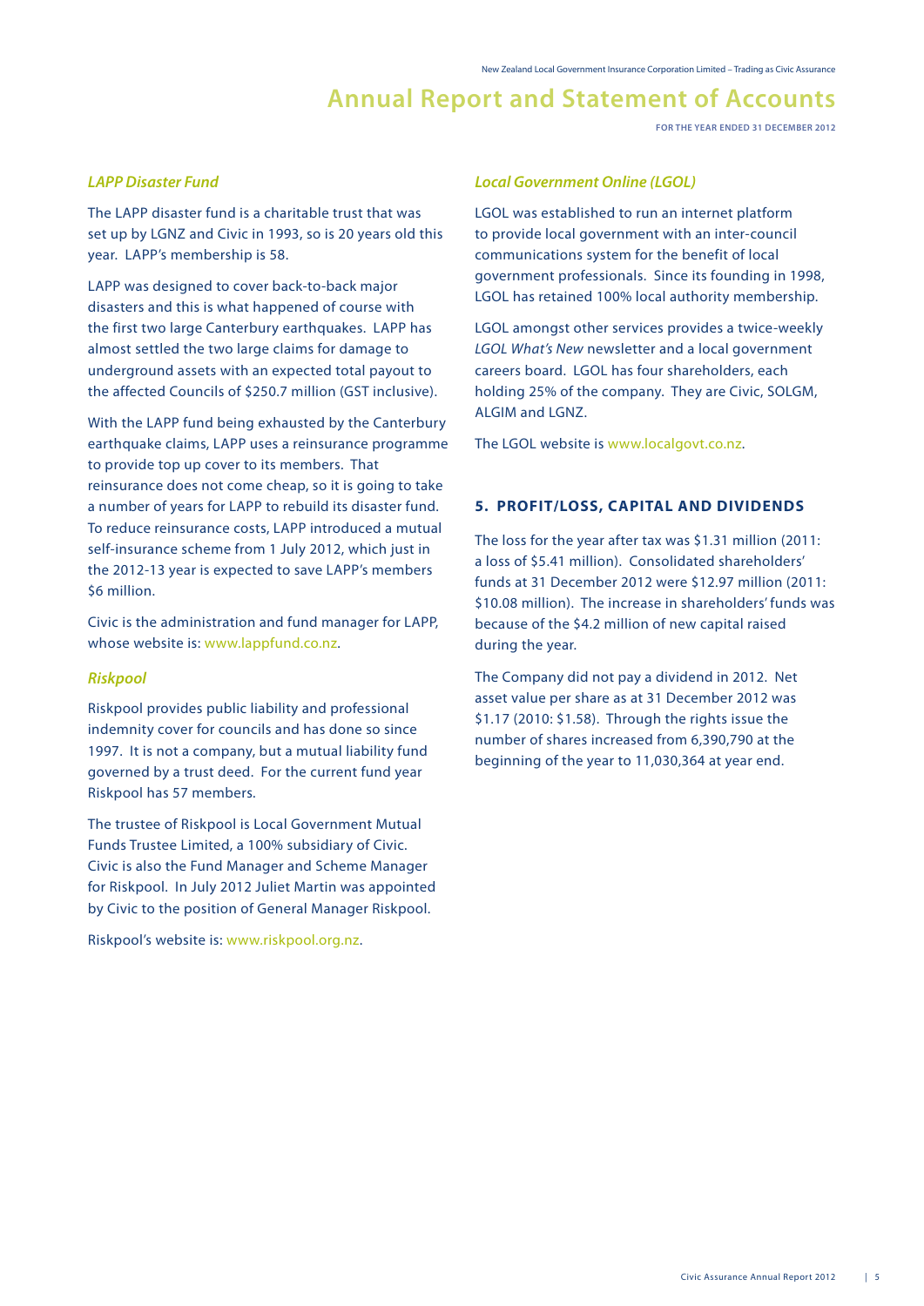### *LAPP Disaster Fund*

The LAPP disaster fund is a charitable trust that was set up by LGNZ and Civic in 1993, so is 20 years old this year. LAPP's membership is 58.

LAPP was designed to cover back-to-back major disasters and this is what happened of course with the first two large Canterbury earthquakes. LAPP has almost settled the two large claims for damage to underground assets with an expected total payout to the affected Councils of $250.7 million (GST inclusive).

With the LAPP fund being exhausted by the Canterbury earthquake claims, LAPP uses a reinsurance programme to provide top up cover to its members. That reinsurance does not come cheap, so it is going to take a number of years for LAPP to rebuild its disaster fund. To reduce reinsurance costs, LAPP introduced a mutual self-insurance scheme from 1 July 2012, which just in the 2012-13 year is expected to save LAPP's members $6 million.

Civic is the administration and fund manager for LAPP, whose website is: www.lappfund.co.nz.

### *Riskpool*

Riskpool provides public liability and professional indemnity cover for councils and has done so since 1997. It is not a company, but a mutual liability fund governed by a trust deed. For the current fund year Riskpool has 57 members.

The trustee of Riskpool is Local Government Mutual Funds Trustee Limited, a 100% subsidiary of Civic. Civic is also the Fund Manager and Scheme Manager for Riskpool. In July 2012 Juliet Martin was appointed by Civic to the position of General Manager Riskpool.

Riskpool's website is: www.riskpool.org.nz.

### *Local Government Online (LGOL)*

LGOL was established to run an internet platform to provide local government with an inter-council communications system for the benefit of local government professionals. Since its founding in 1998, LGOL has retained 100% local authority membership.

LGOL amongst other services provides a twice-weekly *LGOL What's New* newsletter and a local government careers board. LGOL has four shareholders, each holding 25% of the company. They are Civic, SOLGM, ALGIM and LGNZ.

The LGOL website is www.localgovt.co.nz.

## 5. PROFIT/LOSS, CAPITAL AND DIVIDENDS

The loss for the year after tax was $1.31 million (2011: a loss of $5.41 million). Consolidated shareholders' funds at 31 December 2012 were $12.97 million (2011: $10.08 million). The increase in shareholders' funds was because of the $4.2 million of new capital raised during the year.

The Company did not pay a dividend in 2012. Net asset value per share as at 31 December 2012 was $1.17 (2010: $1.58). Through the rights issue the number of shares increased from 6,390,790 at the beginning of the year to 11,030,364 at year end.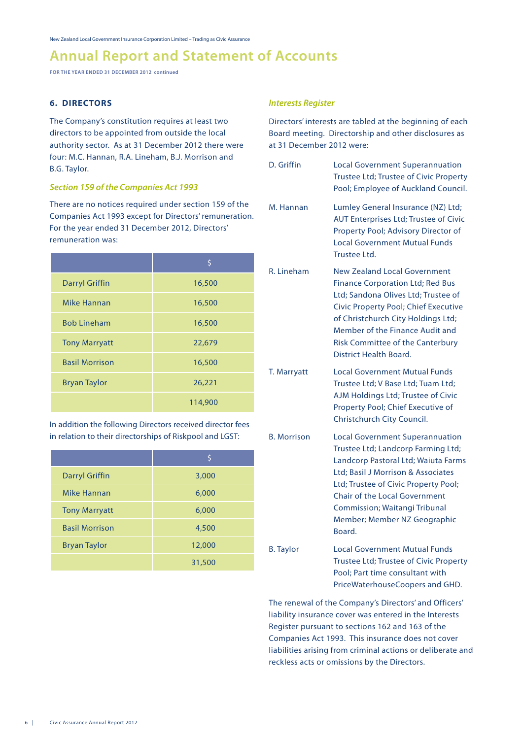# Annual Report and Statement of Accounts

FOR THE YEAR ENDED 31 DECEMBER 2012 continued

## 6. DIRECTORS

The Company's constitution requires at least two directors to be appointed from outside the local authority sector. As at 31 December 2012 there were four: M.C. Hannan, R.A. Lineham, B.J. Morrison and B.G. Taylor.

### *Section 159 of the Companies Act 1993*

There are no notices required under section 159 of the Companies Act 1993 except for Directors' remuneration. For the year ended 31 December 2012, Directors' remuneration was:

| | $ |
|---|---|
| Darryl Griffin | 16,500 |
| Mike Hannan | 16,500 |
| Bob Lineham | 16,500 |
| Tony Marryatt | 22,679 |
| Basil Morrison | 16,500 |
| Bryan Taylor | 26,221 |
| | 114,900 |

In addition the following Directors received director fees in relation to their directorships of Riskpool and LGST:

| | $ |
|---|---|
| Darryl Griffin | 3,000 |
| Mike Hannan | 6,000 |
| Tony Marryatt | 6,000 |
| Basil Morrison | 4,500 |
| Bryan Taylor | 12,000 |
| | 31,500 |

### *Interests Register*

Directors' interests are tabled at the beginning of each Board meeting. Directorship and other disclosures as at 31 December 2012 were:

| | |
|---|---|
| D. Griffin | Local Government Superannuation Trustee Ltd; Trustee of Civic Property Pool; Employee of Auckland Council. |
| M. Hannan | Lumley General Insurance (NZ) Ltd; AUT Enterprises Ltd; Trustee of Civic Property Pool; Advisory Director of Local Government Mutual Funds Trustee Ltd. |
| R. Lineham | New Zealand Local Government Finance Corporation Ltd; Red Bus Ltd; Sandona Olives Ltd; Trustee of Civic Property Pool; Chief Executive of Christchurch City Holdings Ltd; Member of the Finance Audit and Risk Committee of the Canterbury District Health Board. |
| T. Marryatt | Local Government Mutual Funds Trustee Ltd; V Base Ltd; Tuam Ltd; AJM Holdings Ltd; Trustee of Civic Property Pool; Chief Executive of Christchurch City Council. |
| B. Morrison | Local Government Superannuation Trustee Ltd; Landcorp Farming Ltd; Landcorp Pastoral Ltd; Waiuta Farms Ltd; Basil J Morrison & Associates Ltd; Trustee of Civic Property Pool; Chair of the Local Government Commission; Waitangi Tribunal Member; Member NZ Geographic Board. |
| B. Taylor | Local Government Mutual Funds Trustee Ltd; Trustee of Civic Property Pool; Part time consultant with PriceWaterhouseCoopers and GHD. |

The renewal of the Company's Directors' and Officers' liability insurance cover was entered in the Interests Register pursuant to sections 162 and 163 of the Companies Act 1993. This insurance does not cover liabilities arising from criminal actions or deliberate and reckless acts or omissions by the Directors.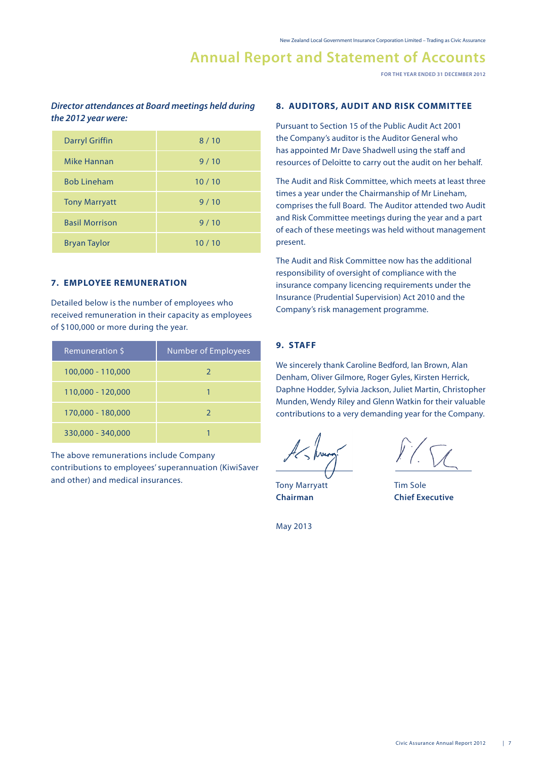*Director attendances at Board meetings held during the 2012 year were:*

| | |
|---|---|
| Darryl Griffin | 8 / 10 |
| Mike Hannan | 9 / 10 |
| Bob Lineham | 10 / 10 |
| Tony Marryatt | 9 / 10 |
| Basil Morrison | 9 / 10 |
| Bryan Taylor | 10 / 10 |

## 7. EMPLOYEE REMUNERATION

Detailed below is the number of employees who received remuneration in their capacity as employees of $100,000 or more during the year.

| Remuneration $ | Number of Employees |
|---|---|
| 100,000 - 110,000 | 2 |
| 110,000 - 120,000 | 1 |
| 170,000 - 180,000 | 2 |
| 330,000 - 340,000 | 1 |

The above remunerations include Company contributions to employees' superannuation (KiwiSaver and other) and medical insurances.

## 8. AUDITORS, AUDIT AND RISK COMMITTEE

Pursuant to Section 15 of the Public Audit Act 2001 the Company's auditor is the Auditor General who has appointed Mr Dave Shadwell using the staff and resources of Deloitte to carry out the audit on her behalf.

The Audit and Risk Committee, which meets at least three times a year under the Chairmanship of Mr Lineham, comprises the full Board. The Auditor attended two Audit and Risk Committee meetings during the year and a part of each of these meetings was held without management present.

The Audit and Risk Committee now has the additional responsibility of oversight of compliance with the insurance company licencing requirements under the Insurance (Prudential Supervision) Act 2010 and the Company's risk management programme.

## 9. STAFF

We sincerely thank Caroline Bedford, Ian Brown, Alan Denham, Oliver Gilmore, Roger Gyles, Kirsten Herrick, Daphne Hodder, Sylvia Jackson, Juliet Martin, Christopher Munden, Wendy Riley and Glenn Watkin for their valuable contributions to a very demanding year for the Company.

Tony Marryatt
**Chairman**

Tim Sole
**Chief Executive**

May 2013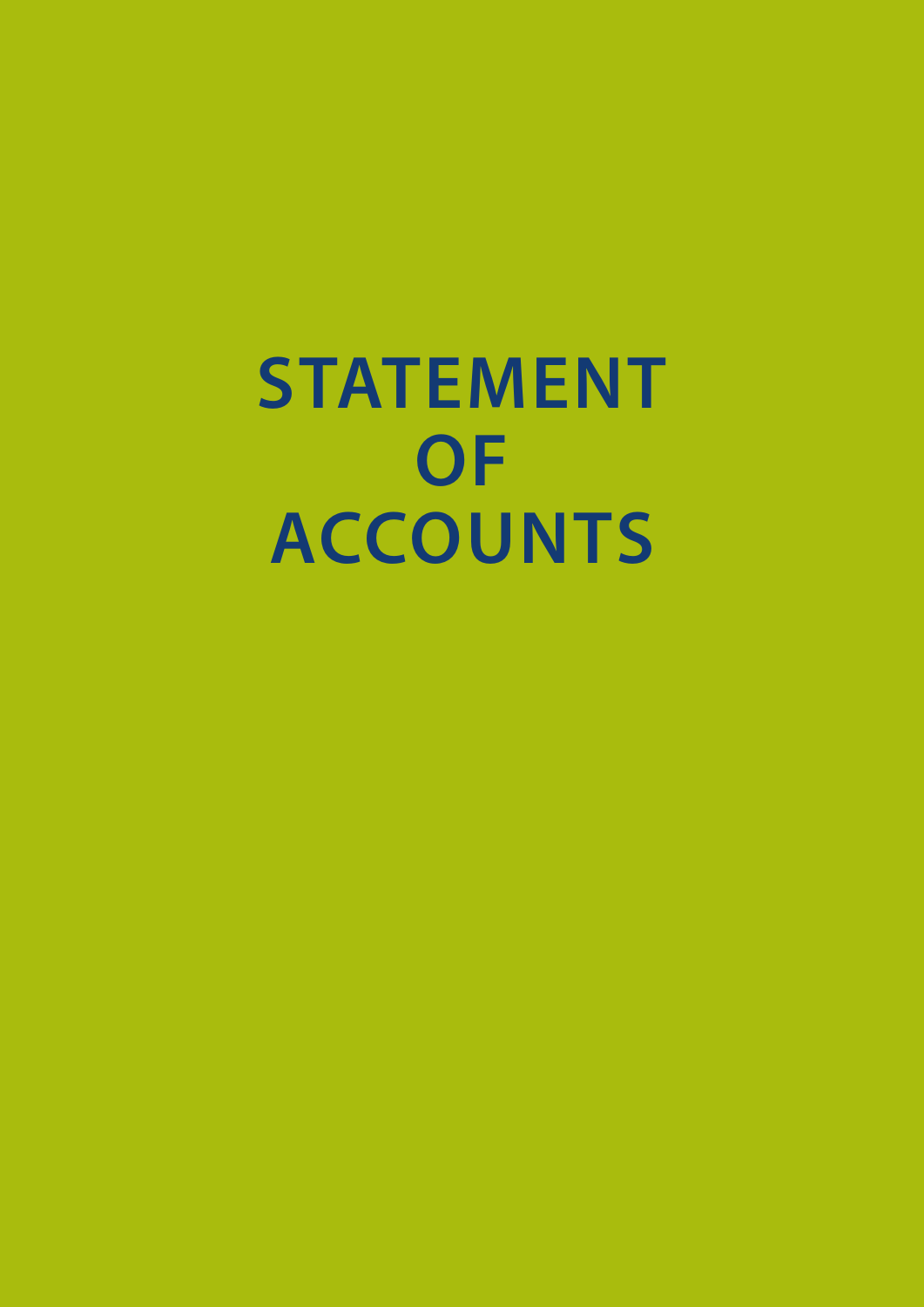# STATEMENT OF ACCOUNTS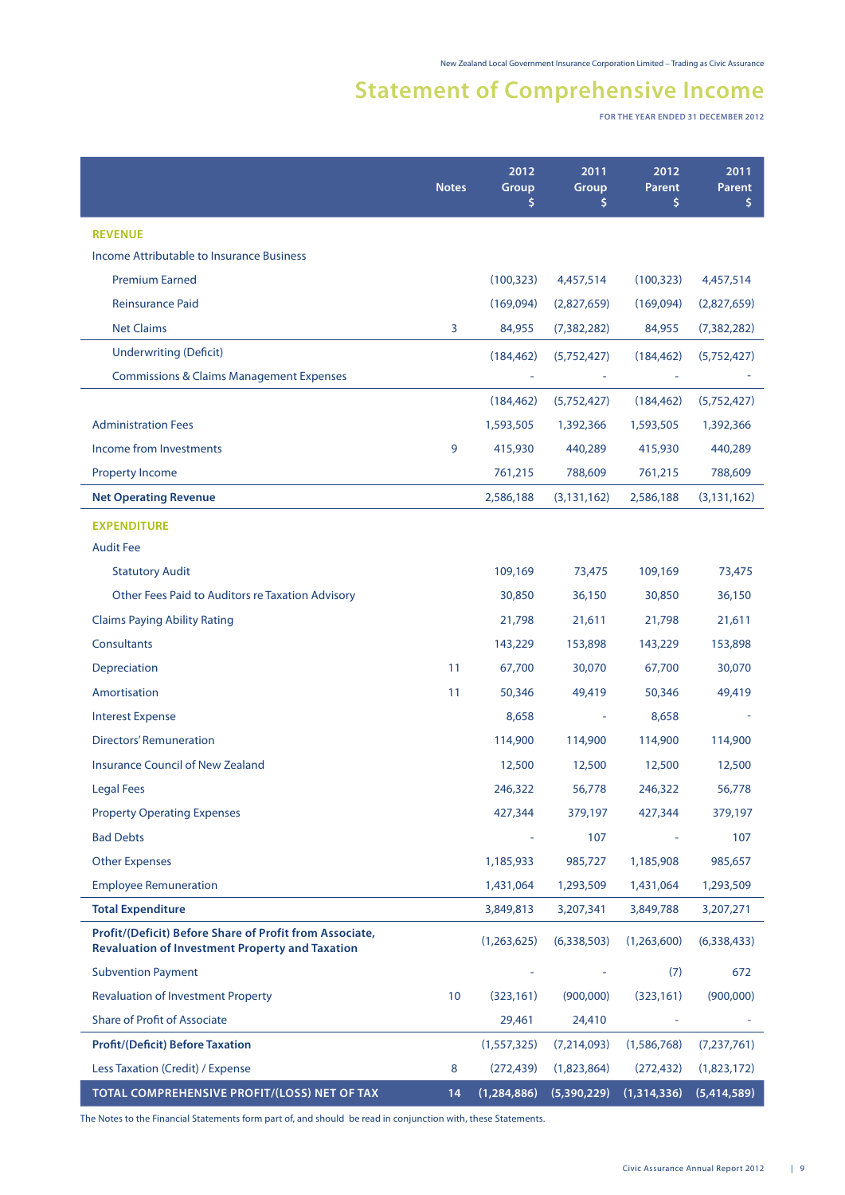New Zealand Local Government Insurance Corporation Limited – Trading as Civic Assurance

# Statement of Comprehensive Income

FOR THE YEAR ENDED 31 DECEMBER 2012

| | Notes | 2012 Group $ | 2011 Group $ | 2012 Parent $ | 2011 Parent $ |
|---|---|---|---|---|---|
| **REVENUE** | | | | | |
| Income Attributable to Insurance Business | | | | | |
| Premium Earned | | (100,323) | 4,457,514 | (100,323) | 4,457,514 |
| Reinsurance Paid | | (169,094) | (2,827,659) | (169,094) | (2,827,659) |
| Net Claims | 3 | 84,955 | (7,382,282) | 84,955 | (7,382,282) |
| Underwriting (Deficit) | | (184,462) | (5,752,427) | (184,462) | (5,752,427) |
| Commissions & Claims Management Expenses | | - | - | - | - |
| | | (184,462) | (5,752,427) | (184,462) | (5,752,427) |
| Administration Fees | | 1,593,505 | 1,392,366 | 1,593,505 | 1,392,366 |
| Income from Investments | 9 | 415,930 | 440,289 | 415,930 | 440,289 |
| Property Income | | 761,215 | 788,609 | 761,215 | 788,609 |
| **Net Operating Revenue** | | 2,586,188 | (3,131,162) | 2,586,188 | (3,131,162) |
| **EXPENDITURE** | | | | | |
| Audit Fee | | | | | |
| Statutory Audit | | 109,169 | 73,475 | 109,169 | 73,475 |
| Other Fees Paid to Auditors re Taxation Advisory | | 30,850 | 36,150 | 30,850 | 36,150 |
| Claims Paying Ability Rating | | 21,798 | 21,611 | 21,798 | 21,611 |
| Consultants | | 143,229 | 153,898 | 143,229 | 153,898 |
| Depreciation | 11 | 67,700 | 30,070 | 67,700 | 30,070 |
| Amortisation | 11 | 50,346 | 49,419 | 50,346 | 49,419 |
| Interest Expense | | 8,658 | - | 8,658 | - |
| Directors' Remuneration | | 114,900 | 114,900 | 114,900 | 114,900 |
| Insurance Council of New Zealand | | 12,500 | 12,500 | 12,500 | 12,500 |
| Legal Fees | | 246,322 | 56,778 | 246,322 | 56,778 |
| Property Operating Expenses | | 427,344 | 379,197 | 427,344 | 379,197 |
| Bad Debts | | - | 107 | - | 107 |
| Other Expenses | | 1,185,933 | 985,727 | 1,185,908 | 985,657 |
| Employee Remuneration | | 1,431,064 | 1,293,509 | 1,431,064 | 1,293,509 |
| **Total Expenditure** | | 3,849,813 | 3,207,341 | 3,849,788 | 3,207,271 |
| **Profit/(Deficit) Before Share of Profit from Associate, Revaluation of Investment Property and Taxation** | | (1,263,625) | (6,338,503) | (1,263,600) | (6,338,433) |
| Subvention Payment | | - | - | (7) | 672 |
| Revaluation of Investment Property | 10 | (323,161) | (900,000) | (323,161) | (900,000) |
| Share of Profit of Associate | | 29,461 | 24,410 | - | - |
| **Profit/(Deficit) Before Taxation** | | (1,557,325) | (7,214,093) | (1,586,768) | (7,237,761) |
| Less Taxation (Credit) / Expense | 8 | (272,439) | (1,823,864) | (272,432) | (1,823,172) |
| **TOTAL COMPREHENSIVE PROFIT/(LOSS) NET OF TAX** | 14 | (1,284,886) | (5,390,229) | (1,314,336) | (5,414,589) |

The Notes to the Financial Statements form part of, and should be read in conjunction with, these Statements.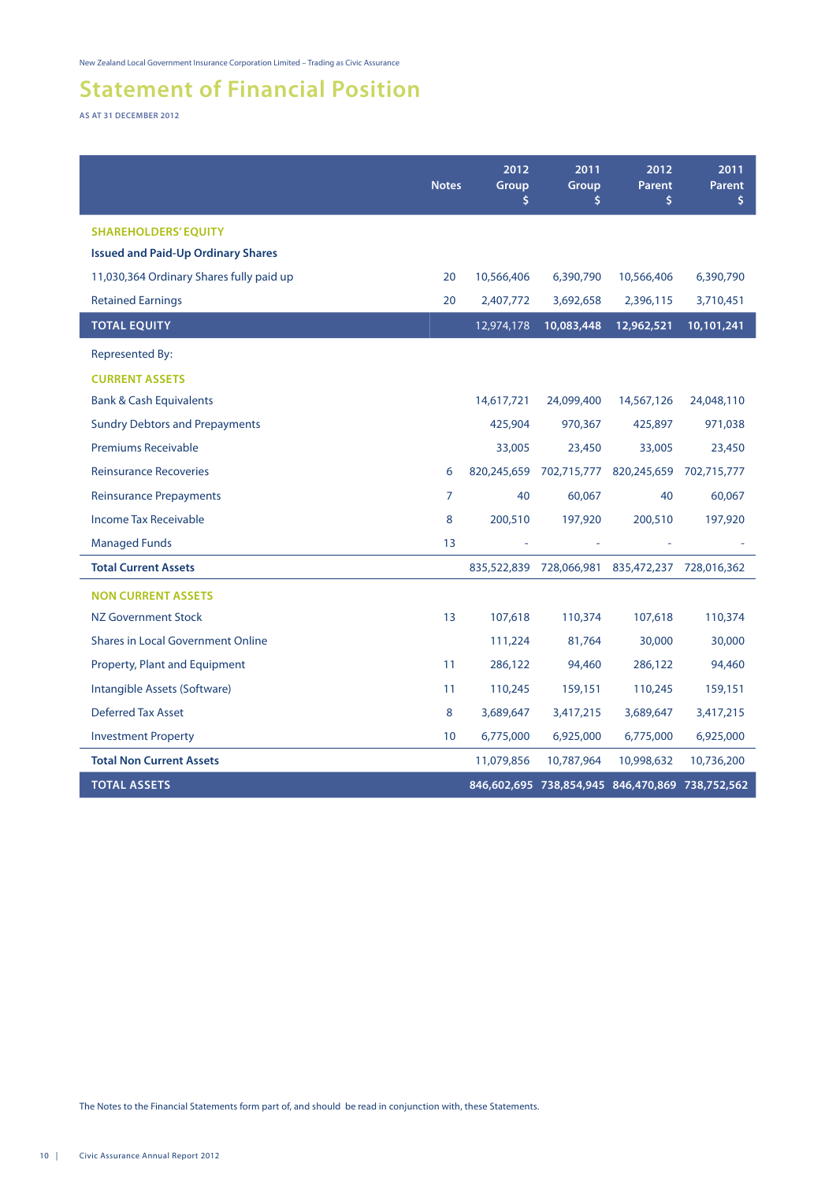New Zealand Local Government Insurance Corporation Limited – Trading as Civic Assurance

# Statement of Financial Position

AS AT 31 DECEMBER 2012

| | Notes | 2012 Group $ | 2011 Group $ | 2012 Parent $ | 2011 Parent $ |
|---|---|---|---|---|---|
| **SHAREHOLDERS' EQUITY** | | | | | |
| **Issued and Paid-Up Ordinary Shares** | | | | | |
| 11,030,364 Ordinary Shares fully paid up | 20 | 10,566,406 | 6,390,790 | 10,566,406 | 6,390,790 |
| Retained Earnings | 20 | 2,407,772 | 3,692,658 | 2,396,115 | 3,710,451 |
| **TOTAL EQUITY** | | 12,974,178 | **10,083,448** | **12,962,521** | **10,101,241** |
| Represented By: | | | | | |
| **CURRENT ASSETS** | | | | | |
| Bank & Cash Equivalents | | 14,617,721 | 24,099,400 | 14,567,126 | 24,048,110 |
| Sundry Debtors and Prepayments | | 425,904 | 970,367 | 425,897 | 971,038 |
| Premiums Receivable | | 33,005 | 23,450 | 33,005 | 23,450 |
| Reinsurance Recoveries | 6 | 820,245,659 | 702,715,777 | 820,245,659 | 702,715,777 |
| Reinsurance Prepayments | 7 | 40 | 60,067 | 40 | 60,067 |
| Income Tax Receivable | 8 | 200,510 | 197,920 | 200,510 | 197,920 |
| Managed Funds | 13 | - | - | - | - |
| **Total Current Assets** | | 835,522,839 | 728,066,981 | 835,472,237 | 728,016,362 |
| **NON CURRENT ASSETS** | | | | | |
| NZ Government Stock | 13 | 107,618 | 110,374 | 107,618 | 110,374 |
| Shares in Local Government Online | | 111,224 | 81,764 | 30,000 | 30,000 |
| Property, Plant and Equipment | 11 | 286,122 | 94,460 | 286,122 | 94,460 |
| Intangible Assets (Software) | 11 | 110,245 | 159,151 | 110,245 | 159,151 |
| Deferred Tax Asset | 8 | 3,689,647 | 3,417,215 | 3,689,647 | 3,417,215 |
| Investment Property | 10 | 6,775,000 | 6,925,000 | 6,775,000 | 6,925,000 |
| **Total Non Current Assets** | | 11,079,856 | 10,787,964 | 10,998,632 | 10,736,200 |
| **TOTAL ASSETS** | | **846,602,695** | **738,854,945** | **846,470,869** | **738,752,562** |

The Notes to the Financial Statements form part of, and should be read in conjunction with, these Statements.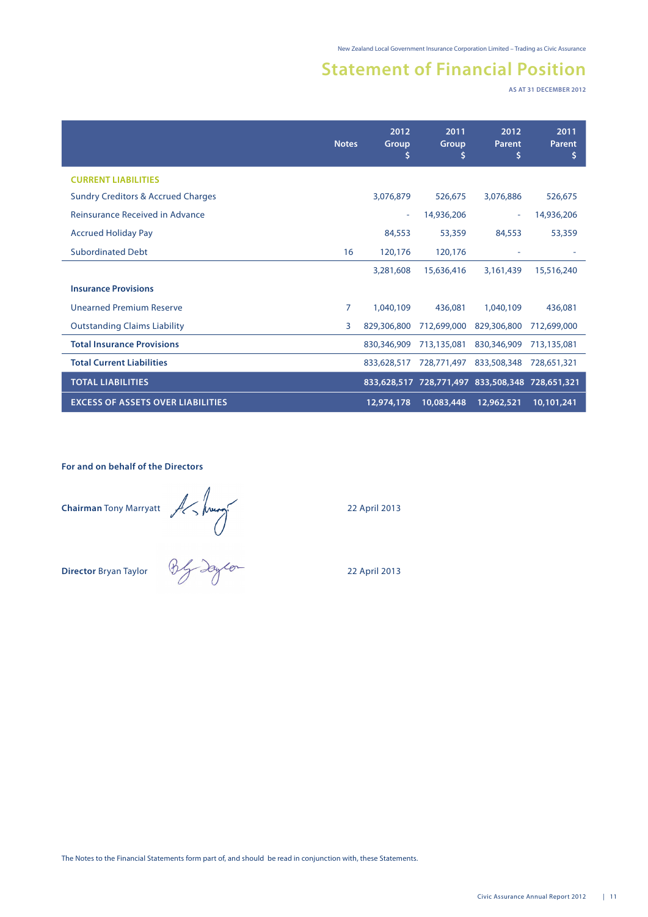## Statement of Financial Position

AS AT 31 DECEMBER 2012

| | Notes | 2012 Group $ | 2011 Group $ | 2012 Parent $ | 2011 Parent $ |
|---|---|---|---|---|---|
| **CURRENT LIABILITIES** | | | | | |
| Sundry Creditors & Accrued Charges | | 3,076,879 | 526,675 | 3,076,886 | 526,675 |
| Reinsurance Received in Advance | | - | 14,936,206 | - | 14,936,206 |
| Accrued Holiday Pay | | 84,553 | 53,359 | 84,553 | 53,359 |
| Subordinated Debt | 16 | 120,176 | 120,176 | - | - |
| | | 3,281,608 | 15,636,416 | 3,161,439 | 15,516,240 |
| **Insurance Provisions** | | | | | |
| Unearned Premium Reserve | 7 | 1,040,109 | 436,081 | 1,040,109 | 436,081 |
| Outstanding Claims Liability | 3 | 829,306,800 | 712,699,000 | 829,306,800 | 712,699,000 |
| **Total Insurance Provisions** | | 830,346,909 | 713,135,081 | 830,346,909 | 713,135,081 |
| **Total Current Liabilities** | | 833,628,517 | 728,771,497 | 833,508,348 | 728,651,321 |
| **TOTAL LIABILITIES** | | **833,628,517** | **728,771,497** | **833,508,348** | **728,651,321** |
| **EXCESS OF ASSETS OVER LIABILITIES** | | **12,974,178** | **10,083,448** | **12,962,521** | **10,101,241** |

**For and on behalf of the Directors**

**Chairman** Tony Marryatt — 22 April 2013

**Director** Bryan Taylor — 22 April 2013

The Notes to the Financial Statements form part of, and should be read in conjunction with, these Statements.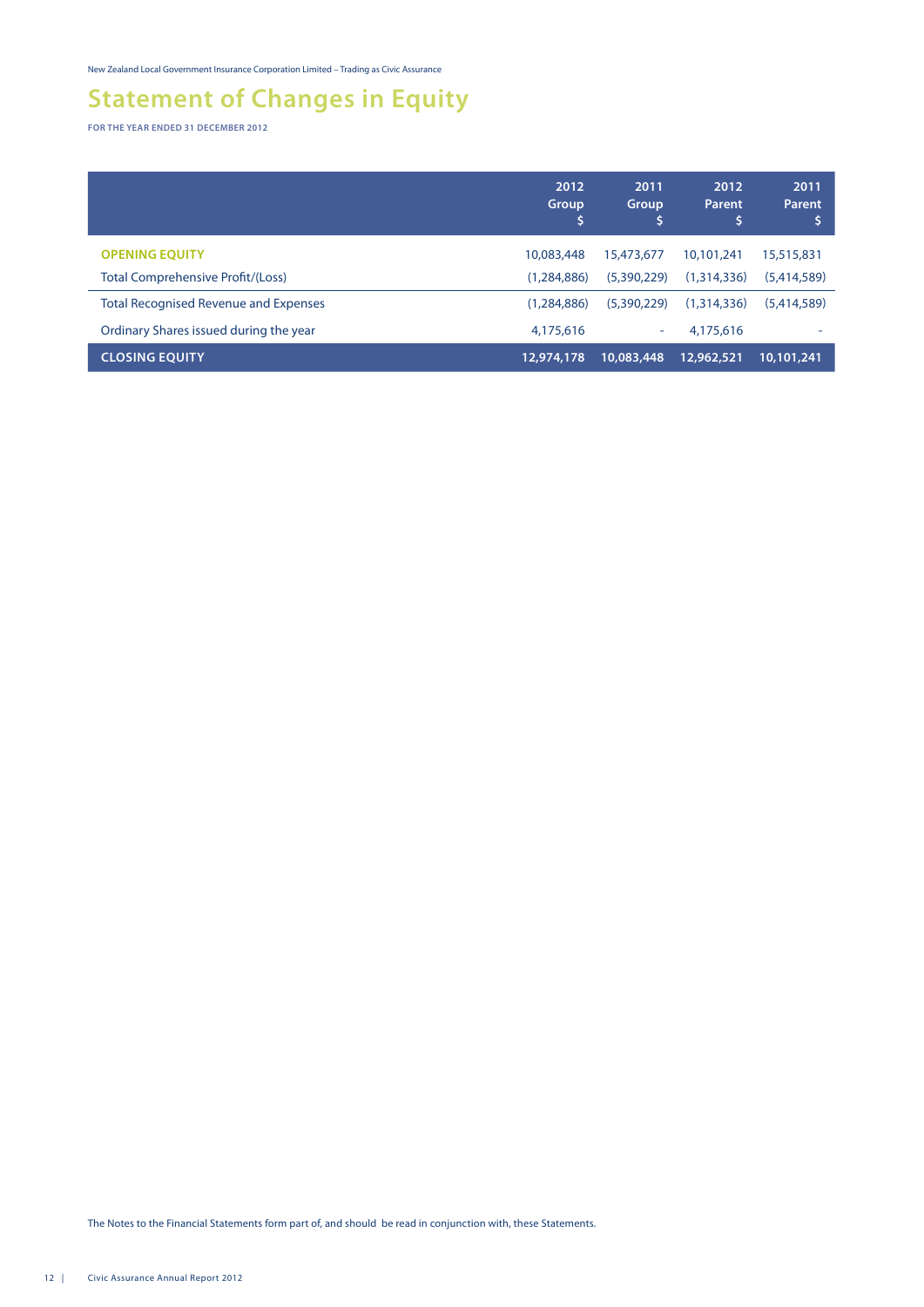# Statement of Changes in Equity

**FOR THE YEAR ENDED 31 DECEMBER 2012**

| | 2012 Group $ | 2011 Group $ | 2012 Parent $ | 2011 Parent $ |
|---|---|---|---|---|
| **OPENING EQUITY** | 10,083,448 | 15,473,677 | 10,101,241 | 15,515,831 |
| Total Comprehensive Profit/(Loss) | (1,284,886) | (5,390,229) | (1,314,336) | (5,414,589) |
| Total Recognised Revenue and Expenses | (1,284,886) | (5,390,229) | (1,314,336) | (5,414,589) |
| Ordinary Shares issued during the year | 4,175,616 | - | 4,175,616 | - |
| **CLOSING EQUITY** | **12,974,178** | **10,083,448** | **12,962,521** | **10,101,241** |

The Notes to the Financial Statements form part of, and should be read in conjunction with, these Statements.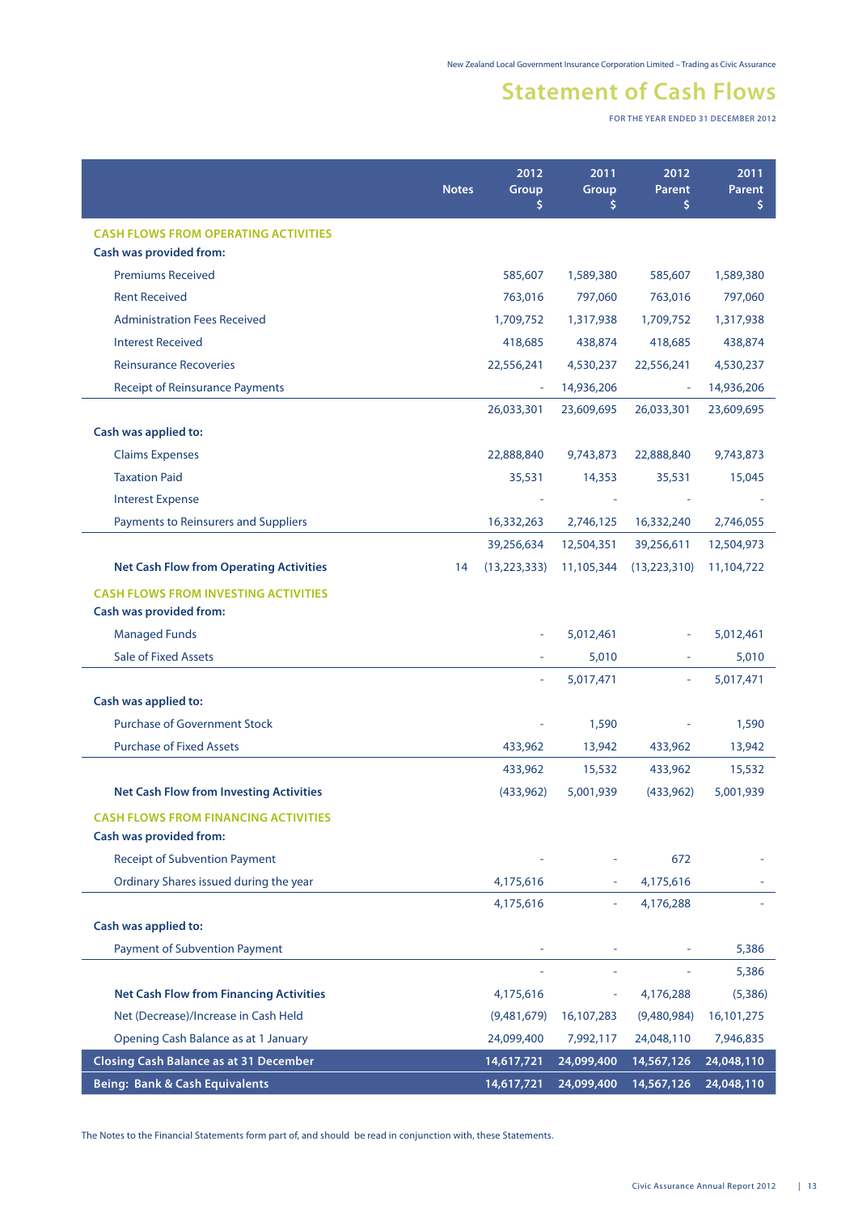# Statement of Cash Flows

FOR THE YEAR ENDED 31 DECEMBER 2012

| | Notes | 2012 Group $ | 2011 Group $ | 2012 Parent $ | 2011 Parent $ |
|---|---|---|---|---|---|
| **CASH FLOWS FROM OPERATING ACTIVITIES** | | | | | |
| **Cash was provided from:** | | | | | |
| Premiums Received | | 585,607 | 1,589,380 | 585,607 | 1,589,380 |
| Rent Received | | 763,016 | 797,060 | 763,016 | 797,060 |
| Administration Fees Received | | 1,709,752 | 1,317,938 | 1,709,752 | 1,317,938 |
| Interest Received | | 418,685 | 438,874 | 418,685 | 438,874 |
| Reinsurance Recoveries | | 22,556,241 | 4,530,237 | 22,556,241 | 4,530,237 |
| Receipt of Reinsurance Payments | | - | 14,936,206 | - | 14,936,206 |
| | | 26,033,301 | 23,609,695 | 26,033,301 | 23,609,695 |
| **Cash was applied to:** | | | | | |
| Claims Expenses | | 22,888,840 | 9,743,873 | 22,888,840 | 9,743,873 |
| Taxation Paid | | 35,531 | 14,353 | 35,531 | 15,045 |
| Interest Expense | | - | - | - | - |
| Payments to Reinsurers and Suppliers | | 16,332,263 | 2,746,125 | 16,332,240 | 2,746,055 |
| | | 39,256,634 | 12,504,351 | 39,256,611 | 12,504,973 |
| **Net Cash Flow from Operating Activities** | 14 | (13,223,333) | 11,105,344 | (13,223,310) | 11,104,722 |
| **CASH FLOWS FROM INVESTING ACTIVITIES** | | | | | |
| **Cash was provided from:** | | | | | |
| Managed Funds | | - | 5,012,461 | - | 5,012,461 |
| Sale of Fixed Assets | | - | 5,010 | - | 5,010 |
| | | - | 5,017,471 | - | 5,017,471 |
| **Cash was applied to:** | | | | | |
| Purchase of Government Stock | | - | 1,590 | - | 1,590 |
| Purchase of Fixed Assets | | 433,962 | 13,942 | 433,962 | 13,942 |
| | | 433,962 | 15,532 | 433,962 | 15,532 |
| **Net Cash Flow from Investing Activities** | | (433,962) | 5,001,939 | (433,962) | 5,001,939 |
| **CASH FLOWS FROM FINANCING ACTIVITIES** | | | | | |
| **Cash was provided from:** | | | | | |
| Receipt of Subvention Payment | | - | - | 672 | - |
| Ordinary Shares issued during the year | | 4,175,616 | - | 4,175,616 | - |
| | | 4,175,616 | - | 4,176,288 | - |
| **Cash was applied to:** | | | | | |
| Payment of Subvention Payment | | - | - | - | 5,386 |
| | | - | - | - | 5,386 |
| **Net Cash Flow from Financing Activities** | | 4,175,616 | - | 4,176,288 | (5,386) |
| Net (Decrease)/Increase in Cash Held | | (9,481,679) | 16,107,283 | (9,480,984) | 16,101,275 |
| Opening Cash Balance as at 1 January | | 24,099,400 | 7,992,117 | 24,048,110 | 7,946,835 |
| **Closing Cash Balance as at 31 December** | | **14,617,721** | **24,099,400** | **14,567,126** | **24,048,110** |
| **Being: Bank & Cash Equivalents** | | **14,617,721** | **24,099,400** | **14,567,126** | **24,048,110** |

The Notes to the Financial Statements form part of, and should be read in conjunction with, these Statements.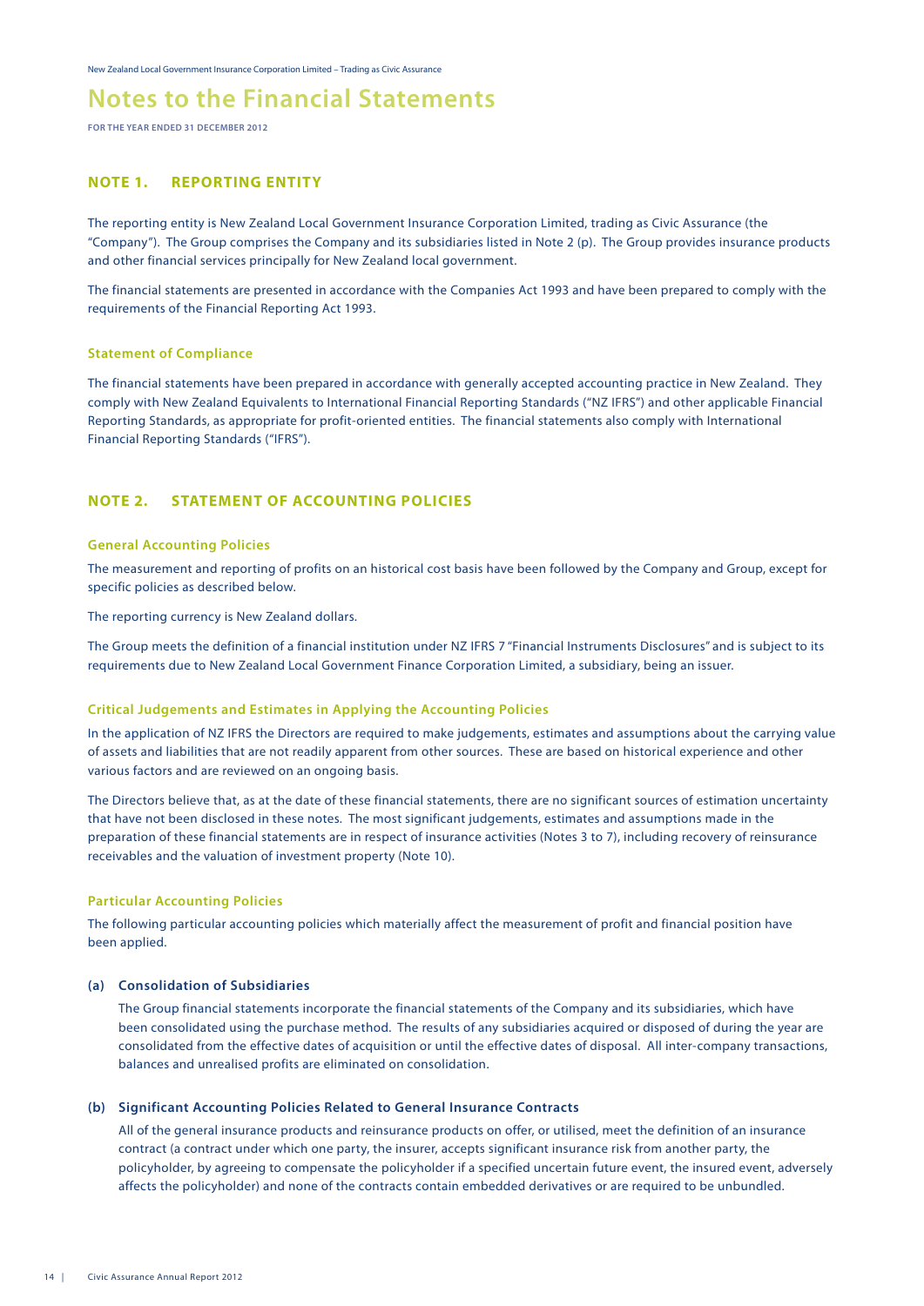# Notes to the Financial Statements

**FOR THE YEAR ENDED 31 DECEMBER 2012**

## NOTE 1. REPORTING ENTITY

The reporting entity is New Zealand Local Government Insurance Corporation Limited, trading as Civic Assurance (the "Company"). The Group comprises the Company and its subsidiaries listed in Note 2 (p). The Group provides insurance products and other financial services principally for New Zealand local government.

The financial statements are presented in accordance with the Companies Act 1993 and have been prepared to comply with the requirements of the Financial Reporting Act 1993.

### Statement of Compliance

The financial statements have been prepared in accordance with generally accepted accounting practice in New Zealand. They comply with New Zealand Equivalents to International Financial Reporting Standards ("NZ IFRS") and other applicable Financial Reporting Standards, as appropriate for profit-oriented entities. The financial statements also comply with International Financial Reporting Standards ("IFRS").

## NOTE 2. STATEMENT OF ACCOUNTING POLICIES

### General Accounting Policies

The measurement and reporting of profits on an historical cost basis have been followed by the Company and Group, except for specific policies as described below.

The reporting currency is New Zealand dollars.

The Group meets the definition of a financial institution under NZ IFRS 7 "Financial Instruments Disclosures" and is subject to its requirements due to New Zealand Local Government Finance Corporation Limited, a subsidiary, being an issuer.

### Critical Judgements and Estimates in Applying the Accounting Policies

In the application of NZ IFRS the Directors are required to make judgements, estimates and assumptions about the carrying value of assets and liabilities that are not readily apparent from other sources. These are based on historical experience and other various factors and are reviewed on an ongoing basis.

The Directors believe that, as at the date of these financial statements, there are no significant sources of estimation uncertainty that have not been disclosed in these notes. The most significant judgements, estimates and assumptions made in the preparation of these financial statements are in respect of insurance activities (Notes 3 to 7), including recovery of reinsurance receivables and the valuation of investment property (Note 10).

### Particular Accounting Policies

The following particular accounting policies which materially affect the measurement of profit and financial position have been applied.

#### (a) Consolidation of Subsidiaries

The Group financial statements incorporate the financial statements of the Company and its subsidiaries, which have been consolidated using the purchase method. The results of any subsidiaries acquired or disposed of during the year are consolidated from the effective dates of acquisition or until the effective dates of disposal. All inter-company transactions, balances and unrealised profits are eliminated on consolidation.

#### (b) Significant Accounting Policies Related to General Insurance Contracts

All of the general insurance products and reinsurance products on offer, or utilised, meet the definition of an insurance contract (a contract under which one party, the insurer, accepts significant insurance risk from another party, the policyholder, by agreeing to compensate the policyholder if a specified uncertain future event, the insured event, adversely affects the policyholder) and none of the contracts contain embedded derivatives or are required to be unbundled.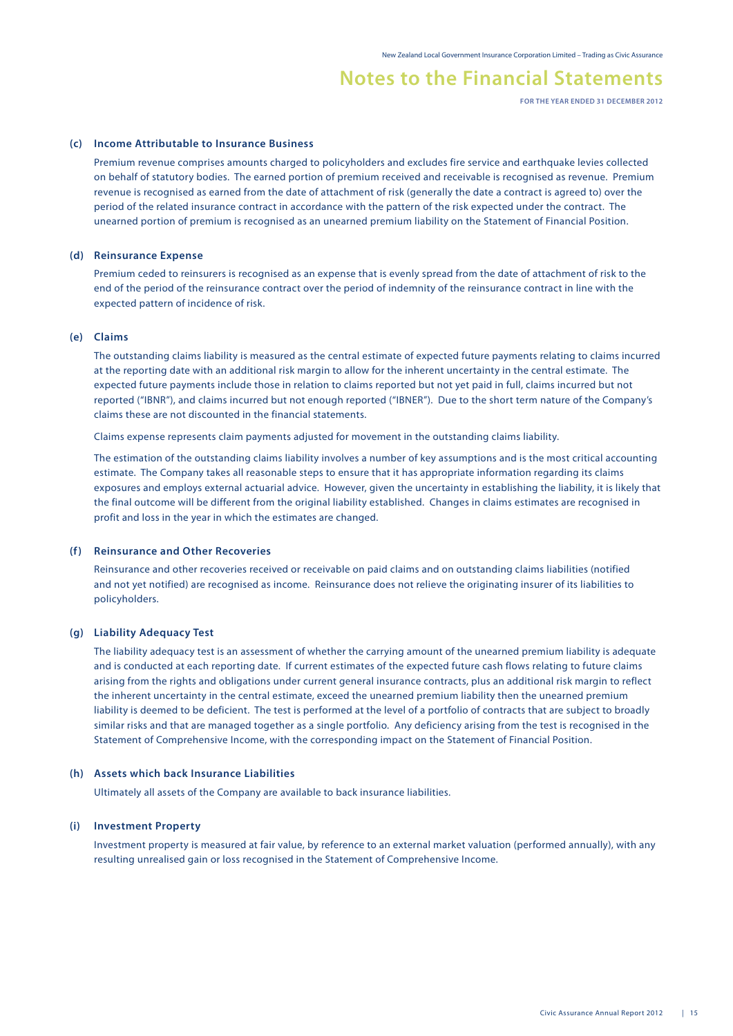### (c) Income Attributable to Insurance Business

Premium revenue comprises amounts charged to policyholders and excludes fire service and earthquake levies collected on behalf of statutory bodies. The earned portion of premium received and receivable is recognised as revenue. Premium revenue is recognised as earned from the date of attachment of risk (generally the date a contract is agreed to) over the period of the related insurance contract in accordance with the pattern of the risk expected under the contract. The unearned portion of premium is recognised as an unearned premium liability on the Statement of Financial Position.

### (d) Reinsurance Expense

Premium ceded to reinsurers is recognised as an expense that is evenly spread from the date of attachment of risk to the end of the period of the reinsurance contract over the period of indemnity of the reinsurance contract in line with the expected pattern of incidence of risk.

### (e) Claims

The outstanding claims liability is measured as the central estimate of expected future payments relating to claims incurred at the reporting date with an additional risk margin to allow for the inherent uncertainty in the central estimate. The expected future payments include those in relation to claims reported but not yet paid in full, claims incurred but not reported ("IBNR"), and claims incurred but not enough reported ("IBNER"). Due to the short term nature of the Company's claims these are not discounted in the financial statements.

Claims expense represents claim payments adjusted for movement in the outstanding claims liability.

The estimation of the outstanding claims liability involves a number of key assumptions and is the most critical accounting estimate. The Company takes all reasonable steps to ensure that it has appropriate information regarding its claims exposures and employs external actuarial advice. However, given the uncertainty in establishing the liability, it is likely that the final outcome will be different from the original liability established. Changes in claims estimates are recognised in profit and loss in the year in which the estimates are changed.

### (f) Reinsurance and Other Recoveries

Reinsurance and other recoveries received or receivable on paid claims and on outstanding claims liabilities (notified and not yet notified) are recognised as income. Reinsurance does not relieve the originating insurer of its liabilities to policyholders.

### (g) Liability Adequacy Test

The liability adequacy test is an assessment of whether the carrying amount of the unearned premium liability is adequate and is conducted at each reporting date. If current estimates of the expected future cash flows relating to future claims arising from the rights and obligations under current general insurance contracts, plus an additional risk margin to reflect the inherent uncertainty in the central estimate, exceed the unearned premium liability then the unearned premium liability is deemed to be deficient. The test is performed at the level of a portfolio of contracts that are subject to broadly similar risks and that are managed together as a single portfolio. Any deficiency arising from the test is recognised in the Statement of Comprehensive Income, with the corresponding impact on the Statement of Financial Position.

### (h) Assets which back Insurance Liabilities

Ultimately all assets of the Company are available to back insurance liabilities.

### (i) Investment Property

Investment property is measured at fair value, by reference to an external market valuation (performed annually), with any resulting unrealised gain or loss recognised in the Statement of Comprehensive Income.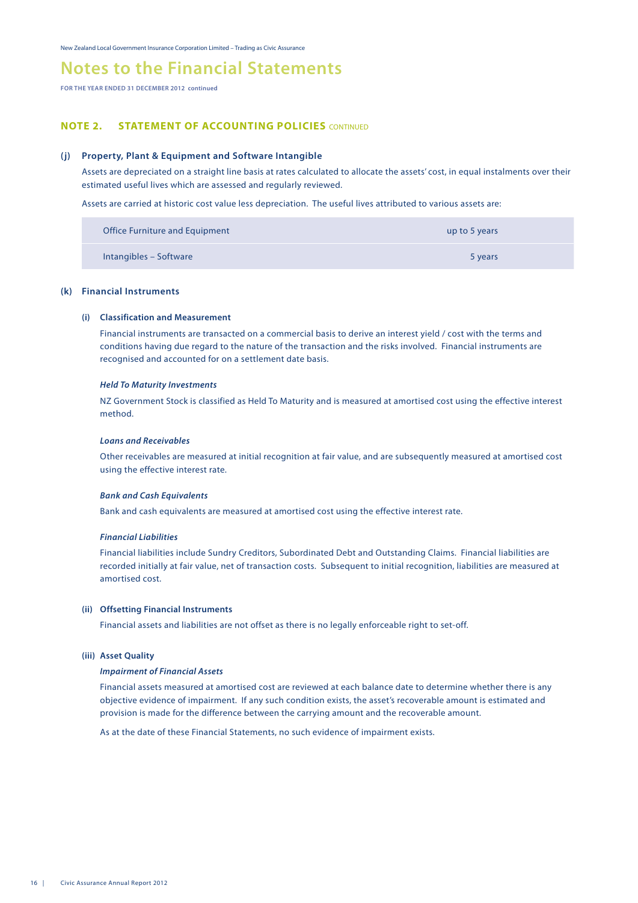# Notes to the Financial Statements

FOR THE YEAR ENDED 31 DECEMBER 2012 continued

## NOTE 2. STATEMENT OF ACCOUNTING POLICIES CONTINUED

### (j) Property, Plant & Equipment and Software Intangible

Assets are depreciated on a straight line basis at rates calculated to allocate the assets' cost, in equal instalments over their estimated useful lives which are assessed and regularly reviewed.

Assets are carried at historic cost value less depreciation. The useful lives attributed to various assets are:

| | |
|---|---|
| Office Furniture and Equipment | up to 5 years |
| Intangibles – Software | 5 years |

### (k) Financial Instruments

#### (i) Classification and Measurement

Financial instruments are transacted on a commercial basis to derive an interest yield / cost with the terms and conditions having due regard to the nature of the transaction and the risks involved. Financial instruments are recognised and accounted for on a settlement date basis.

***Held To Maturity Investments***

NZ Government Stock is classified as Held To Maturity and is measured at amortised cost using the effective interest method.

***Loans and Receivables***

Other receivables are measured at initial recognition at fair value, and are subsequently measured at amortised cost using the effective interest rate.

***Bank and Cash Equivalents***

Bank and cash equivalents are measured at amortised cost using the effective interest rate.

***Financial Liabilities***

Financial liabilities include Sundry Creditors, Subordinated Debt and Outstanding Claims. Financial liabilities are recorded initially at fair value, net of transaction costs. Subsequent to initial recognition, liabilities are measured at amortised cost.

#### (ii) Offsetting Financial Instruments

Financial assets and liabilities are not offset as there is no legally enforceable right to set-off.

#### (iii) Asset Quality

***Impairment of Financial Assets***

Financial assets measured at amortised cost are reviewed at each balance date to determine whether there is any objective evidence of impairment. If any such condition exists, the asset's recoverable amount is estimated and provision is made for the difference between the carrying amount and the recoverable amount.

As at the date of these Financial Statements, no such evidence of impairment exists.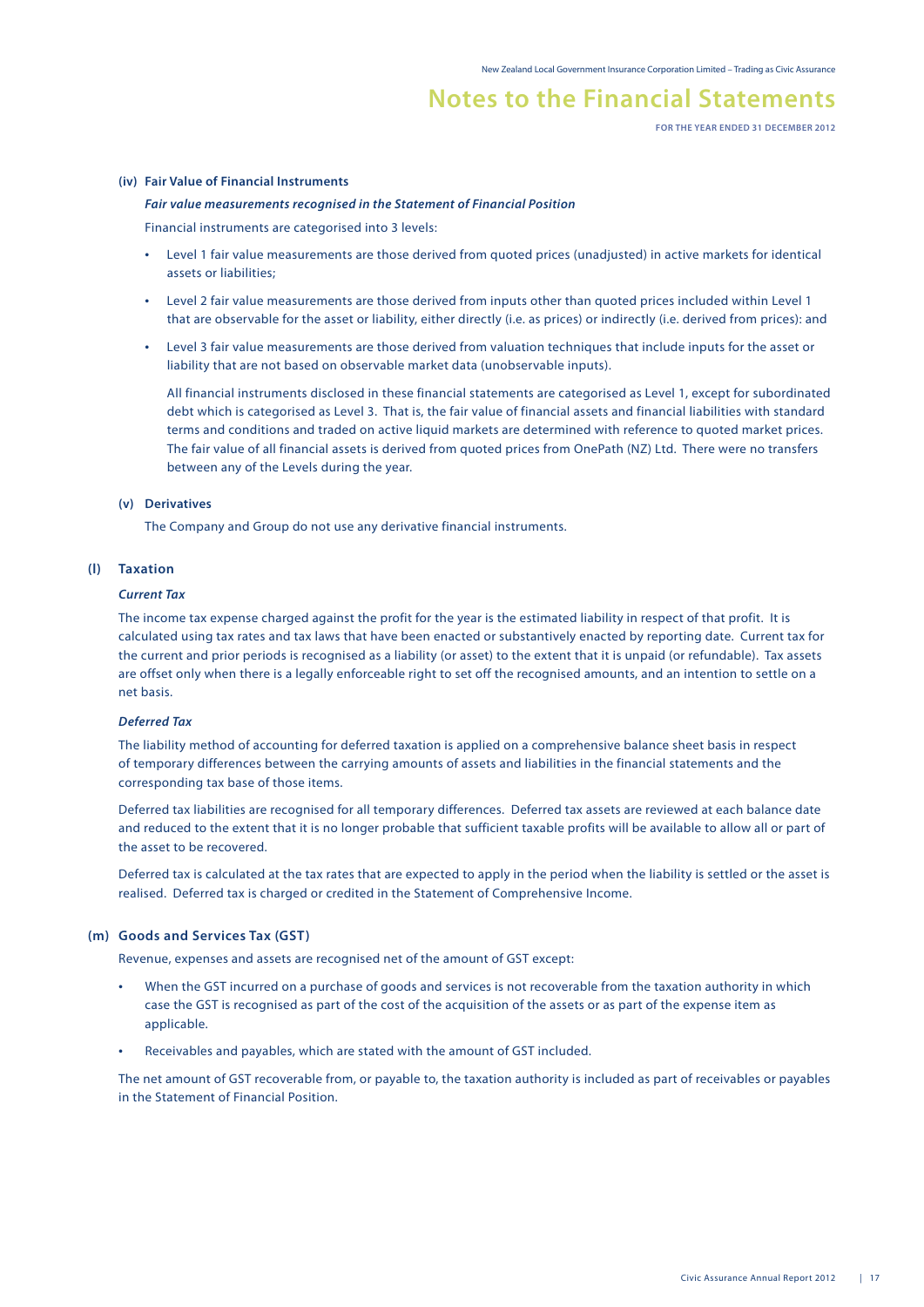#### (iv) Fair Value of Financial Instruments

***Fair value measurements recognised in the Statement of Financial Position***

Financial instruments are categorised into 3 levels:

- Level 1 fair value measurements are those derived from quoted prices (unadjusted) in active markets for identical assets or liabilities;
- Level 2 fair value measurements are those derived from inputs other than quoted prices included within Level 1 that are observable for the asset or liability, either directly (i.e. as prices) or indirectly (i.e. derived from prices): and
- Level 3 fair value measurements are those derived from valuation techniques that include inputs for the asset or liability that are not based on observable market data (unobservable inputs).

  All financial instruments disclosed in these financial statements are categorised as Level 1, except for subordinated debt which is categorised as Level 3. That is, the fair value of financial assets and financial liabilities with standard terms and conditions and traded on active liquid markets are determined with reference to quoted market prices. The fair value of all financial assets is derived from quoted prices from OnePath (NZ) Ltd. There were no transfers between any of the Levels during the year.

#### (v) Derivatives

The Company and Group do not use any derivative financial instruments.

### (l) Taxation

***Current Tax***

The income tax expense charged against the profit for the year is the estimated liability in respect of that profit. It is calculated using tax rates and tax laws that have been enacted or substantively enacted by reporting date. Current tax for the current and prior periods is recognised as a liability (or asset) to the extent that it is unpaid (or refundable). Tax assets are offset only when there is a legally enforceable right to set off the recognised amounts, and an intention to settle on a net basis.

***Deferred Tax***

The liability method of accounting for deferred taxation is applied on a comprehensive balance sheet basis in respect of temporary differences between the carrying amounts of assets and liabilities in the financial statements and the corresponding tax base of those items.

Deferred tax liabilities are recognised for all temporary differences. Deferred tax assets are reviewed at each balance date and reduced to the extent that it is no longer probable that sufficient taxable profits will be available to allow all or part of the asset to be recovered.

Deferred tax is calculated at the tax rates that are expected to apply in the period when the liability is settled or the asset is realised. Deferred tax is charged or credited in the Statement of Comprehensive Income.

### (m) Goods and Services Tax (GST)

Revenue, expenses and assets are recognised net of the amount of GST except:

- When the GST incurred on a purchase of goods and services is not recoverable from the taxation authority in which case the GST is recognised as part of the cost of the acquisition of the assets or as part of the expense item as applicable.
- Receivables and payables, which are stated with the amount of GST included.

The net amount of GST recoverable from, or payable to, the taxation authority is included as part of receivables or payables in the Statement of Financial Position.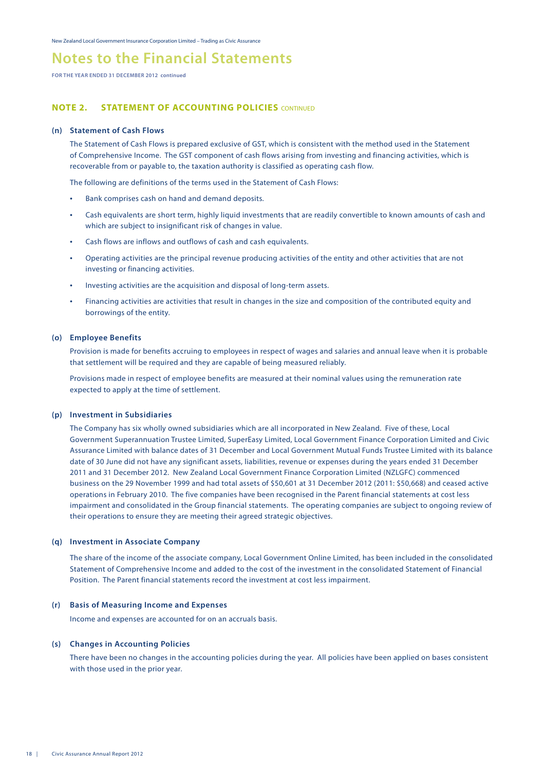# Notes to the Financial Statements

FOR THE YEAR ENDED 31 DECEMBER 2012 continued

## NOTE 2. STATEMENT OF ACCOUNTING POLICIES CONTINUED

### (n) Statement of Cash Flows

The Statement of Cash Flows is prepared exclusive of GST, which is consistent with the method used in the Statement of Comprehensive Income. The GST component of cash flows arising from investing and financing activities, which is recoverable from or payable to, the taxation authority is classified as operating cash flow.

The following are definitions of the terms used in the Statement of Cash Flows:

- Bank comprises cash on hand and demand deposits.
- Cash equivalents are short term, highly liquid investments that are readily convertible to known amounts of cash and which are subject to insignificant risk of changes in value.
- Cash flows are inflows and outflows of cash and cash equivalents.
- Operating activities are the principal revenue producing activities of the entity and other activities that are not investing or financing activities.
- Investing activities are the acquisition and disposal of long-term assets.
- Financing activities are activities that result in changes in the size and composition of the contributed equity and borrowings of the entity.

### (o) Employee Benefits

Provision is made for benefits accruing to employees in respect of wages and salaries and annual leave when it is probable that settlement will be required and they are capable of being measured reliably.

Provisions made in respect of employee benefits are measured at their nominal values using the remuneration rate expected to apply at the time of settlement.

### (p) Investment in Subsidiaries

The Company has six wholly owned subsidiaries which are all incorporated in New Zealand. Five of these, Local Government Superannuation Trustee Limited, SuperEasy Limited, Local Government Finance Corporation Limited and Civic Assurance Limited with balance dates of 31 December and Local Government Mutual Funds Trustee Limited with its balance date of 30 June did not have any significant assets, liabilities, revenue or expenses during the years ended 31 December 2011 and 31 December 2012. New Zealand Local Government Finance Corporation Limited (NZLGFC) commenced business on the 29 November 1999 and had total assets of $50,601 at 31 December 2012 (2011: $50,668) and ceased active operations in February 2010. The five companies have been recognised in the Parent financial statements at cost less impairment and consolidated in the Group financial statements. The operating companies are subject to ongoing review of their operations to ensure they are meeting their agreed strategic objectives.

### (q) Investment in Associate Company

The share of the income of the associate company, Local Government Online Limited, has been included in the consolidated Statement of Comprehensive Income and added to the cost of the investment in the consolidated Statement of Financial Position. The Parent financial statements record the investment at cost less impairment.

### (r) Basis of Measuring Income and Expenses

Income and expenses are accounted for on an accruals basis.

### (s) Changes in Accounting Policies

There have been no changes in the accounting policies during the year. All policies have been applied on bases consistent with those used in the prior year.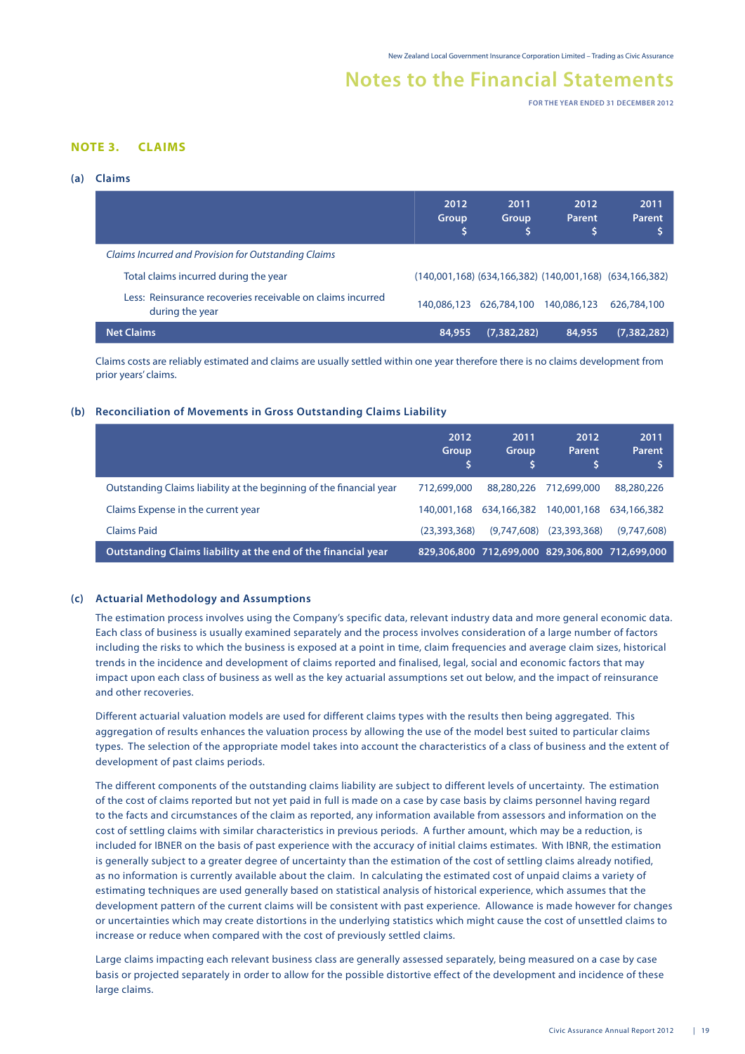## NOTE 3. CLAIMS

### (a) Claims

| | 2012 Group $ | 2011 Group $ | 2012 Parent $ | 2011 Parent $ |
|---|---|---|---|---|
| *Claims Incurred and Provision for Outstanding Claims* | | | | |
| Total claims incurred during the year | (140,001,168) | (634,166,382) | (140,001,168) | (634,166,382) |
| Less: Reinsurance recoveries receivable on claims incurred during the year | 140,086,123 | 626,784,100 | 140,086,123 | 626,784,100 |
| **Net Claims** | **84,955** | **(7,382,282)** | **84,955** | **(7,382,282)** |

Claims costs are reliably estimated and claims are usually settled within one year therefore there is no claims development from prior years' claims.

### (b) Reconciliation of Movements in Gross Outstanding Claims Liability

| | 2012 Group $ | 2011 Group $ | 2012 Parent $ | 2011 Parent $ |
|---|---|---|---|---|
| Outstanding Claims liability at the beginning of the financial year | 712,699,000 | 88,280,226 | 712,699,000 | 88,280,226 |
| Claims Expense in the current year | 140,001,168 | 634,166,382 | 140,001,168 | 634,166,382 |
| Claims Paid | (23,393,368) | (9,747,608) | (23,393,368) | (9,747,608) |
| **Outstanding Claims liability at the end of the financial year** | **829,306,800** | **712,699,000** | **829,306,800** | **712,699,000** |

### (c) Actuarial Methodology and Assumptions

The estimation process involves using the Company's specific data, relevant industry data and more general economic data. Each class of business is usually examined separately and the process involves consideration of a large number of factors including the risks to which the business is exposed at a point in time, claim frequencies and average claim sizes, historical trends in the incidence and development of claims reported and finalised, legal, social and economic factors that may impact upon each class of business as well as the key actuarial assumptions set out below, and the impact of reinsurance and other recoveries.

Different actuarial valuation models are used for different claims types with the results then being aggregated. This aggregation of results enhances the valuation process by allowing the use of the model best suited to particular claims types. The selection of the appropriate model takes into account the characteristics of a class of business and the extent of development of past claims periods.

The different components of the outstanding claims liability are subject to different levels of uncertainty. The estimation of the cost of claims reported but not yet paid in full is made on a case by case basis by claims personnel having regard to the facts and circumstances of the claim as reported, any information available from assessors and information on the cost of settling claims with similar characteristics in previous periods. A further amount, which may be a reduction, is included for IBNER on the basis of past experience with the accuracy of initial claims estimates. With IBNR, the estimation is generally subject to a greater degree of uncertainty than the estimation of the cost of settling claims already notified, as no information is currently available about the claim. In calculating the estimated cost of unpaid claims a variety of estimating techniques are used generally based on statistical analysis of historical experience, which assumes that the development pattern of the current claims will be consistent with past experience. Allowance is made however for changes or uncertainties which may create distortions in the underlying statistics which might cause the cost of unsettled claims to increase or reduce when compared with the cost of previously settled claims.

Large claims impacting each relevant business class are generally assessed separately, being measured on a case by case basis or projected separately in order to allow for the possible distortive effect of the development and incidence of these large claims.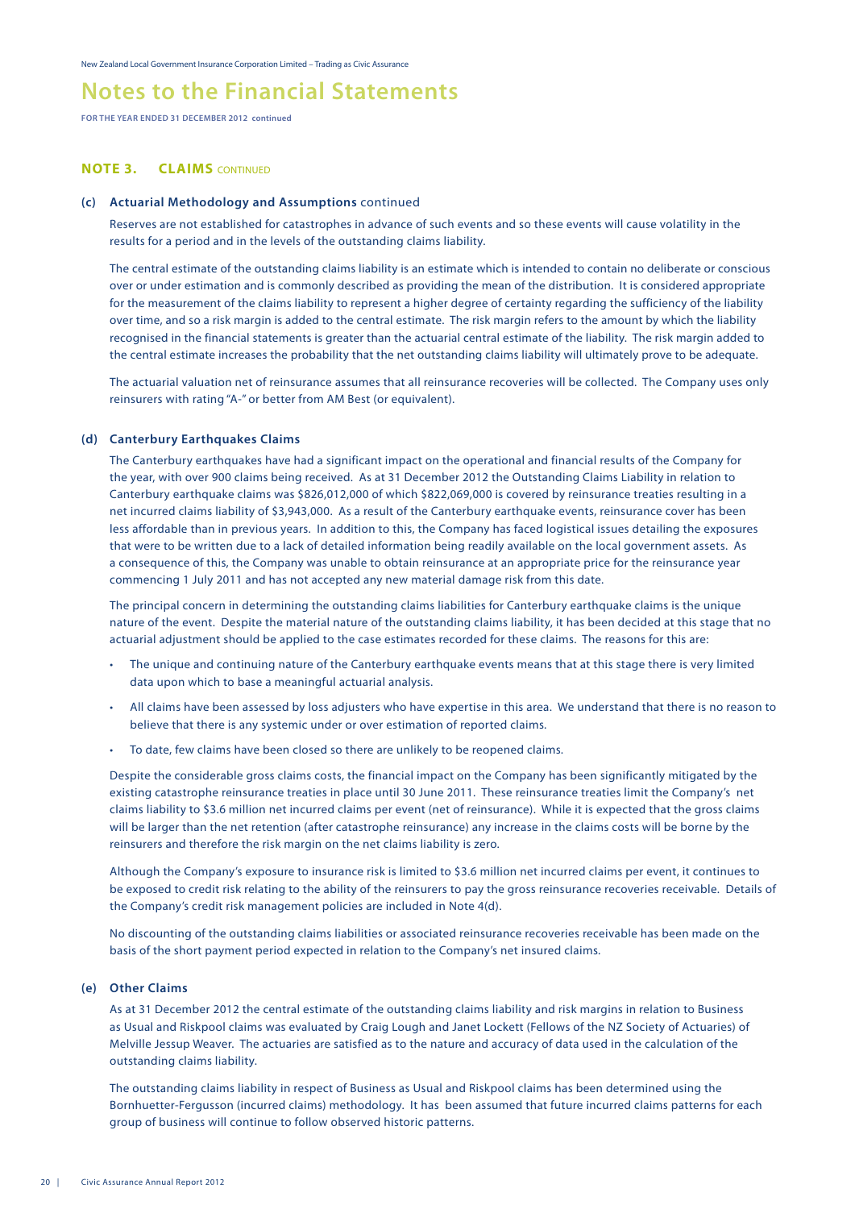# Notes to the Financial Statements

**FOR THE YEAR ENDED 31 DECEMBER 2012 continued**

## NOTE 3. CLAIMS CONTINUED

### (c) Actuarial Methodology and Assumptions continued

Reserves are not established for catastrophes in advance of such events and so these events will cause volatility in the results for a period and in the levels of the outstanding claims liability.

The central estimate of the outstanding claims liability is an estimate which is intended to contain no deliberate or conscious over or under estimation and is commonly described as providing the mean of the distribution. It is considered appropriate for the measurement of the claims liability to represent a higher degree of certainty regarding the sufficiency of the liability over time, and so a risk margin is added to the central estimate. The risk margin refers to the amount by which the liability recognised in the financial statements is greater than the actuarial central estimate of the liability. The risk margin added to the central estimate increases the probability that the net outstanding claims liability will ultimately prove to be adequate.

The actuarial valuation net of reinsurance assumes that all reinsurance recoveries will be collected. The Company uses only reinsurers with rating "A-" or better from AM Best (or equivalent).

### (d) Canterbury Earthquakes Claims

The Canterbury earthquakes have had a significant impact on the operational and financial results of the Company for the year, with over 900 claims being received. As at 31 December 2012 the Outstanding Claims Liability in relation to Canterbury earthquake claims was $826,012,000 of which $822,069,000 is covered by reinsurance treaties resulting in a net incurred claims liability of $3,943,000. As a result of the Canterbury earthquake events, reinsurance cover has been less affordable than in previous years. In addition to this, the Company has faced logistical issues detailing the exposures that were to be written due to a lack of detailed information being readily available on the local government assets. As a consequence of this, the Company was unable to obtain reinsurance at an appropriate price for the reinsurance year commencing 1 July 2011 and has not accepted any new material damage risk from this date.

The principal concern in determining the outstanding claims liabilities for Canterbury earthquake claims is the unique nature of the event. Despite the material nature of the outstanding claims liability, it has been decided at this stage that no actuarial adjustment should be applied to the case estimates recorded for these claims. The reasons for this are:

- The unique and continuing nature of the Canterbury earthquake events means that at this stage there is very limited data upon which to base a meaningful actuarial analysis.
- All claims have been assessed by loss adjusters who have expertise in this area. We understand that there is no reason to believe that there is any systemic under or over estimation of reported claims.
- To date, few claims have been closed so there are unlikely to be reopened claims.

Despite the considerable gross claims costs, the financial impact on the Company has been significantly mitigated by the existing catastrophe reinsurance treaties in place until 30 June 2011. These reinsurance treaties limit the Company's net claims liability to $3.6 million net incurred claims per event (net of reinsurance). While it is expected that the gross claims will be larger than the net retention (after catastrophe reinsurance) any increase in the claims costs will be borne by the reinsurers and therefore the risk margin on the net claims liability is zero.

Although the Company's exposure to insurance risk is limited to $3.6 million net incurred claims per event, it continues to be exposed to credit risk relating to the ability of the reinsurers to pay the gross reinsurance recoveries receivable. Details of the Company's credit risk management policies are included in Note 4(d).

No discounting of the outstanding claims liabilities or associated reinsurance recoveries receivable has been made on the basis of the short payment period expected in relation to the Company's net insured claims.

### (e) Other Claims

As at 31 December 2012 the central estimate of the outstanding claims liability and risk margins in relation to Business as Usual and Riskpool claims was evaluated by Craig Lough and Janet Lockett (Fellows of the NZ Society of Actuaries) of Melville Jessup Weaver. The actuaries are satisfied as to the nature and accuracy of data used in the calculation of the outstanding claims liability.

The outstanding claims liability in respect of Business as Usual and Riskpool claims has been determined using the Bornhuetter-Fergusson (incurred claims) methodology. It has been assumed that future incurred claims patterns for each group of business will continue to follow observed historic patterns.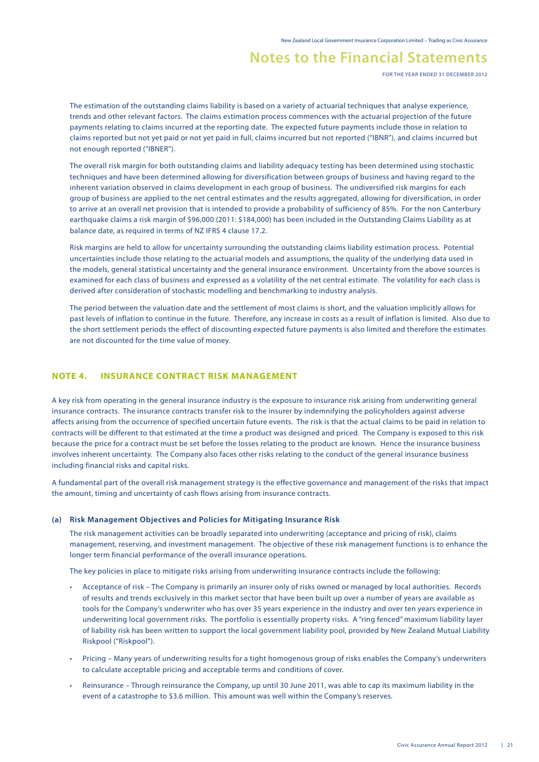The estimation of the outstanding claims liability is based on a variety of actuarial techniques that analyse experience, trends and other relevant factors. The claims estimation process commences with the actuarial projection of the future payments relating to claims incurred at the reporting date. The expected future payments include those in relation to claims reported but not yet paid or not yet paid in full, claims incurred but not reported ("IBNR"), and claims incurred but not enough reported ("IBNER").

The overall risk margin for both outstanding claims and liability adequacy testing has been determined using stochastic techniques and have been determined allowing for diversification between groups of business and having regard to the inherent variation observed in claims development in each group of business. The undiversified risk margins for each group of business are applied to the net central estimates and the results aggregated, allowing for diversification, in order to arrive at an overall net provision that is intended to provide a probability of sufficiency of 85%. For the non Canterbury earthquake claims a risk margin of $96,000 (2011: $184,000) has been included in the Outstanding Claims Liability as at balance date, as required in terms of NZ IFRS 4 clause 17.2.

Risk margins are held to allow for uncertainty surrounding the outstanding claims liability estimation process. Potential uncertainties include those relating to the actuarial models and assumptions, the quality of the underlying data used in the models, general statistical uncertainty and the general insurance environment. Uncertainty from the above sources is examined for each class of business and expressed as a volatility of the net central estimate. The volatility for each class is derived after consideration of stochastic modelling and benchmarking to industry analysis.

The period between the valuation date and the settlement of most claims is short, and the valuation implicitly allows for past levels of inflation to continue in the future. Therefore, any increase in costs as a result of inflation is limited. Also due to the short settlement periods the effect of discounting expected future payments is also limited and therefore the estimates are not discounted for the time value of money.

## NOTE 4. INSURANCE CONTRACT RISK MANAGEMENT

A key risk from operating in the general insurance industry is the exposure to insurance risk arising from underwriting general insurance contracts. The insurance contracts transfer risk to the insurer by indemnifying the policyholders against adverse affects arising from the occurrence of specified uncertain future events. The risk is that the actual claims to be paid in relation to contracts will be different to that estimated at the time a product was designed and priced. The Company is exposed to this risk because the price for a contract must be set before the losses relating to the product are known. Hence the insurance business involves inherent uncertainty. The Company also faces other risks relating to the conduct of the general insurance business including financial risks and capital risks.

A fundamental part of the overall risk management strategy is the effective governance and management of the risks that impact the amount, timing and uncertainty of cash flows arising from insurance contracts.

### (a) Risk Management Objectives and Policies for Mitigating Insurance Risk

The risk management activities can be broadly separated into underwriting (acceptance and pricing of risk), claims management, reserving, and investment management. The objective of these risk management functions is to enhance the longer term financial performance of the overall insurance operations.

The key policies in place to mitigate risks arising from underwriting insurance contracts include the following:

- Acceptance of risk – The Company is primarily an insurer only of risks owned or managed by local authorities. Records of results and trends exclusively in this market sector that have been built up over a number of years are available as tools for the Company's underwriter who has over 35 years experience in the industry and over ten years experience in underwriting local government risks. The portfolio is essentially property risks. A "ring fenced" maximum liability layer of liability risk has been written to support the local government liability pool, provided by New Zealand Mutual Liability Riskpool ("Riskpool").
- Pricing – Many years of underwriting results for a tight homogenous group of risks enables the Company's underwriters to calculate acceptable pricing and acceptable terms and conditions of cover.
- Reinsurance – Through reinsurance the Company, up until 30 June 2011, was able to cap its maximum liability in the event of a catastrophe to $3.6 million. This amount was well within the Company's reserves.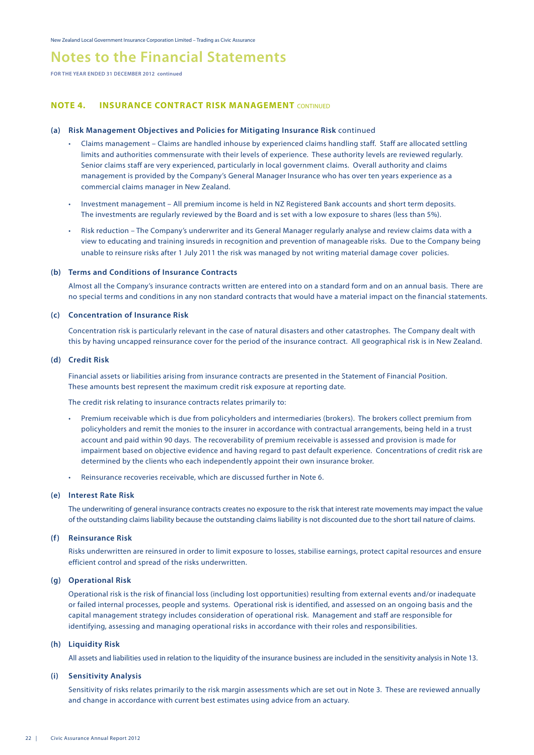# Notes to the Financial Statements

**FOR THE YEAR ENDED 31 DECEMBER 2012 continued**

## NOTE 4. INSURANCE CONTRACT RISK MANAGEMENT CONTINUED

### (a) Risk Management Objectives and Policies for Mitigating Insurance Risk continued

- Claims management – Claims are handled inhouse by experienced claims handling staff. Staff are allocated settling limits and authorities commensurate with their levels of experience. These authority levels are reviewed regularly. Senior claims staff are very experienced, particularly in local government claims. Overall authority and claims management is provided by the Company's General Manager Insurance who has over ten years experience as a commercial claims manager in New Zealand.
- Investment management – All premium income is held in NZ Registered Bank accounts and short term deposits. The investments are regularly reviewed by the Board and is set with a low exposure to shares (less than 5%).
- Risk reduction – The Company's underwriter and its General Manager regularly analyse and review claims data with a view to educating and training insureds in recognition and prevention of manageable risks. Due to the Company being unable to reinsure risks after 1 July 2011 the risk was managed by not writing material damage cover policies.

### (b) Terms and Conditions of Insurance Contracts

Almost all the Company's insurance contracts written are entered into on a standard form and on an annual basis. There are no special terms and conditions in any non standard contracts that would have a material impact on the financial statements.

### (c) Concentration of Insurance Risk

Concentration risk is particularly relevant in the case of natural disasters and other catastrophes. The Company dealt with this by having uncapped reinsurance cover for the period of the insurance contract. All geographical risk is in New Zealand.

### (d) Credit Risk

Financial assets or liabilities arising from insurance contracts are presented in the Statement of Financial Position. These amounts best represent the maximum credit risk exposure at reporting date.

The credit risk relating to insurance contracts relates primarily to:

- Premium receivable which is due from policyholders and intermediaries (brokers). The brokers collect premium from policyholders and remit the monies to the insurer in accordance with contractual arrangements, being held in a trust account and paid within 90 days. The recoverability of premium receivable is assessed and provision is made for impairment based on objective evidence and having regard to past default experience. Concentrations of credit risk are determined by the clients who each independently appoint their own insurance broker.
- Reinsurance recoveries receivable, which are discussed further in Note 6.

### (e) Interest Rate Risk

The underwriting of general insurance contracts creates no exposure to the risk that interest rate movements may impact the value of the outstanding claims liability because the outstanding claims liability is not discounted due to the short tail nature of claims.

### (f) Reinsurance Risk

Risks underwritten are reinsured in order to limit exposure to losses, stabilise earnings, protect capital resources and ensure efficient control and spread of the risks underwritten.

### (g) Operational Risk

Operational risk is the risk of financial loss (including lost opportunities) resulting from external events and/or inadequate or failed internal processes, people and systems. Operational risk is identified, and assessed on an ongoing basis and the capital management strategy includes consideration of operational risk. Management and staff are responsible for identifying, assessing and managing operational risks in accordance with their roles and responsibilities.

### (h) Liquidity Risk

All assets and liabilities used in relation to the liquidity of the insurance business are included in the sensitivity analysis in Note 13.

### (i) Sensitivity Analysis

Sensitivity of risks relates primarily to the risk margin assessments which are set out in Note 3. These are reviewed annually and change in accordance with current best estimates using advice from an actuary.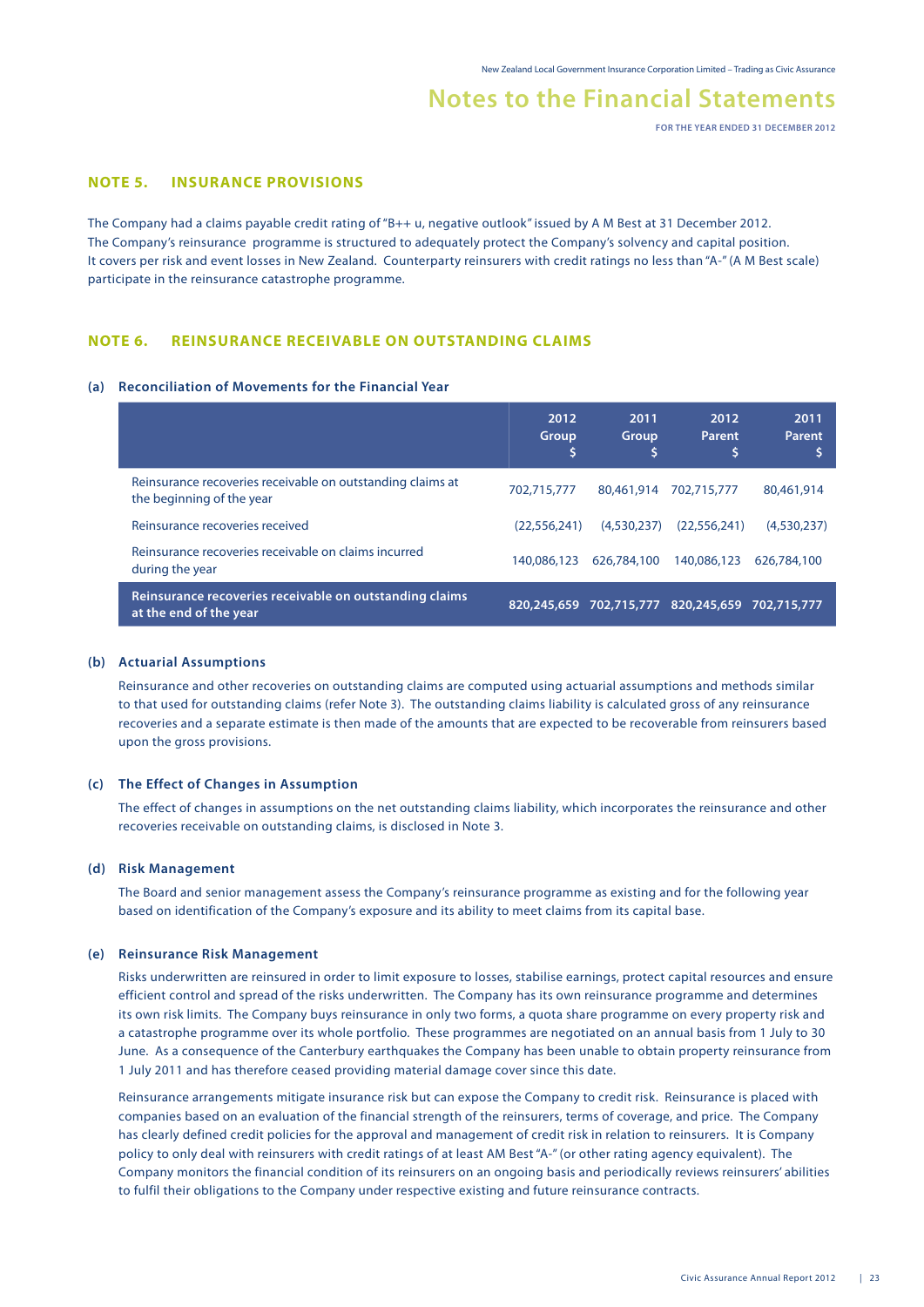## NOTE 5. INSURANCE PROVISIONS

The Company had a claims payable credit rating of "B++ u, negative outlook" issued by A M Best at 31 December 2012. The Company's reinsurance programme is structured to adequately protect the Company's solvency and capital position. It covers per risk and event losses in New Zealand. Counterparty reinsurers with credit ratings no less than "A-" (A M Best scale) participate in the reinsurance catastrophe programme.

## NOTE 6. REINSURANCE RECEIVABLE ON OUTSTANDING CLAIMS

### (a) Reconciliation of Movements for the Financial Year

| | 2012 Group $ | 2011 Group $ | 2012 Parent $ | 2011 Parent $ |
|---|---|---|---|---|
| Reinsurance recoveries receivable on outstanding claims at the beginning of the year | 702,715,777 | 80,461,914 | 702,715,777 | 80,461,914 |
| Reinsurance recoveries received | (22,556,241) | (4,530,237) | (22,556,241) | (4,530,237) |
| Reinsurance recoveries receivable on claims incurred during the year | 140,086,123 | 626,784,100 | 140,086,123 | 626,784,100 |
| **Reinsurance recoveries receivable on outstanding claims at the end of the year** | **820,245,659** | **702,715,777** | **820,245,659** | **702,715,777** |

### (b) Actuarial Assumptions

Reinsurance and other recoveries on outstanding claims are computed using actuarial assumptions and methods similar to that used for outstanding claims (refer Note 3). The outstanding claims liability is calculated gross of any reinsurance recoveries and a separate estimate is then made of the amounts that are expected to be recoverable from reinsurers based upon the gross provisions.

### (c) The Effect of Changes in Assumption

The effect of changes in assumptions on the net outstanding claims liability, which incorporates the reinsurance and other recoveries receivable on outstanding claims, is disclosed in Note 3.

### (d) Risk Management

The Board and senior management assess the Company's reinsurance programme as existing and for the following year based on identification of the Company's exposure and its ability to meet claims from its capital base.

### (e) Reinsurance Risk Management

Risks underwritten are reinsured in order to limit exposure to losses, stabilise earnings, protect capital resources and ensure efficient control and spread of the risks underwritten. The Company has its own reinsurance programme and determines its own risk limits. The Company buys reinsurance in only two forms, a quota share programme on every property risk and a catastrophe programme over its whole portfolio. These programmes are negotiated on an annual basis from 1 July to 30 June. As a consequence of the Canterbury earthquakes the Company has been unable to obtain property reinsurance from 1 July 2011 and has therefore ceased providing material damage cover since this date.

Reinsurance arrangements mitigate insurance risk but can expose the Company to credit risk. Reinsurance is placed with companies based on an evaluation of the financial strength of the reinsurers, terms of coverage, and price. The Company has clearly defined credit policies for the approval and management of credit risk in relation to reinsurers. It is Company policy to only deal with reinsurers with credit ratings of at least AM Best "A-" (or other rating agency equivalent). The Company monitors the financial condition of its reinsurers on an ongoing basis and periodically reviews reinsurers' abilities to fulfil their obligations to the Company under respective existing and future reinsurance contracts.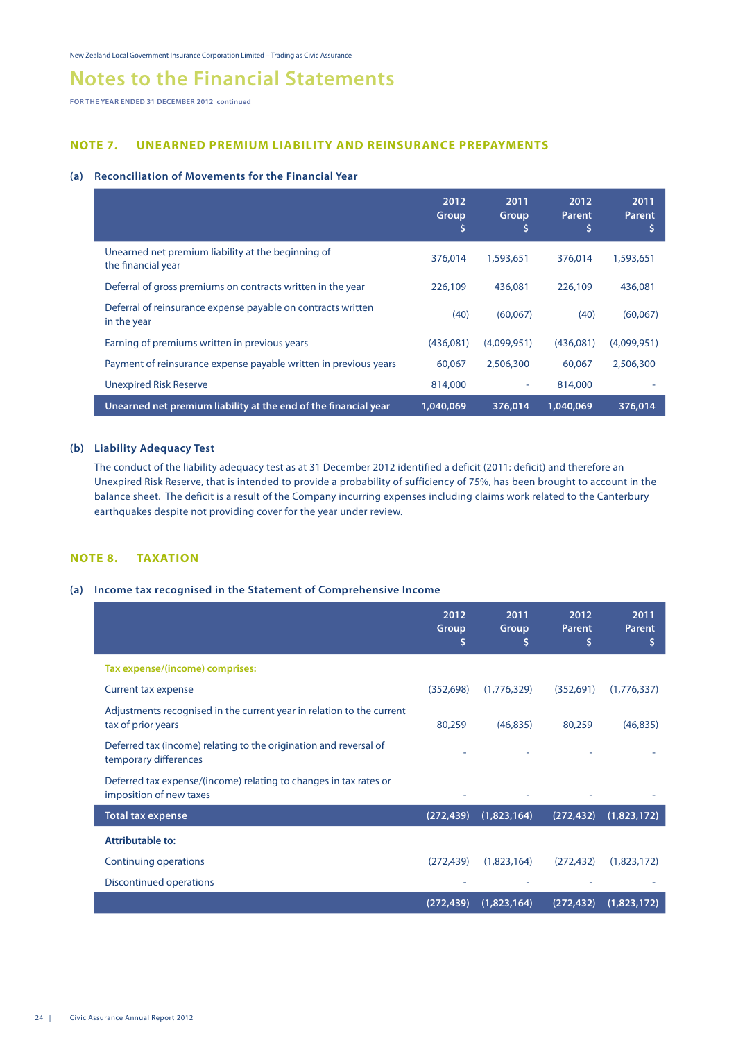# Notes to the Financial Statements

FOR THE YEAR ENDED 31 DECEMBER 2012 continued

## NOTE 7. UNEARNED PREMIUM LIABILITY AND REINSURANCE PREPAYMENTS

### (a) Reconciliation of Movements for the Financial Year

| | 2012 Group $ | 2011 Group $ | 2012 Parent $ | 2011 Parent $ |
|---|---|---|---|---|
| Unearned net premium liability at the beginning of the financial year | 376,014 | 1,593,651 | 376,014 | 1,593,651 |
| Deferral of gross premiums on contracts written in the year | 226,109 | 436,081 | 226,109 | 436,081 |
| Deferral of reinsurance expense payable on contracts written in the year | (40) | (60,067) | (40) | (60,067) |
| Earning of premiums written in previous years | (436,081) | (4,099,951) | (436,081) | (4,099,951) |
| Payment of reinsurance expense payable written in previous years | 60,067 | 2,506,300 | 60,067 | 2,506,300 |
| Unexpired Risk Reserve | 814,000 | - | 814,000 | - |
| **Unearned net premium liability at the end of the financial year** | **1,040,069** | **376,014** | **1,040,069** | **376,014** |

### (b) Liability Adequacy Test

The conduct of the liability adequacy test as at 31 December 2012 identified a deficit (2011: deficit) and therefore an Unexpired Risk Reserve, that is intended to provide a probability of sufficiency of 75%, has been brought to account in the balance sheet. The deficit is a result of the Company incurring expenses including claims work related to the Canterbury earthquakes despite not providing cover for the year under review.

## NOTE 8. TAXATION

### (a) Income tax recognised in the Statement of Comprehensive Income

| | 2012 Group $ | 2011 Group $ | 2012 Parent $ | 2011 Parent $ |
|---|---|---|---|---|
| **Tax expense/(income) comprises:** | | | | |
| Current tax expense | (352,698) | (1,776,329) | (352,691) | (1,776,337) |
| Adjustments recognised in the current year in relation to the current tax of prior years | 80,259 | (46,835) | 80,259 | (46,835) |
| Deferred tax (income) relating to the origination and reversal of temporary differences | - | - | - | - |
| Deferred tax expense/(income) relating to changes in tax rates or imposition of new taxes | - | - | - | - |
| **Total tax expense** | **(272,439)** | **(1,823,164)** | **(272,432)** | **(1,823,172)** |
| **Attributable to:** | | | | |
| Continuing operations | (272,439) | (1,823,164) | (272,432) | (1,823,172) |
| Discontinued operations | - | - | - | - |
| | **(272,439)** | **(1,823,164)** | **(272,432)** | **(1,823,172)** |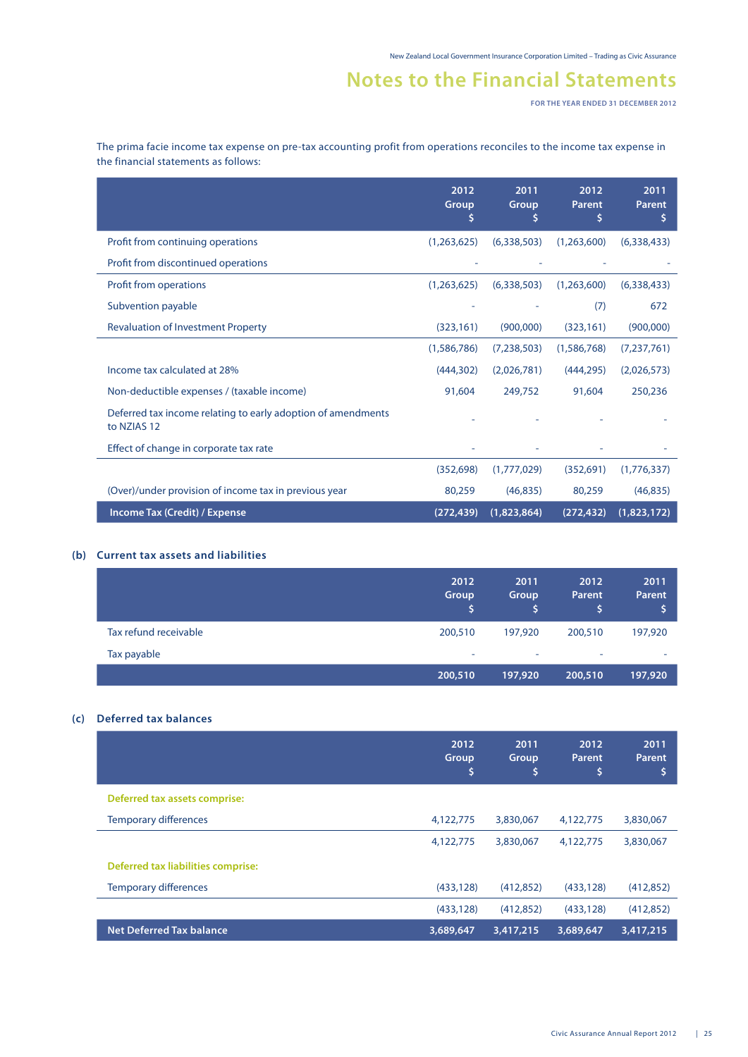The prima facie income tax expense on pre-tax accounting profit from operations reconciles to the income tax expense in the financial statements as follows:

| | 2012 Group $ | 2011 Group $ | 2012 Parent $ | 2011 Parent $ |
|---|---|---|---|---|
| Profit from continuing operations | (1,263,625) | (6,338,503) | (1,263,600) | (6,338,433) |
| Profit from discontinued operations | - | - | - | - |
| Profit from operations | (1,263,625) | (6,338,503) | (1,263,600) | (6,338,433) |
| Subvention payable | - | - | (7) | 672 |
| Revaluation of Investment Property | (323,161) | (900,000) | (323,161) | (900,000) |
| | (1,586,786) | (7,238,503) | (1,586,768) | (7,237,761) |
| Income tax calculated at 28% | (444,302) | (2,026,781) | (444,295) | (2,026,573) |
| Non-deductible expenses / (taxable income) | 91,604 | 249,752 | 91,604 | 250,236 |
| Deferred tax income relating to early adoption of amendments to NZIAS 12 | - | - | - | - |
| Effect of change in corporate tax rate | - | - | - | - |
| | (352,698) | (1,777,029) | (352,691) | (1,776,337) |
| (Over)/under provision of income tax in previous year | 80,259 | (46,835) | 80,259 | (46,835) |
| **Income Tax (Credit) / Expense** | **(272,439)** | **(1,823,864)** | **(272,432)** | **(1,823,172)** |

## (b) Current tax assets and liabilities

| | 2012 Group $ | 2011 Group $ | 2012 Parent $ | 2011 Parent $ |
|---|---|---|---|---|
| Tax refund receivable | 200,510 | 197,920 | 200,510 | 197,920 |
| Tax payable | - | - | - | - |
| | **200,510** | **197,920** | **200,510** | **197,920** |

## (c) Deferred tax balances

| | 2012 Group $ | 2011 Group $ | 2012 Parent $ | 2011 Parent $ |
|---|---|---|---|---|
| **Deferred tax assets comprise:** | | | | |
| Temporary differences | 4,122,775 | 3,830,067 | 4,122,775 | 3,830,067 |
| | 4,122,775 | 3,830,067 | 4,122,775 | 3,830,067 |
| **Deferred tax liabilities comprise:** | | | | |
| Temporary differences | (433,128) | (412,852) | (433,128) | (412,852) |
| | (433,128) | (412,852) | (433,128) | (412,852) |
| **Net Deferred Tax balance** | **3,689,647** | **3,417,215** | **3,689,647** | **3,417,215** |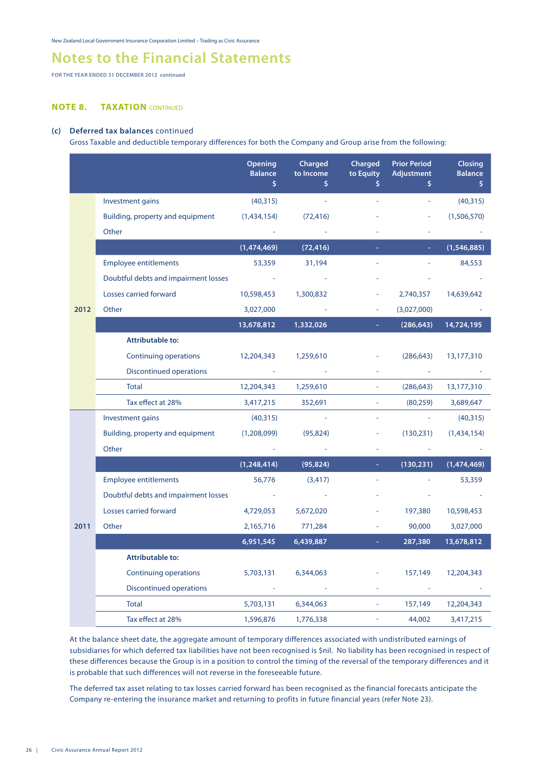# Notes to the Financial Statements

FOR THE YEAR ENDED 31 DECEMBER 2012 continued

## NOTE 8. TAXATION CONTINUED

### (c) Deferred tax balances continued

Gross Taxable and deductible temporary differences for both the Company and Group arise from the following:

| | | Opening Balance $ | Charged to Income $ | Charged to Equity $ | Prior Period Adjustment $ | Closing Balance $ |
|---|---|---|---|---|---|---|
| 2012 | Investment gains | (40,315) | - | - | - | (40,315) |
| | Building, property and equipment | (1,434,154) | (72,416) | - | - | (1,506,570) |
| | Other | - | - | - | - | - |
| | | **(1,474,469)** | **(72,416)** | **-** | **-** | **(1,546,885)** |
| | Employee entitlements | 53,359 | 31,194 | - | - | 84,553 |
| | Doubtful debts and impairment losses | - | - | - | - | - |
| | Losses carried forward | 10,598,453 | 1,300,832 | - | 2,740,357 | 14,639,642 |
| | Other | 3,027,000 | - | - | (3,027,000) | - |
| | | **13,678,812** | **1,332,026** | **-** | **(286,643)** | **14,724,195** |
| | **Attributable to:** | | | | | |
| | Continuing operations | 12,204,343 | 1,259,610 | - | (286,643) | 13,177,310 |
| | Discontinued operations | - | - | - | - | - |
| | Total | 12,204,343 | 1,259,610 | - | (286,643) | 13,177,310 |
| | Tax effect at 28% | 3,417,215 | 352,691 | - | (80,259) | 3,689,647 |
| 2011 | Investment gains | (40,315) | - | - | - | (40,315) |
| | Building, property and equipment | (1,208,099) | (95,824) | - | (130,231) | (1,434,154) |
| | Other | - | - | - | - | - |
| | | **(1,248,414)** | **(95,824)** | **-** | **(130,231)** | **(1,474,469)** |
| | Employee entitlements | 56,776 | (3,417) | - | - | 53,359 |
| | Doubtful debts and impairment losses | - | - | - | - | - |
| | Losses carried forward | 4,729,053 | 5,672,020 | - | 197,380 | 10,598,453 |
| | Other | 2,165,716 | 771,284 | - | 90,000 | 3,027,000 |
| | | **6,951,545** | **6,439,887** | **-** | **287,380** | **13,678,812** |
| | **Attributable to:** | | | | | |
| | Continuing operations | 5,703,131 | 6,344,063 | - | 157,149 | 12,204,343 |
| | Discontinued operations | - | - | - | - | - |
| | Total | 5,703,131 | 6,344,063 | - | 157,149 | 12,204,343 |
| | Tax effect at 28% | 1,596,876 | 1,776,338 | - | 44,002 | 3,417,215 |

At the balance sheet date, the aggregate amount of temporary differences associated with undistributed earnings of subsidiaries for which deferred tax liabilities have not been recognised is $nil. No liability has been recognised in respect of these differences because the Group is in a position to control the timing of the reversal of the temporary differences and it is probable that such differences will not reverse in the foreseeable future.

The deferred tax asset relating to tax losses carried forward has been recognised as the financial forecasts anticipate the Company re-entering the insurance market and returning to profits in future financial years (refer Note 23).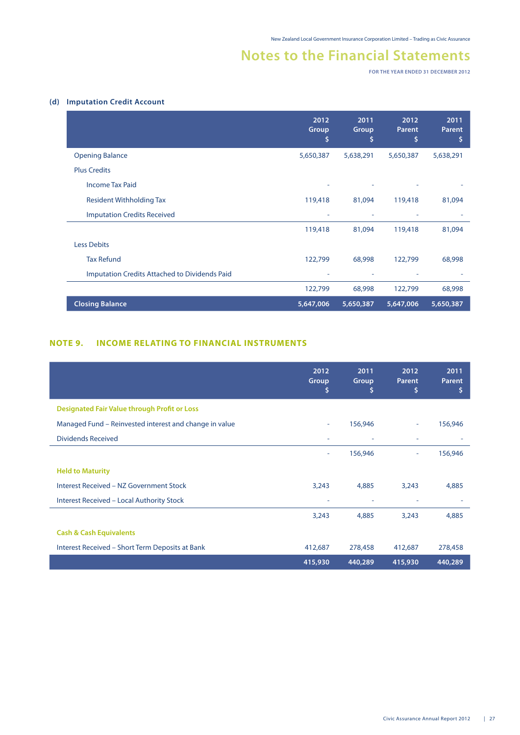## Notes to the Financial Statements

FOR THE YEAR ENDED 31 DECEMBER 2012

### (d) Imputation Credit Account

| | 2012 Group $ | 2011 Group $ | 2012 Parent $ | 2011 Parent $ |
|---|---|---|---|---|
| Opening Balance | 5,650,387 | 5,638,291 | 5,650,387 | 5,638,291 |
| Plus Credits | | | | |
| Income Tax Paid | - | - | - | - |
| Resident Withholding Tax | 119,418 | 81,094 | 119,418 | 81,094 |
| Imputation Credits Received | - | - | - | - |
| | 119,418 | 81,094 | 119,418 | 81,094 |
| Less Debits | | | | |
| Tax Refund | 122,799 | 68,998 | 122,799 | 68,998 |
| Imputation Credits Attached to Dividends Paid | - | - | - | - |
| | 122,799 | 68,998 | 122,799 | 68,998 |
| **Closing Balance** | **5,647,006** | **5,650,387** | **5,647,006** | **5,650,387** |

## NOTE 9. INCOME RELATING TO FINANCIAL INSTRUMENTS

| | 2012 Group $ | 2011 Group $ | 2012 Parent $ | 2011 Parent $ |
|---|---|---|---|---|
| **Designated Fair Value through Profit or Loss** | | | | |
| Managed Fund – Reinvested interest and change in value | - | 156,946 | - | 156,946 |
| Dividends Received | - | - | - | - |
| | - | 156,946 | - | 156,946 |
| **Held to Maturity** | | | | |
| Interest Received – NZ Government Stock | 3,243 | 4,885 | 3,243 | 4,885 |
| Interest Received – Local Authority Stock | - | - | - | - |
| | 3,243 | 4,885 | 3,243 | 4,885 |
| **Cash & Cash Equivalents** | | | | |
| Interest Received – Short Term Deposits at Bank | 412,687 | 278,458 | 412,687 | 278,458 |
| | **415,930** | **440,289** | **415,930** | **440,289** |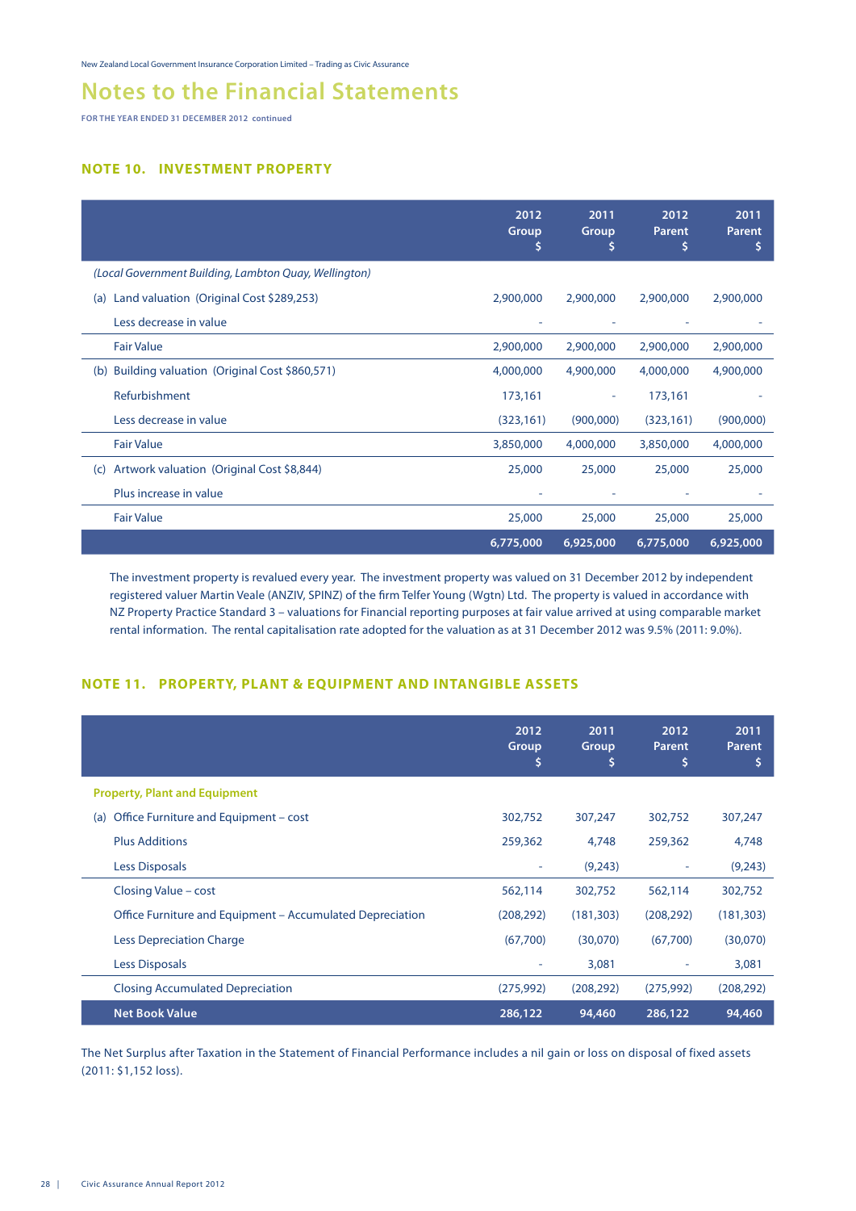# Notes to the Financial Statements

FOR THE YEAR ENDED 31 DECEMBER 2012 continued

## NOTE 10. INVESTMENT PROPERTY

| | 2012 Group $ | 2011 Group $ | 2012 Parent $ | 2011 Parent $ |
|---|---|---|---|---|
| *(Local Government Building, Lambton Quay, Wellington)* | | | | |
| (a) Land valuation (Original Cost $289,253) | 2,900,000 | 2,900,000 | 2,900,000 | 2,900,000 |
| Less decrease in value | - | - | - | - |
| Fair Value | 2,900,000 | 2,900,000 | 2,900,000 | 2,900,000 |
| (b) Building valuation (Original Cost $860,571) | 4,000,000 | 4,900,000 | 4,000,000 | 4,900,000 |
| Refurbishment | 173,161 | - | 173,161 | - |
| Less decrease in value | (323,161) | (900,000) | (323,161) | (900,000) |
| Fair Value | 3,850,000 | 4,000,000 | 3,850,000 | 4,000,000 |
| (c) Artwork valuation (Original Cost $8,844) | 25,000 | 25,000 | 25,000 | 25,000 |
| Plus increase in value | - | - | - | - |
| Fair Value | 25,000 | 25,000 | 25,000 | 25,000 |
| | **6,775,000** | **6,925,000** | **6,775,000** | **6,925,000** |

The investment property is revalued every year. The investment property was valued on 31 December 2012 by independent registered valuer Martin Veale (ANZIV, SPINZ) of the firm Telfer Young (Wgtn) Ltd. The property is valued in accordance with NZ Property Practice Standard 3 – valuations for Financial reporting purposes at fair value arrived at using comparable market rental information. The rental capitalisation rate adopted for the valuation as at 31 December 2012 was 9.5% (2011: 9.0%).

## NOTE 11. PROPERTY, PLANT & EQUIPMENT AND INTANGIBLE ASSETS

| | 2012 Group $ | 2011 Group $ | 2012 Parent $ | 2011 Parent $ |
|---|---|---|---|---|
| **Property, Plant and Equipment** | | | | |
| (a) Office Furniture and Equipment – cost | 302,752 | 307,247 | 302,752 | 307,247 |
| Plus Additions | 259,362 | 4,748 | 259,362 | 4,748 |
| Less Disposals | - | (9,243) | - | (9,243) |
| Closing Value – cost | 562,114 | 302,752 | 562,114 | 302,752 |
| Office Furniture and Equipment – Accumulated Depreciation | (208,292) | (181,303) | (208,292) | (181,303) |
| Less Depreciation Charge | (67,700) | (30,070) | (67,700) | (30,070) |
| Less Disposals | - | 3,081 | - | 3,081 |
| Closing Accumulated Depreciation | (275,992) | (208,292) | (275,992) | (208,292) |
| **Net Book Value** | **286,122** | **94,460** | **286,122** | **94,460** |

The Net Surplus after Taxation in the Statement of Financial Performance includes a nil gain or loss on disposal of fixed assets (2011: $1,152 loss).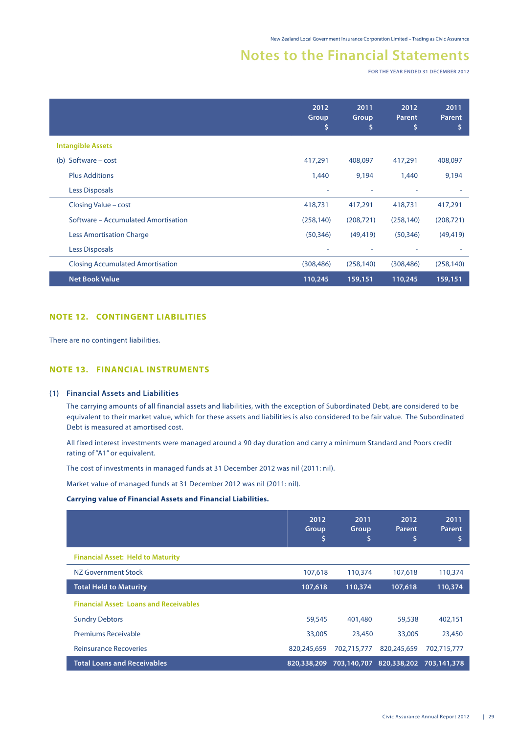# Notes to the Financial Statements

FOR THE YEAR ENDED 31 DECEMBER 2012

| | 2012 Group $ | 2011 Group $ | 2012 Parent $ | 2011 Parent $ |
|---|---|---|---|---|
| **Intangible Assets** | | | | |
| (b) Software – cost | 417,291 | 408,097 | 417,291 | 408,097 |
| Plus Additions | 1,440 | 9,194 | 1,440 | 9,194 |
| Less Disposals | - | - | - | - |
| Closing Value – cost | 418,731 | 417,291 | 418,731 | 417,291 |
| Software – Accumulated Amortisation | (258,140) | (208,721) | (258,140) | (208,721) |
| Less Amortisation Charge | (50,346) | (49,419) | (50,346) | (49,419) |
| Less Disposals | - | - | - | - |
| Closing Accumulated Amortisation | (308,486) | (258,140) | (308,486) | (258,140) |
| **Net Book Value** | **110,245** | **159,151** | **110,245** | **159,151** |

## NOTE 12. CONTINGENT LIABILITIES

There are no contingent liabilities.

## NOTE 13. FINANCIAL INSTRUMENTS

### (1) Financial Assets and Liabilities

The carrying amounts of all financial assets and liabilities, with the exception of Subordinated Debt, are considered to be equivalent to their market value, which for these assets and liabilities is also considered to be fair value. The Subordinated Debt is measured at amortised cost.

All fixed interest investments were managed around a 90 day duration and carry a minimum Standard and Poors credit rating of "A1" or equivalent.

The cost of investments in managed funds at 31 December 2012 was nil (2011: nil).

Market value of managed funds at 31 December 2012 was nil (2011: nil).

**Carrying value of Financial Assets and Financial Liabilities.**

| | 2012 Group $ | 2011 Group $ | 2012 Parent $ | 2011 Parent $ |
|---|---|---|---|---|
| **Financial Asset: Held to Maturity** | | | | |
| NZ Government Stock | 107,618 | 110,374 | 107,618 | 110,374 |
| **Total Held to Maturity** | **107,618** | **110,374** | **107,618** | **110,374** |
| **Financial Asset: Loans and Receivables** | | | | |
| Sundry Debtors | 59,545 | 401,480 | 59,538 | 402,151 |
| Premiums Receivable | 33,005 | 23,450 | 33,005 | 23,450 |
| Reinsurance Recoveries | 820,245,659 | 702,715,777 | 820,245,659 | 702,715,777 |
| **Total Loans and Receivables** | **820,338,209** | **703,140,707** | **820,338,202** | **703,141,378** |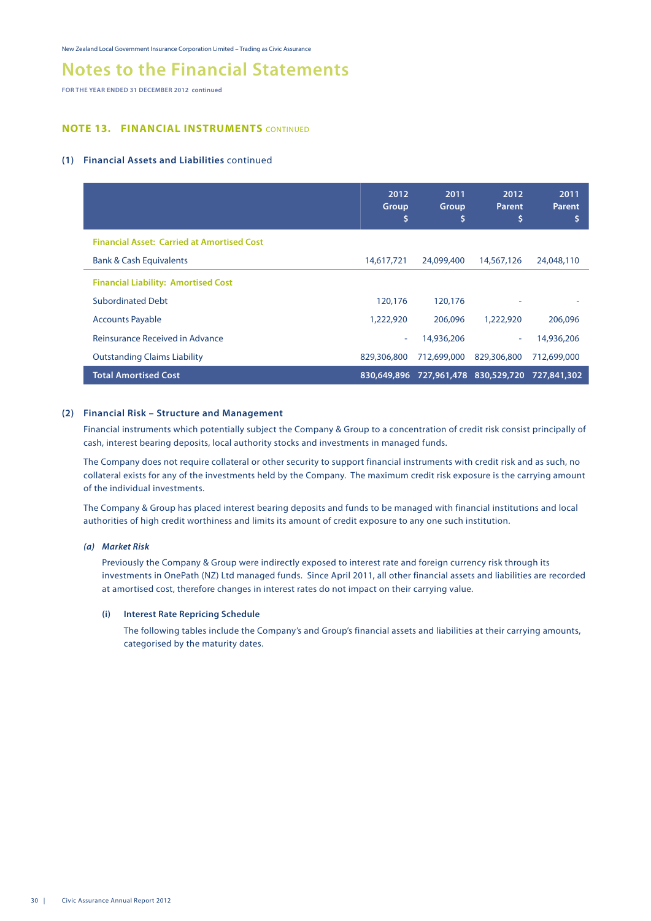# Notes to the Financial Statements

FOR THE YEAR ENDED 31 DECEMBER 2012 continued

## NOTE 13. FINANCIAL INSTRUMENTS CONTINUED

### (1) Financial Assets and Liabilities continued

| | 2012 Group $ | 2011 Group $ | 2012 Parent $ | 2011 Parent $ |
|---|---|---|---|---|
| **Financial Asset: Carried at Amortised Cost** | | | | |
| Bank & Cash Equivalents | 14,617,721 | 24,099,400 | 14,567,126 | 24,048,110 |
| **Financial Liability: Amortised Cost** | | | | |
| Subordinated Debt | 120,176 | 120,176 | - | - |
| Accounts Payable | 1,222,920 | 206,096 | 1,222,920 | 206,096 |
| Reinsurance Received in Advance | - | 14,936,206 | - | 14,936,206 |
| Outstanding Claims Liability | 829,306,800 | 712,699,000 | 829,306,800 | 712,699,000 |
| **Total Amortised Cost** | **830,649,896** | **727,961,478** | **830,529,720** | **727,841,302** |

### (2) Financial Risk – Structure and Management

Financial instruments which potentially subject the Company & Group to a concentration of credit risk consist principally of cash, interest bearing deposits, local authority stocks and investments in managed funds.

The Company does not require collateral or other security to support financial instruments with credit risk and as such, no collateral exists for any of the investments held by the Company. The maximum credit risk exposure is the carrying amount of the individual investments.

The Company & Group has placed interest bearing deposits and funds to be managed with financial institutions and local authorities of high credit worthiness and limits its amount of credit exposure to any one such institution.

#### *(a) Market Risk*

Previously the Company & Group were indirectly exposed to interest rate and foreign currency risk through its investments in OnePath (NZ) Ltd managed funds. Since April 2011, all other financial assets and liabilities are recorded at amortised cost, therefore changes in interest rates do not impact on their carrying value.

##### (i) Interest Rate Repricing Schedule

The following tables include the Company's and Group's financial assets and liabilities at their carrying amounts, categorised by the maturity dates.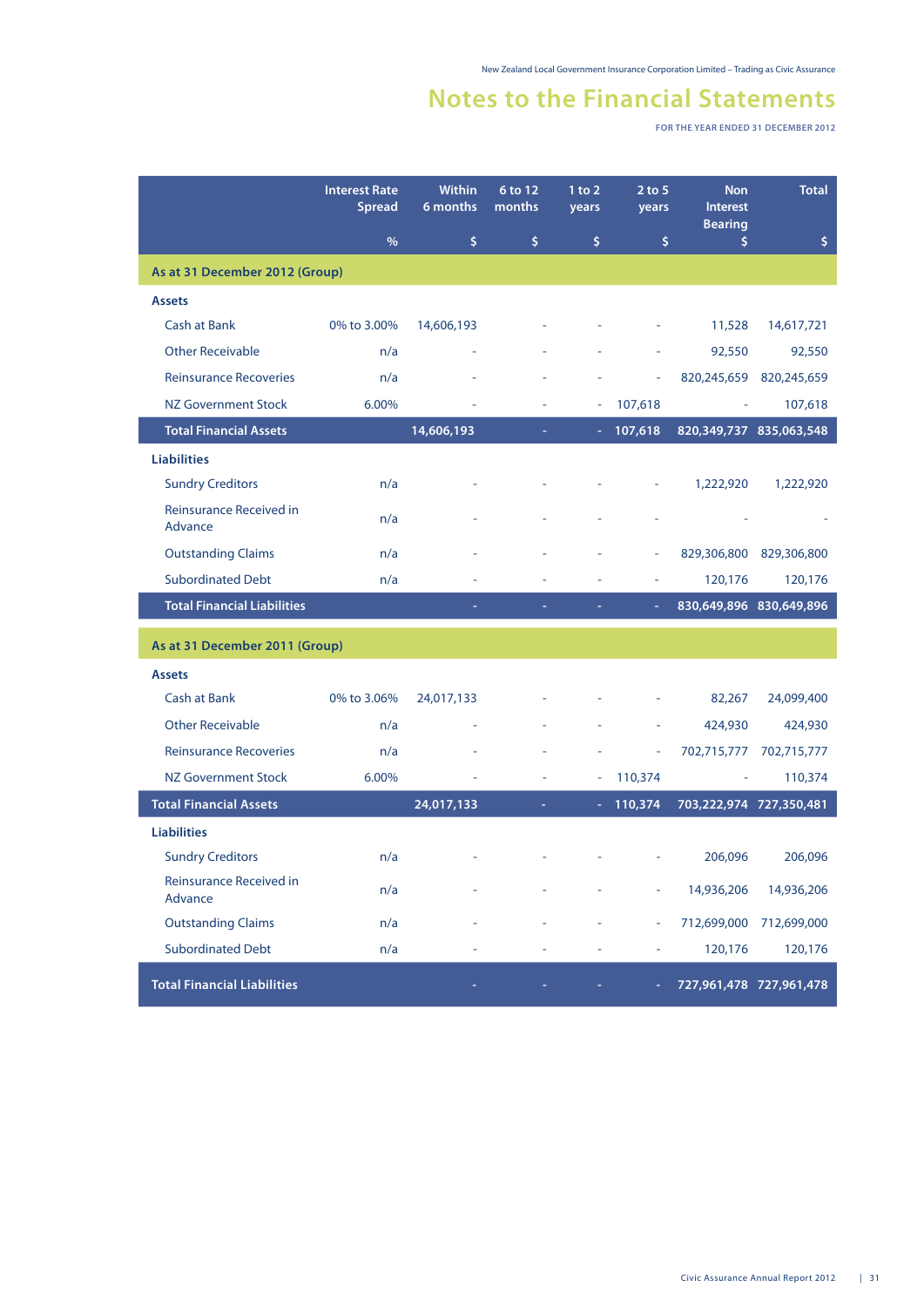# Notes to the Financial Statements

FOR THE YEAR ENDED 31 DECEMBER 2012

| | Interest Rate Spread % | Within 6 months $ | 6 to 12 months $ | 1 to 2 years $ | 2 to 5 years $ | Non Interest Bearing $ | Total $ |
|---|---|---|---|---|---|---|---|
| **As at 31 December 2012 (Group)** | | | | | | | |
| **Assets** | | | | | | | |
| Cash at Bank | 0% to 3.00% | 14,606,193 | - | - | - | 11,528 | 14,617,721 |
| Other Receivable | n/a | - | - | - | - | 92,550 | 92,550 |
| Reinsurance Recoveries | n/a | - | - | - | - | 820,245,659 | 820,245,659 |
| NZ Government Stock | 6.00% | - | - | - | 107,618 | - | 107,618 |
| **Total Financial Assets** | | **14,606,193** | **-** | **-** | **107,618** | **820,349,737** | **835,063,548** |
| **Liabilities** | | | | | | | |
| Sundry Creditors | n/a | - | - | - | - | 1,222,920 | 1,222,920 |
| Reinsurance Received in Advance | n/a | - | - | - | - | - | - |
| Outstanding Claims | n/a | - | - | - | - | 829,306,800 | 829,306,800 |
| Subordinated Debt | n/a | - | - | - | - | 120,176 | 120,176 |
| **Total Financial Liabilities** | | **-** | **-** | **-** | **-** | **830,649,896** | **830,649,896** |
| **As at 31 December 2011 (Group)** | | | | | | | |
| **Assets** | | | | | | | |
| Cash at Bank | 0% to 3.06% | 24,017,133 | - | - | - | 82,267 | 24,099,400 |
| Other Receivable | n/a | - | - | - | - | 424,930 | 424,930 |
| Reinsurance Recoveries | n/a | - | - | - | - | 702,715,777 | 702,715,777 |
| NZ Government Stock | 6.00% | - | - | - | 110,374 | - | 110,374 |
| **Total Financial Assets** | | **24,017,133** | **-** | **-** | **110,374** | **703,222,974** | **727,350,481** |
| **Liabilities** | | | | | | | |
| Sundry Creditors | n/a | - | - | - | - | 206,096 | 206,096 |
| Reinsurance Received in Advance | n/a | - | - | - | - | 14,936,206 | 14,936,206 |
| Outstanding Claims | n/a | - | - | - | - | 712,699,000 | 712,699,000 |
| Subordinated Debt | n/a | - | - | - | - | 120,176 | 120,176 |
| **Total Financial Liabilities** | | **-** | **-** | **-** | **-** | **727,961,478** | **727,961,478** |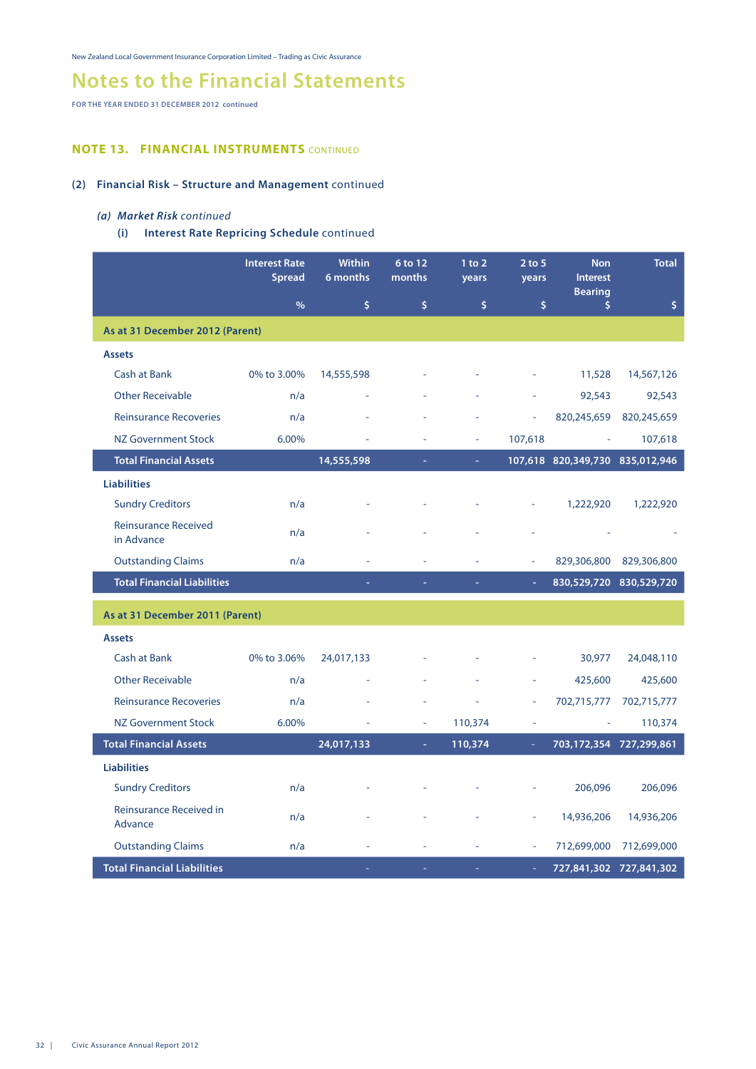# Notes to the Financial Statements

FOR THE YEAR ENDED 31 DECEMBER 2012 continued

## NOTE 13. FINANCIAL INSTRUMENTS CONTINUED

### (2) Financial Risk – Structure and Management continued

#### *(a) Market Risk continued*

##### (i) Interest Rate Repricing Schedule continued

| | Interest Rate Spread | Within 6 months | 6 to 12 months | 1 to 2 years | 2 to 5 years | Non Interest Bearing | Total |
|---|---|---|---|---|---|---|---|
| | % | $ | $ | $ | $ | $ | $ |
| **As at 31 December 2012 (Parent)** | | | | | | | |
| **Assets** | | | | | | | |
| Cash at Bank | 0% to 3.00% | 14,555,598 | - | - | - | 11,528 | 14,567,126 |
| Other Receivable | n/a | - | - | - | - | 92,543 | 92,543 |
| Reinsurance Recoveries | n/a | - | - | - | - | 820,245,659 | 820,245,659 |
| NZ Government Stock | 6.00% | - | - | - | 107,618 | - | 107,618 |
| **Total Financial Assets** | | **14,555,598** | **-** | **-** | **107,618** | **820,349,730** | **835,012,946** |
| **Liabilities** | | | | | | | |
| Sundry Creditors | n/a | - | - | - | - | 1,222,920 | 1,222,920 |
| Reinsurance Received in Advance | n/a | - | - | - | - | - | - |
| Outstanding Claims | n/a | - | - | - | - | 829,306,800 | 829,306,800 |
| **Total Financial Liabilities** | | **-** | **-** | **-** | **-** | **830,529,720** | **830,529,720** |
| **As at 31 December 2011 (Parent)** | | | | | | | |
| **Assets** | | | | | | | |
| Cash at Bank | 0% to 3.06% | 24,017,133 | - | - | - | 30,977 | 24,048,110 |
| Other Receivable | n/a | - | - | - | - | 425,600 | 425,600 |
| Reinsurance Recoveries | n/a | - | - | - | - | 702,715,777 | 702,715,777 |
| NZ Government Stock | 6.00% | - | - | 110,374 | - | - | 110,374 |
| **Total Financial Assets** | | **24,017,133** | **-** | **110,374** | **-** | **703,172,354** | **727,299,861** |
| **Liabilities** | | | | | | | |
| Sundry Creditors | n/a | - | - | - | - | 206,096 | 206,096 |
| Reinsurance Received in Advance | n/a | - | - | - | - | 14,936,206 | 14,936,206 |
| Outstanding Claims | n/a | - | - | - | - | 712,699,000 | 712,699,000 |
| **Total Financial Liabilities** | | **-** | **-** | **-** | **-** | **727,841,302** | **727,841,302** |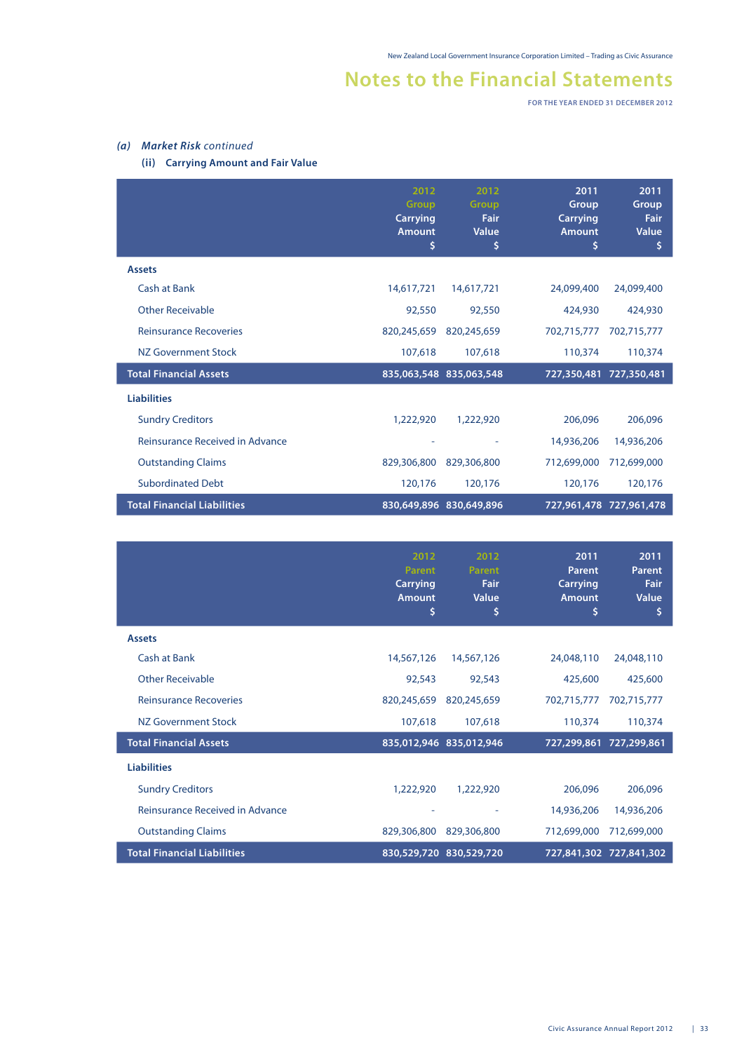## *(a) Market Risk continued*

### (ii) Carrying Amount and Fair Value

| | 2012 Group Carrying Amount $ | 2012 Group Fair Value $ | 2011 Group Carrying Amount $ | 2011 Group Fair Value $ |
|---|---|---|---|---|
| **Assets** | | | | |
| Cash at Bank | 14,617,721 | 14,617,721 | 24,099,400 | 24,099,400 |
| Other Receivable | 92,550 | 92,550 | 424,930 | 424,930 |
| Reinsurance Recoveries | 820,245,659 | 820,245,659 | 702,715,777 | 702,715,777 |
| NZ Government Stock | 107,618 | 107,618 | 110,374 | 110,374 |
| **Total Financial Assets** | **835,063,548** | **835,063,548** | **727,350,481** | **727,350,481** |
| **Liabilities** | | | | |
| Sundry Creditors | 1,222,920 | 1,222,920 | 206,096 | 206,096 |
| Reinsurance Received in Advance | - | - | 14,936,206 | 14,936,206 |
| Outstanding Claims | 829,306,800 | 829,306,800 | 712,699,000 | 712,699,000 |
| Subordinated Debt | 120,176 | 120,176 | 120,176 | 120,176 |
| **Total Financial Liabilities** | **830,649,896** | **830,649,896** | **727,961,478** | **727,961,478** |

| | 2012 Parent Carrying Amount $ | 2012 Parent Fair Value $ | 2011 Parent Carrying Amount $ | 2011 Parent Fair Value $ |
|---|---|---|---|---|
| **Assets** | | | | |
| Cash at Bank | 14,567,126 | 14,567,126 | 24,048,110 | 24,048,110 |
| Other Receivable | 92,543 | 92,543 | 425,600 | 425,600 |
| Reinsurance Recoveries | 820,245,659 | 820,245,659 | 702,715,777 | 702,715,777 |
| NZ Government Stock | 107,618 | 107,618 | 110,374 | 110,374 |
| **Total Financial Assets** | **835,012,946** | **835,012,946** | **727,299,861** | **727,299,861** |
| **Liabilities** | | | | |
| Sundry Creditors | 1,222,920 | 1,222,920 | 206,096 | 206,096 |
| Reinsurance Received in Advance | - | - | 14,936,206 | 14,936,206 |
| Outstanding Claims | 829,306,800 | 829,306,800 | 712,699,000 | 712,699,000 |
| **Total Financial Liabilities** | **830,529,720** | **830,529,720** | **727,841,302** | **727,841,302** |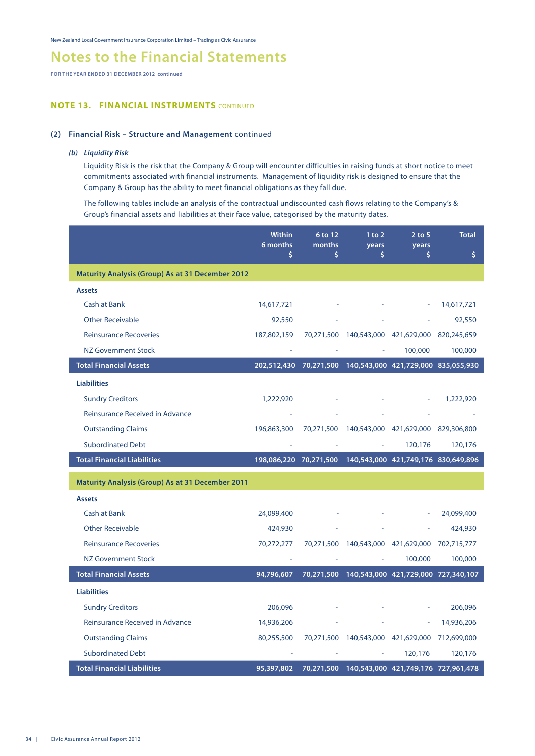# Notes to the Financial Statements

FOR THE YEAR ENDED 31 DECEMBER 2012 continued

## NOTE 13. FINANCIAL INSTRUMENTS CONTINUED

### (2) Financial Risk – Structure and Management continued

#### *(b) Liquidity Risk*

Liquidity Risk is the risk that the Company & Group will encounter difficulties in raising funds at short notice to meet commitments associated with financial instruments. Management of liquidity risk is designed to ensure that the Company & Group has the ability to meet financial obligations as they fall due.

The following tables include an analysis of the contractual undiscounted cash flows relating to the Company's & Group's financial assets and liabilities at their face value, categorised by the maturity dates.

| | Within 6 months $ | 6 to 12 months $ | 1 to 2 years $ | 2 to 5 years $ | Total $ |
|---|---|---|---|---|---|
| **Maturity Analysis (Group) As at 31 December 2012** | | | | | |
| **Assets** | | | | | |
| Cash at Bank | 14,617,721 | - | - | - | 14,617,721 |
| Other Receivable | 92,550 | - | - | - | 92,550 |
| Reinsurance Recoveries | 187,802,159 | 70,271,500 | 140,543,000 | 421,629,000 | 820,245,659 |
| NZ Government Stock | - | - | - | 100,000 | 100,000 |
| **Total Financial Assets** | **202,512,430** | **70,271,500** | **140,543,000** | **421,729,000** | **835,055,930** |
| **Liabilities** | | | | | |
| Sundry Creditors | 1,222,920 | - | - | - | 1,222,920 |
| Reinsurance Received in Advance | - | - | - | - | - |
| Outstanding Claims | 196,863,300 | 70,271,500 | 140,543,000 | 421,629,000 | 829,306,800 |
| Subordinated Debt | - | - | - | 120,176 | 120,176 |
| **Total Financial Liabilities** | **198,086,220** | **70,271,500** | **140,543,000** | **421,749,176** | **830,649,896** |
| **Maturity Analysis (Group) As at 31 December 2011** | | | | | |
| **Assets** | | | | | |
| Cash at Bank | 24,099,400 | - | - | - | 24,099,400 |
| Other Receivable | 424,930 | - | - | - | 424,930 |
| Reinsurance Recoveries | 70,272,277 | 70,271,500 | 140,543,000 | 421,629,000 | 702,715,777 |
| NZ Government Stock | - | - | - | 100,000 | 100,000 |
| **Total Financial Assets** | **94,796,607** | **70,271,500** | **140,543,000** | **421,729,000** | **727,340,107** |
| **Liabilities** | | | | | |
| Sundry Creditors | 206,096 | - | - | - | 206,096 |
| Reinsurance Received in Advance | 14,936,206 | - | - | - | 14,936,206 |
| Outstanding Claims | 80,255,500 | 70,271,500 | 140,543,000 | 421,629,000 | 712,699,000 |
| Subordinated Debt | - | - | - | 120,176 | 120,176 |
| **Total Financial Liabilities** | **95,397,802** | **70,271,500** | **140,543,000** | **421,749,176** | **727,961,478** |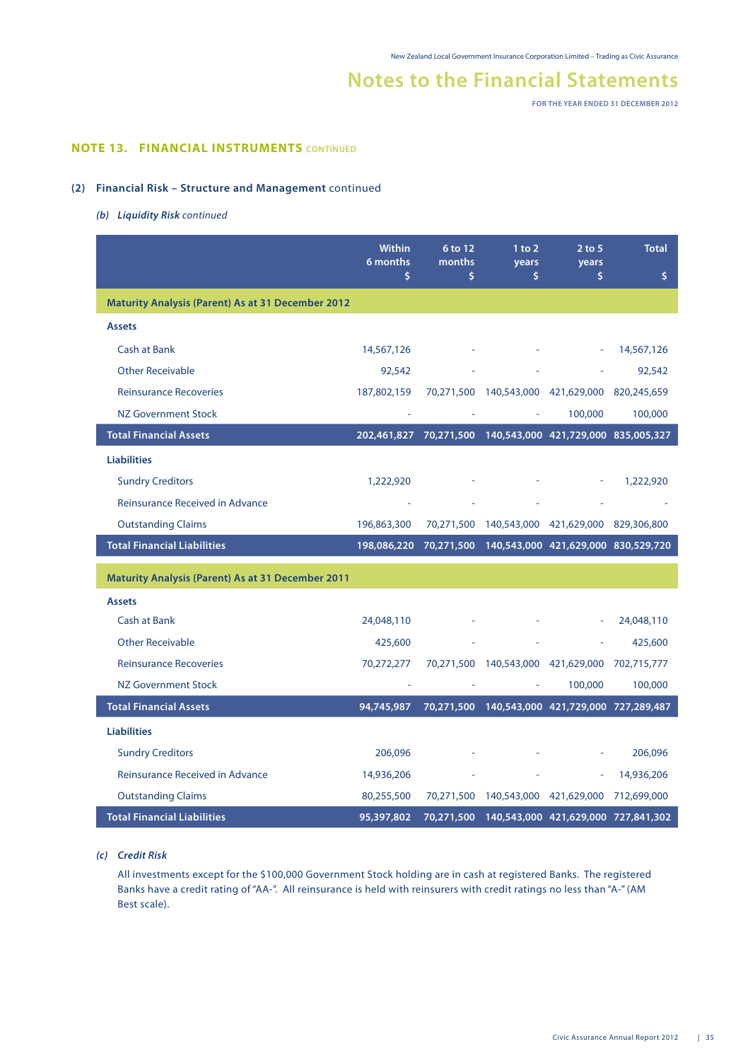## NOTE 13. FINANCIAL INSTRUMENTS CONTINUED

### (2) Financial Risk – Structure and Management continued

#### *(b) Liquidity Risk continued*

| | Within 6 months $ | 6 to 12 months $ | 1 to 2 years $ | 2 to 5 years $ | Total $ |
|---|---|---|---|---|---|
| **Maturity Analysis (Parent) As at 31 December 2012** | | | | | |
| **Assets** | | | | | |
| Cash at Bank | 14,567,126 | - | - | - | 14,567,126 |
| Other Receivable | 92,542 | - | - | - | 92,542 |
| Reinsurance Recoveries | 187,802,159 | 70,271,500 | 140,543,000 | 421,629,000 | 820,245,659 |
| NZ Government Stock | - | - | - | 100,000 | 100,000 |
| **Total Financial Assets** | **202,461,827** | **70,271,500** | **140,543,000** | **421,729,000** | **835,005,327** |
| **Liabilities** | | | | | |
| Sundry Creditors | 1,222,920 | - | - | - | 1,222,920 |
| Reinsurance Received in Advance | - | - | - | - | - |
| Outstanding Claims | 196,863,300 | 70,271,500 | 140,543,000 | 421,629,000 | 829,306,800 |
| **Total Financial Liabilities** | **198,086,220** | **70,271,500** | **140,543,000** | **421,629,000** | **830,529,720** |
| **Maturity Analysis (Parent) As at 31 December 2011** | | | | | |
| **Assets** | | | | | |
| Cash at Bank | 24,048,110 | - | - | - | 24,048,110 |
| Other Receivable | 425,600 | - | - | - | 425,600 |
| Reinsurance Recoveries | 70,272,277 | 70,271,500 | 140,543,000 | 421,629,000 | 702,715,777 |
| NZ Government Stock | - | - | - | 100,000 | 100,000 |
| **Total Financial Assets** | **94,745,987** | **70,271,500** | **140,543,000** | **421,729,000** | **727,289,487** |
| **Liabilities** | | | | | |
| Sundry Creditors | 206,096 | - | - | - | 206,096 |
| Reinsurance Received in Advance | 14,936,206 | - | - | - | 14,936,206 |
| Outstanding Claims | 80,255,500 | 70,271,500 | 140,543,000 | 421,629,000 | 712,699,000 |
| **Total Financial Liabilities** | **95,397,802** | **70,271,500** | **140,543,000** | **421,629,000** | **727,841,302** |

#### *(c) Credit Risk*

All investments except for the $100,000 Government Stock holding are in cash at registered Banks. The registered Banks have a credit rating of "AA-". All reinsurance is held with reinsurers with credit ratings no less than "A-" (AM Best scale).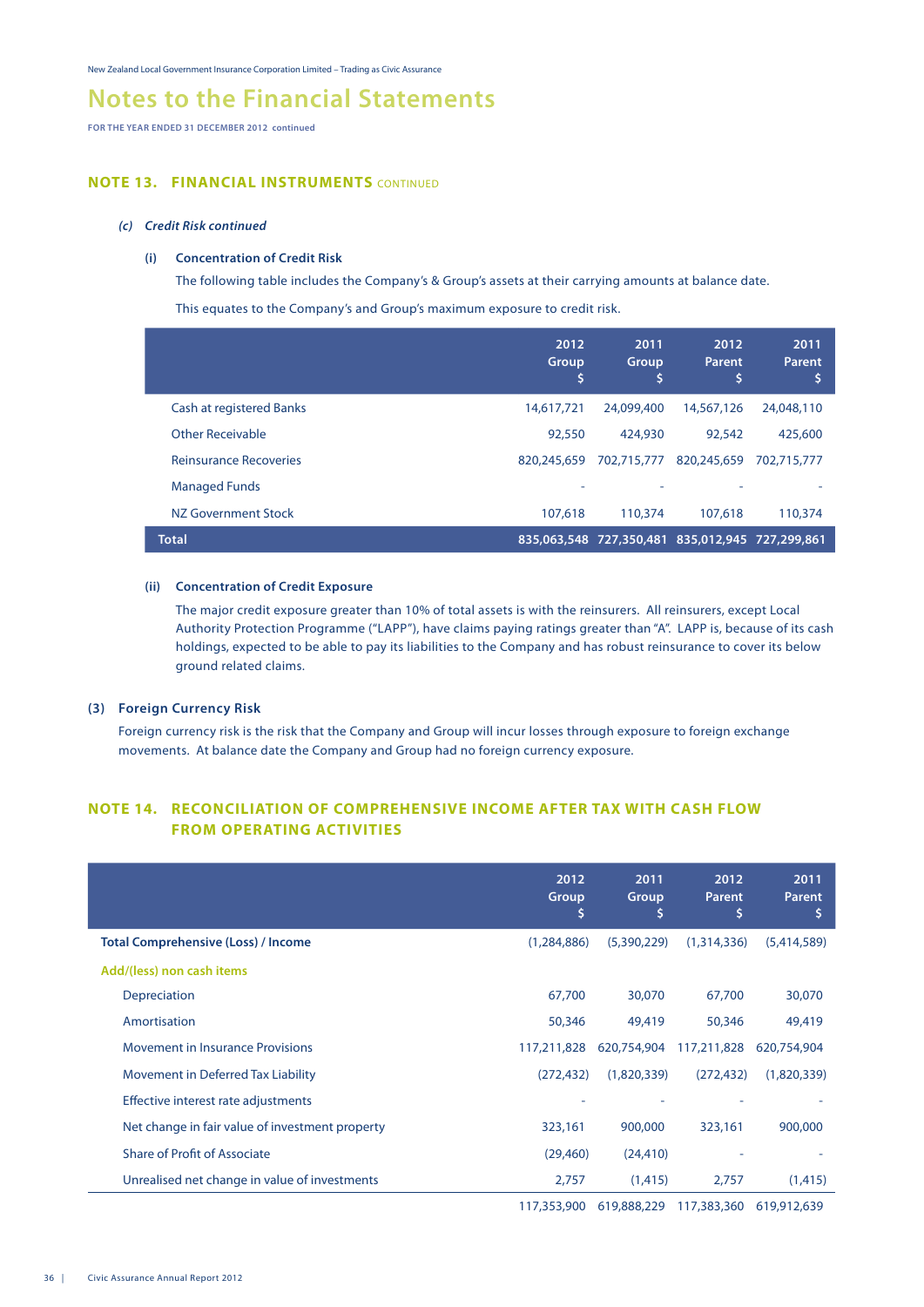# Notes to the Financial Statements

FOR THE YEAR ENDED 31 DECEMBER 2012 continued

## NOTE 13. FINANCIAL INSTRUMENTS CONTINUED

### (c) *Credit Risk continued*

#### (i) Concentration of Credit Risk

The following table includes the Company's & Group's assets at their carrying amounts at balance date.

This equates to the Company's and Group's maximum exposure to credit risk.

| | 2012 Group $ | 2011 Group $ | 2012 Parent $ | 2011 Parent $ |
|---|---|---|---|---|
| Cash at registered Banks | 14,617,721 | 24,099,400 | 14,567,126 | 24,048,110 |
| Other Receivable | 92,550 | 424,930 | 92,542 | 425,600 |
| Reinsurance Recoveries | 820,245,659 | 702,715,777 | 820,245,659 | 702,715,777 |
| Managed Funds | - | - | - | - |
| NZ Government Stock | 107,618 | 110,374 | 107,618 | 110,374 |
| **Total** | **835,063,548** | **727,350,481** | **835,012,945** | **727,299,861** |

#### (ii) Concentration of Credit Exposure

The major credit exposure greater than 10% of total assets is with the reinsurers. All reinsurers, except Local Authority Protection Programme ("LAPP"), have claims paying ratings greater than "A". LAPP is, because of its cash holdings, expected to be able to pay its liabilities to the Company and has robust reinsurance to cover its below ground related claims.

### (3) Foreign Currency Risk

Foreign currency risk is the risk that the Company and Group will incur losses through exposure to foreign exchange movements. At balance date the Company and Group had no foreign currency exposure.

## NOTE 14. RECONCILIATION OF COMPREHENSIVE INCOME AFTER TAX WITH CASH FLOW FROM OPERATING ACTIVITIES

| | 2012 Group $ | 2011 Group $ | 2012 Parent $ | 2011 Parent $ |
|---|---|---|---|---|
| **Total Comprehensive (Loss) / Income** | (1,284,886) | (5,390,229) | (1,314,336) | (5,414,589) |
| Add/(less) non cash items | | | | |
| Depreciation | 67,700 | 30,070 | 67,700 | 30,070 |
| Amortisation | 50,346 | 49,419 | 50,346 | 49,419 |
| Movement in Insurance Provisions | 117,211,828 | 620,754,904 | 117,211,828 | 620,754,904 |
| Movement in Deferred Tax Liability | (272,432) | (1,820,339) | (272,432) | (1,820,339) |
| Effective interest rate adjustments | - | - | - | - |
| Net change in fair value of investment property | 323,161 | 900,000 | 323,161 | 900,000 |
| Share of Profit of Associate | (29,460) | (24,410) | - | - |
| Unrealised net change in value of investments | 2,757 | (1,415) | 2,757 | (1,415) |
| | 117,353,900 | 619,888,229 | 117,383,360 | 619,912,639 |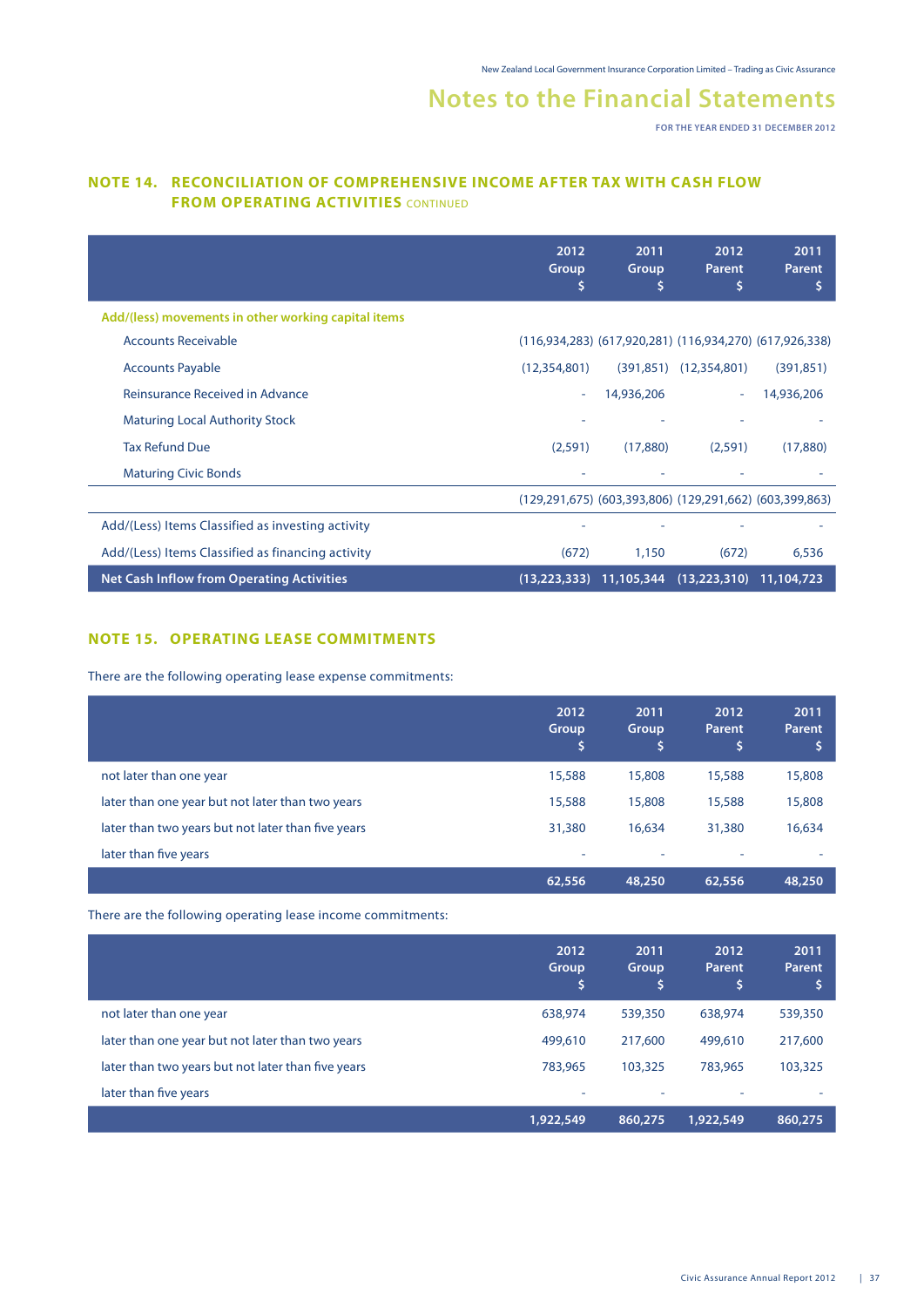## NOTE 14. RECONCILIATION OF COMPREHENSIVE INCOME AFTER TAX WITH CASH FLOW FROM OPERATING ACTIVITIES CONTINUED

| | 2012 Group $ | 2011 Group $ | 2012 Parent $ | 2011 Parent $ |
|---|---|---|---|---|
| **Add/(less) movements in other working capital items** | | | | |
| Accounts Receivable | (116,934,283) | (617,920,281) | (116,934,270) | (617,926,338) |
| Accounts Payable | (12,354,801) | (391,851) | (12,354,801) | (391,851) |
| Reinsurance Received in Advance | - | 14,936,206 | - | 14,936,206 |
| Maturing Local Authority Stock | - | - | - | - |
| Tax Refund Due | (2,591) | (17,880) | (2,591) | (17,880) |
| Maturing Civic Bonds | - | - | - | - |
| | (129,291,675) | (603,393,806) | (129,291,662) | (603,399,863) |
| Add/(Less) Items Classified as investing activity | - | - | - | - |
| Add/(Less) Items Classified as financing activity | (672) | 1,150 | (672) | 6,536 |
| **Net Cash Inflow from Operating Activities** | **(13,223,333)** | **11,105,344** | **(13,223,310)** | **11,104,723** |

## NOTE 15. OPERATING LEASE COMMITMENTS

There are the following operating lease expense commitments:

| | 2012 Group $ | 2011 Group $ | 2012 Parent $ | 2011 Parent $ |
|---|---|---|---|---|
| not later than one year | 15,588 | 15,808 | 15,588 | 15,808 |
| later than one year but not later than two years | 15,588 | 15,808 | 15,588 | 15,808 |
| later than two years but not later than five years | 31,380 | 16,634 | 31,380 | 16,634 |
| later than five years | - | - | - | - |
| | **62,556** | **48,250** | **62,556** | **48,250** |

There are the following operating lease income commitments:

| | 2012 Group $ | 2011 Group $ | 2012 Parent $ | 2011 Parent $ |
|---|---|---|---|---|
| not later than one year | 638,974 | 539,350 | 638,974 | 539,350 |
| later than one year but not later than two years | 499,610 | 217,600 | 499,610 | 217,600 |
| later than two years but not later than five years | 783,965 | 103,325 | 783,965 | 103,325 |
| later than five years | - | - | - | - |
| | **1,922,549** | **860,275** | **1,922,549** | **860,275** |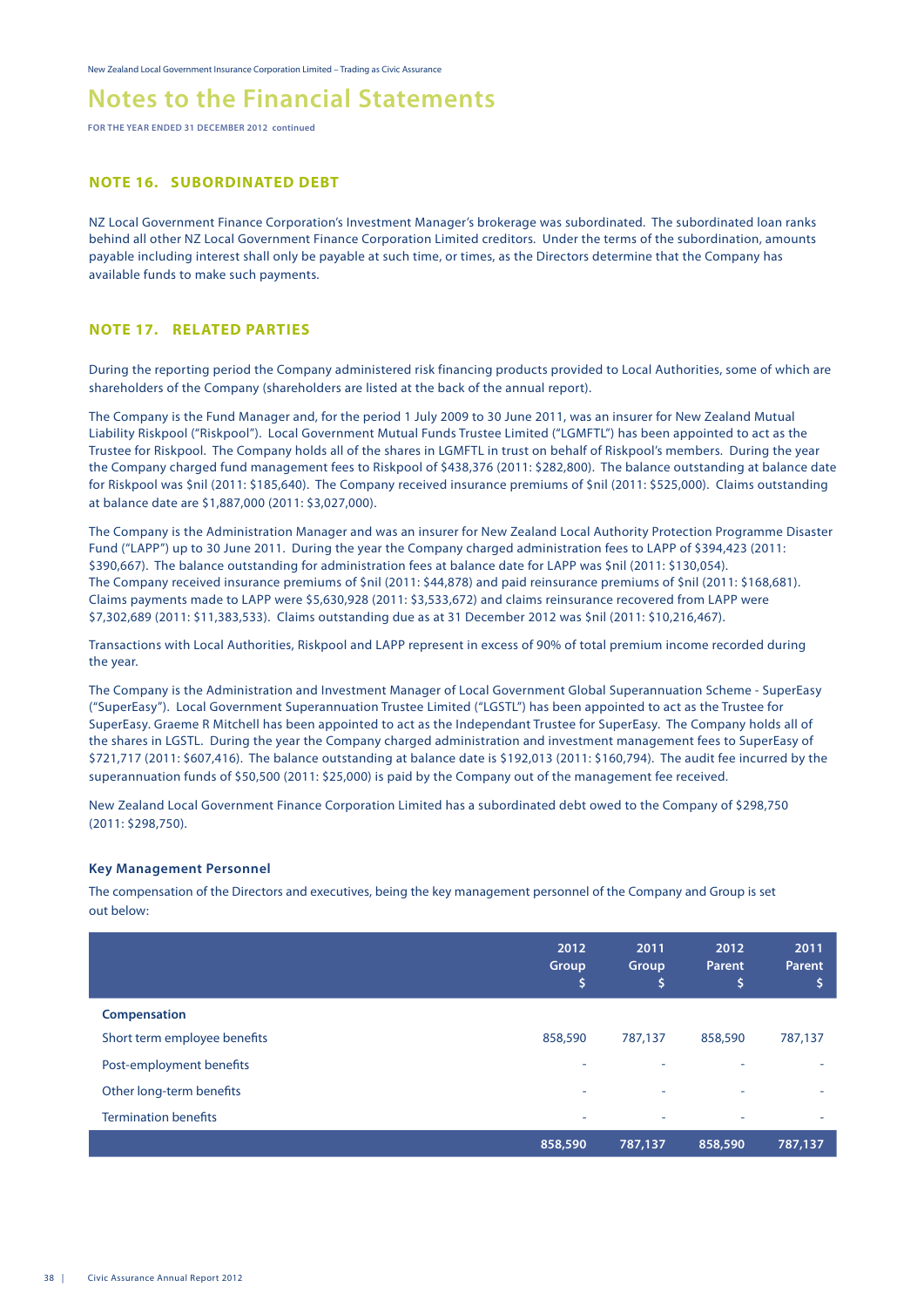# Notes to the Financial Statements

FOR THE YEAR ENDED 31 DECEMBER 2012 continued

## NOTE 16. SUBORDINATED DEBT

NZ Local Government Finance Corporation's Investment Manager's brokerage was subordinated. The subordinated loan ranks behind all other NZ Local Government Finance Corporation Limited creditors. Under the terms of the subordination, amounts payable including interest shall only be payable at such time, or times, as the Directors determine that the Company has available funds to make such payments.

## NOTE 17. RELATED PARTIES

During the reporting period the Company administered risk financing products provided to Local Authorities, some of which are shareholders of the Company (shareholders are listed at the back of the annual report).

The Company is the Fund Manager and, for the period 1 July 2009 to 30 June 2011, was an insurer for New Zealand Mutual Liability Riskpool ("Riskpool"). Local Government Mutual Funds Trustee Limited ("LGMFTL") has been appointed to act as the Trustee for Riskpool. The Company holds all of the shares in LGMFTL in trust on behalf of Riskpool's members. During the year the Company charged fund management fees to Riskpool of $438,376 (2011: $282,800). The balance outstanding at balance date for Riskpool was $nil (2011: $185,640). The Company received insurance premiums of $nil (2011: $525,000). Claims outstanding at balance date are $1,887,000 (2011: $3,027,000).

The Company is the Administration Manager and was an insurer for New Zealand Local Authority Protection Programme Disaster Fund ("LAPP") up to 30 June 2011. During the year the Company charged administration fees to LAPP of $394,423 (2011: $390,667). The balance outstanding for administration fees at balance date for LAPP was $nil (2011: $130,054). The Company received insurance premiums of $nil (2011: $44,878) and paid reinsurance premiums of $nil (2011: $168,681). Claims payments made to LAPP were $5,630,928 (2011: $3,533,672) and claims reinsurance recovered from LAPP were $7,302,689 (2011: $11,383,533). Claims outstanding due as at 31 December 2012 was $nil (2011: $10,216,467).

Transactions with Local Authorities, Riskpool and LAPP represent in excess of 90% of total premium income recorded during the year.

The Company is the Administration and Investment Manager of Local Government Global Superannuation Scheme - SuperEasy ("SuperEasy"). Local Government Superannuation Trustee Limited ("LGSTL") has been appointed to act as the Trustee for SuperEasy. Graeme R Mitchell has been appointed to act as the Independant Trustee for SuperEasy. The Company holds all of the shares in LGSTL. During the year the Company charged administration and investment management fees to SuperEasy of $721,717 (2011: $607,416). The balance outstanding at balance date is $192,013 (2011: $160,794). The audit fee incurred by the superannuation funds of $50,500 (2011: $25,000) is paid by the Company out of the management fee received.

New Zealand Local Government Finance Corporation Limited has a subordinated debt owed to the Company of $298,750 (2011: $298,750).

### Key Management Personnel

The compensation of the Directors and executives, being the key management personnel of the Company and Group is set out below:

| | 2012 Group $ | 2011 Group $ | 2012 Parent $ | 2011 Parent $ |
|---|---|---|---|---|
| **Compensation** | | | | |
| Short term employee benefits | 858,590 | 787,137 | 858,590 | 787,137 |
| Post-employment benefits | - | - | - | - |
| Other long-term benefits | - | - | - | - |
| Termination benefits | - | - | - | - |
| | **858,590** | **787,137** | **858,590** | **787,137** |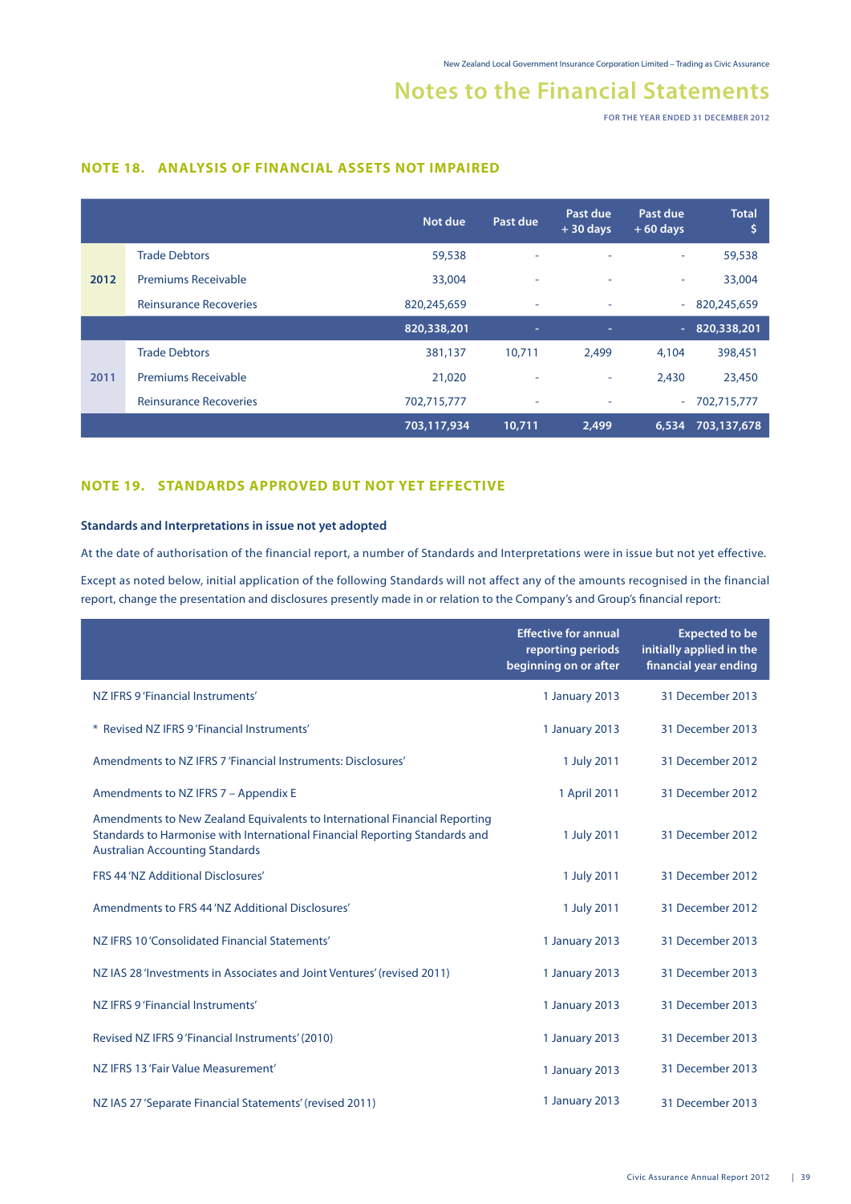## NOTE 18. ANALYSIS OF FINANCIAL ASSETS NOT IMPAIRED

| | | Not due | Past due | Past due + 30 days | Past due + 60 days | Total $ |
|---|---|---|---|---|---|---|
| 2012 | Trade Debtors | 59,538 | - | - | - | 59,538 |
| | Premiums Receivable | 33,004 | - | - | - | 33,004 |
| | Reinsurance Recoveries | 820,245,659 | - | - | - | 820,245,659 |
| | | 820,338,201 | - | - | - | 820,338,201 |
| 2011 | Trade Debtors | 381,137 | 10,711 | 2,499 | 4,104 | 398,451 |
| | Premiums Receivable | 21,020 | - | - | 2,430 | 23,450 |
| | Reinsurance Recoveries | 702,715,777 | - | - | - | 702,715,777 |
| | | 703,117,934 | 10,711 | 2,499 | 6,534 | 703,137,678 |

## NOTE 19. STANDARDS APPROVED BUT NOT YET EFFECTIVE

### Standards and Interpretations in issue not yet adopted

At the date of authorisation of the financial report, a number of Standards and Interpretations were in issue but not yet effective.

Except as noted below, initial application of the following Standards will not affect any of the amounts recognised in the financial report, change the presentation and disclosures presently made in or relation to the Company's and Group's financial report:

| | Effective for annual reporting periods beginning on or after | Expected to be initially applied in the financial year ending |
|---|---|---|
| NZ IFRS 9 'Financial Instruments' | 1 January 2013 | 31 December 2013 |
| * Revised NZ IFRS 9 'Financial Instruments' | 1 January 2013 | 31 December 2013 |
| Amendments to NZ IFRS 7 'Financial Instruments: Disclosures' | 1 July 2011 | 31 December 2012 |
| Amendments to NZ IFRS 7 – Appendix E | 1 April 2011 | 31 December 2012 |
| Amendments to New Zealand Equivalents to International Financial Reporting Standards to Harmonise with International Financial Reporting Standards and Australian Accounting Standards | 1 July 2011 | 31 December 2012 |
| FRS 44 'NZ Additional Disclosures' | 1 July 2011 | 31 December 2012 |
| Amendments to FRS 44 'NZ Additional Disclosures' | 1 July 2011 | 31 December 2012 |
| NZ IFRS 10 'Consolidated Financial Statements' | 1 January 2013 | 31 December 2013 |
| NZ IAS 28 'Investments in Associates and Joint Ventures' (revised 2011) | 1 January 2013 | 31 December 2013 |
| NZ IFRS 9 'Financial Instruments' | 1 January 2013 | 31 December 2013 |
| Revised NZ IFRS 9 'Financial Instruments' (2010) | 1 January 2013 | 31 December 2013 |
| NZ IFRS 13 'Fair Value Measurement' | 1 January 2013 | 31 December 2013 |
| NZ IAS 27 'Separate Financial Statements' (revised 2011) | 1 January 2013 | 31 December 2013 |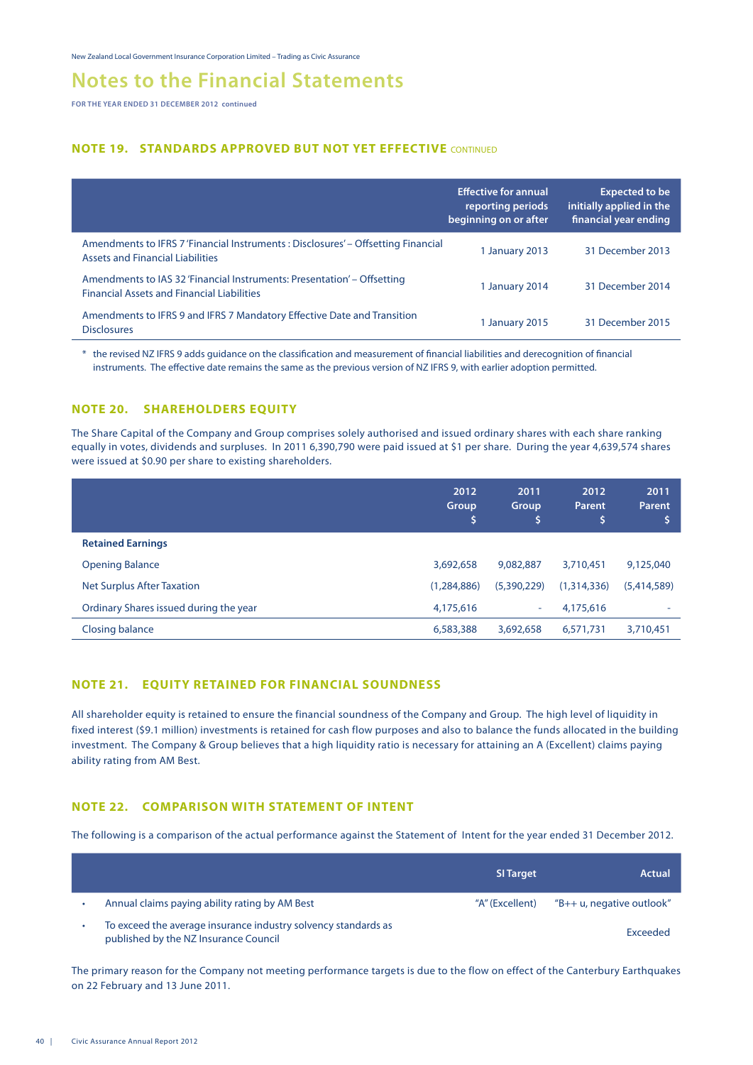# Notes to the Financial Statements

FOR THE YEAR ENDED 31 DECEMBER 2012 continued

## NOTE 19. STANDARDS APPROVED BUT NOT YET EFFECTIVE CONTINUED

| | Effective for annual reporting periods beginning on or after | Expected to be initially applied in the financial year ending |
|---|---|---|
| Amendments to IFRS 7 'Financial Instruments : Disclosures' – Offsetting Financial Assets and Financial Liabilities | 1 January 2013 | 31 December 2013 |
| Amendments to IAS 32 'Financial Instruments: Presentation' – Offsetting Financial Assets and Financial Liabilities | 1 January 2014 | 31 December 2014 |
| Amendments to IFRS 9 and IFRS 7 Mandatory Effective Date and Transition Disclosures | 1 January 2015 | 31 December 2015 |

\* the revised NZ IFRS 9 adds guidance on the classification and measurement of financial liabilities and derecognition of financial instruments. The effective date remains the same as the previous version of NZ IFRS 9, with earlier adoption permitted.

## NOTE 20. SHAREHOLDERS EQUITY

The Share Capital of the Company and Group comprises solely authorised and issued ordinary shares with each share ranking equally in votes, dividends and surpluses. In 2011 6,390,790 were paid issued at $1 per share. During the year 4,639,574 shares were issued at $0.90 per share to existing shareholders.

| | 2012 Group $ | 2011 Group $ | 2012 Parent $ | 2011 Parent $ |
|---|---|---|---|---|
| **Retained Earnings** | | | | |
| Opening Balance | 3,692,658 | 9,082,887 | 3,710,451 | 9,125,040 |
| Net Surplus After Taxation | (1,284,886) | (5,390,229) | (1,314,336) | (5,414,589) |
| Ordinary Shares issued during the year | 4,175,616 | - | 4,175,616 | - |
| Closing balance | 6,583,388 | 3,692,658 | 6,571,731 | 3,710,451 |

## NOTE 21. EQUITY RETAINED FOR FINANCIAL SOUNDNESS

All shareholder equity is retained to ensure the financial soundness of the Company and Group. The high level of liquidity in fixed interest ($9.1 million) investments is retained for cash flow purposes and also to balance the funds allocated in the building investment. The Company & Group believes that a high liquidity ratio is necessary for attaining an A (Excellent) claims paying ability rating from AM Best.

## NOTE 22. COMPARISON WITH STATEMENT OF INTENT

The following is a comparison of the actual performance against the Statement of Intent for the year ended 31 December 2012.

| | SI Target | Actual |
|---|---|---|
| • Annual claims paying ability rating by AM Best | "A" (Excellent) | "B++ u, negative outlook" |
| • To exceed the average insurance industry solvency standards as published by the NZ Insurance Council | | Exceeded |

The primary reason for the Company not meeting performance targets is due to the flow on effect of the Canterbury Earthquakes on 22 February and 13 June 2011.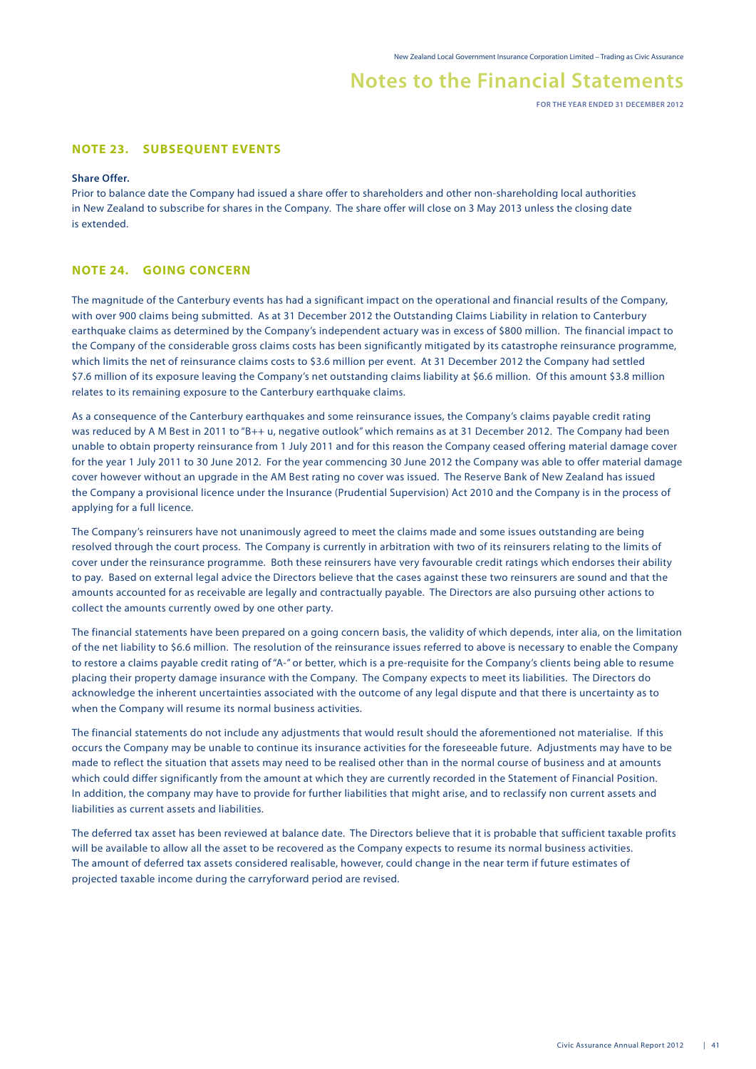# Notes to the Financial Statements

FOR THE YEAR ENDED 31 DECEMBER 2012

## NOTE 23. SUBSEQUENT EVENTS

**Share Offer.**

Prior to balance date the Company had issued a share offer to shareholders and other non-shareholding local authorities in New Zealand to subscribe for shares in the Company. The share offer will close on 3 May 2013 unless the closing date is extended.

## NOTE 24. GOING CONCERN

The magnitude of the Canterbury events has had a significant impact on the operational and financial results of the Company, with over 900 claims being submitted. As at 31 December 2012 the Outstanding Claims Liability in relation to Canterbury earthquake claims as determined by the Company's independent actuary was in excess of $800 million. The financial impact to the Company of the considerable gross claims costs has been significantly mitigated by its catastrophe reinsurance programme, which limits the net of reinsurance claims costs to $3.6 million per event. At 31 December 2012 the Company had settled $7.6 million of its exposure leaving the Company's net outstanding claims liability at $6.6 million. Of this amount $3.8 million relates to its remaining exposure to the Canterbury earthquake claims.

As a consequence of the Canterbury earthquakes and some reinsurance issues, the Company's claims payable credit rating was reduced by A M Best in 2011 to "B++ u, negative outlook" which remains as at 31 December 2012. The Company had been unable to obtain property reinsurance from 1 July 2011 and for this reason the Company ceased offering material damage cover for the year 1 July 2011 to 30 June 2012. For the year commencing 30 June 2012 the Company was able to offer material damage cover however without an upgrade in the AM Best rating no cover was issued. The Reserve Bank of New Zealand has issued the Company a provisional licence under the Insurance (Prudential Supervision) Act 2010 and the Company is in the process of applying for a full licence.

The Company's reinsurers have not unanimously agreed to meet the claims made and some issues outstanding are being resolved through the court process. The Company is currently in arbitration with two of its reinsurers relating to the limits of cover under the reinsurance programme. Both these reinsurers have very favourable credit ratings which endorses their ability to pay. Based on external legal advice the Directors believe that the cases against these two reinsurers are sound and that the amounts accounted for as receivable are legally and contractually payable. The Directors are also pursuing other actions to collect the amounts currently owed by one other party.

The financial statements have been prepared on a going concern basis, the validity of which depends, inter alia, on the limitation of the net liability to $6.6 million. The resolution of the reinsurance issues referred to above is necessary to enable the Company to restore a claims payable credit rating of "A-" or better, which is a pre-requisite for the Company's clients being able to resume placing their property damage insurance with the Company. The Company expects to meet its liabilities. The Directors do acknowledge the inherent uncertainties associated with the outcome of any legal dispute and that there is uncertainty as to when the Company will resume its normal business activities.

The financial statements do not include any adjustments that would result should the aforementioned not materialise. If this occurs the Company may be unable to continue its insurance activities for the foreseeable future. Adjustments may have to be made to reflect the situation that assets may need to be realised other than in the normal course of business and at amounts which could differ significantly from the amount at which they are currently recorded in the Statement of Financial Position. In addition, the company may have to provide for further liabilities that might arise, and to reclassify non current assets and liabilities as current assets and liabilities.

The deferred tax asset has been reviewed at balance date. The Directors believe that it is probable that sufficient taxable profits will be available to allow all the asset to be recovered as the Company expects to resume its normal business activities. The amount of deferred tax assets considered realisable, however, could change in the near term if future estimates of projected taxable income during the carryforward period are revised.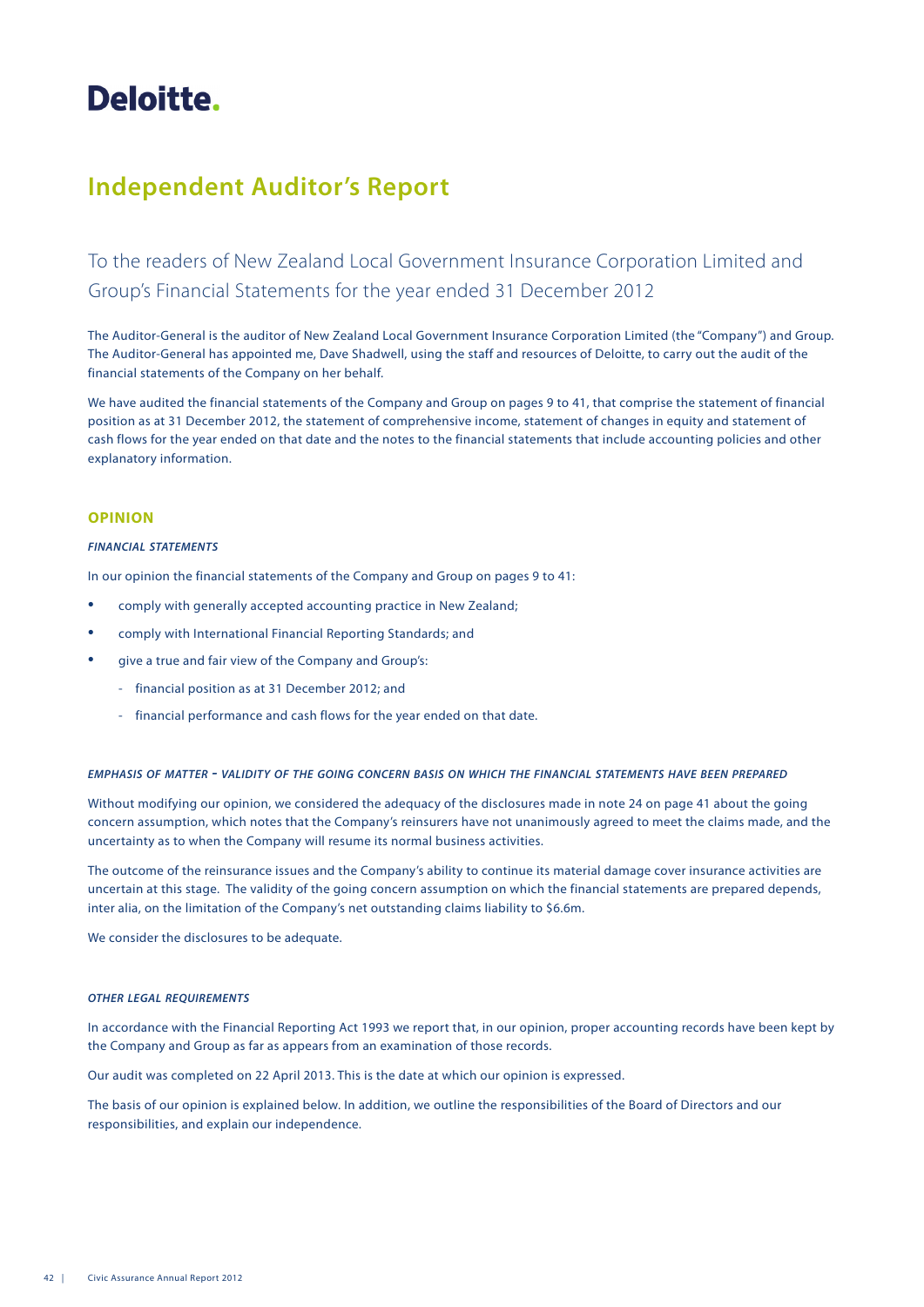Deloitte.

# Independent Auditor's Report

## To the readers of New Zealand Local Government Insurance Corporation Limited and Group's Financial Statements for the year ended 31 December 2012

The Auditor-General is the auditor of New Zealand Local Government Insurance Corporation Limited (the "Company") and Group. The Auditor-General has appointed me, Dave Shadwell, using the staff and resources of Deloitte, to carry out the audit of the financial statements of the Company on her behalf.

We have audited the financial statements of the Company and Group on pages 9 to 41, that comprise the statement of financial position as at 31 December 2012, the statement of comprehensive income, statement of changes in equity and statement of cash flows for the year ended on that date and the notes to the financial statements that include accounting policies and other explanatory information.

### OPINION

#### *FINANCIAL STATEMENTS*

In our opinion the financial statements of the Company and Group on pages 9 to 41:

- comply with generally accepted accounting practice in New Zealand;
- comply with International Financial Reporting Standards; and
- give a true and fair view of the Company and Group's:
  - financial position as at 31 December 2012; and
  - financial performance and cash flows for the year ended on that date.

#### *EMPHASIS OF MATTER - VALIDITY OF THE GOING CONCERN BASIS ON WHICH THE FINANCIAL STATEMENTS HAVE BEEN PREPARED*

Without modifying our opinion, we considered the adequacy of the disclosures made in note 24 on page 41 about the going concern assumption, which notes that the Company's reinsurers have not unanimously agreed to meet the claims made, and the uncertainty as to when the Company will resume its normal business activities.

The outcome of the reinsurance issues and the Company's ability to continue its material damage cover insurance activities are uncertain at this stage. The validity of the going concern assumption on which the financial statements are prepared depends, inter alia, on the limitation of the Company's net outstanding claims liability to $6.6m.

We consider the disclosures to be adequate.

#### *OTHER LEGAL REQUIREMENTS*

In accordance with the Financial Reporting Act 1993 we report that, in our opinion, proper accounting records have been kept by the Company and Group as far as appears from an examination of those records.

Our audit was completed on 22 April 2013. This is the date at which our opinion is expressed.

The basis of our opinion is explained below. In addition, we outline the responsibilities of the Board of Directors and our responsibilities, and explain our independence.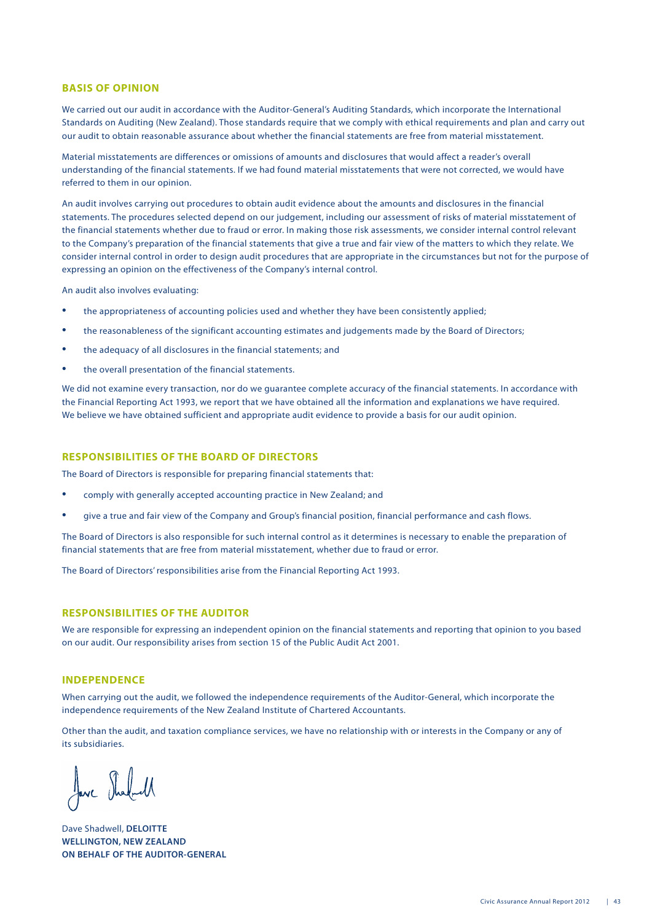## BASIS OF OPINION

We carried out our audit in accordance with the Auditor-General's Auditing Standards, which incorporate the International Standards on Auditing (New Zealand). Those standards require that we comply with ethical requirements and plan and carry out our audit to obtain reasonable assurance about whether the financial statements are free from material misstatement.

Material misstatements are differences or omissions of amounts and disclosures that would affect a reader's overall understanding of the financial statements. If we had found material misstatements that were not corrected, we would have referred to them in our opinion.

An audit involves carrying out procedures to obtain audit evidence about the amounts and disclosures in the financial statements. The procedures selected depend on our judgement, including our assessment of risks of material misstatement of the financial statements whether due to fraud or error. In making those risk assessments, we consider internal control relevant to the Company's preparation of the financial statements that give a true and fair view of the matters to which they relate. We consider internal control in order to design audit procedures that are appropriate in the circumstances but not for the purpose of expressing an opinion on the effectiveness of the Company's internal control.

An audit also involves evaluating:

- the appropriateness of accounting policies used and whether they have been consistently applied;
- the reasonableness of the significant accounting estimates and judgements made by the Board of Directors;
- the adequacy of all disclosures in the financial statements; and
- the overall presentation of the financial statements.

We did not examine every transaction, nor do we guarantee complete accuracy of the financial statements. In accordance with the Financial Reporting Act 1993, we report that we have obtained all the information and explanations we have required. We believe we have obtained sufficient and appropriate audit evidence to provide a basis for our audit opinion.

## RESPONSIBILITIES OF THE BOARD OF DIRECTORS

The Board of Directors is responsible for preparing financial statements that:

- comply with generally accepted accounting practice in New Zealand; and
- give a true and fair view of the Company and Group's financial position, financial performance and cash flows.

The Board of Directors is also responsible for such internal control as it determines is necessary to enable the preparation of financial statements that are free from material misstatement, whether due to fraud or error.

The Board of Directors' responsibilities arise from the Financial Reporting Act 1993.

## RESPONSIBILITIES OF THE AUDITOR

We are responsible for expressing an independent opinion on the financial statements and reporting that opinion to you based on our audit. Our responsibility arises from section 15 of the Public Audit Act 2001.

## INDEPENDENCE

When carrying out the audit, we followed the independence requirements of the Auditor-General, which incorporate the independence requirements of the New Zealand Institute of Chartered Accountants.

Other than the audit, and taxation compliance services, we have no relationship with or interests in the Company or any of its subsidiaries.

Dave Shadwell, **DELOITTE**
**WELLINGTON, NEW ZEALAND**
**ON BEHALF OF THE AUDITOR-GENERAL**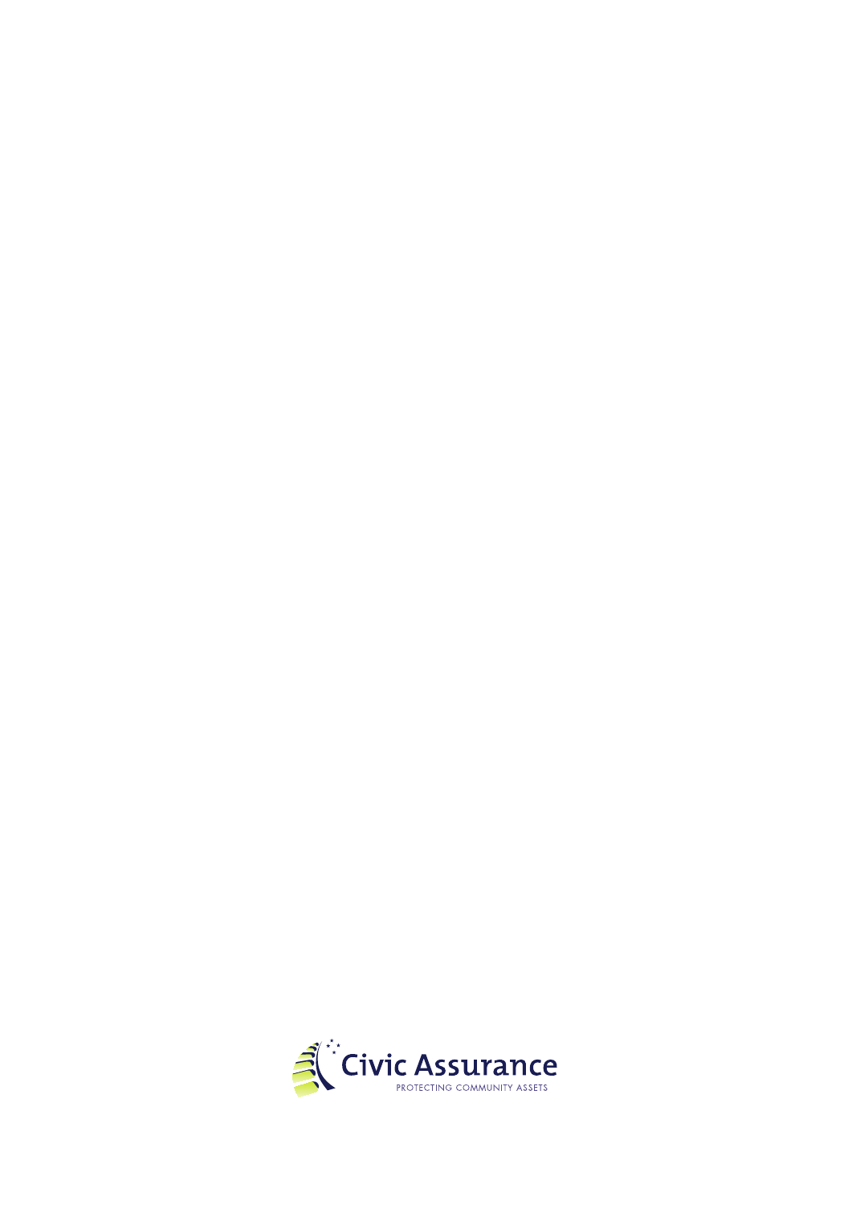Civic Assurance

PROTECTING COMMUNITY ASSETS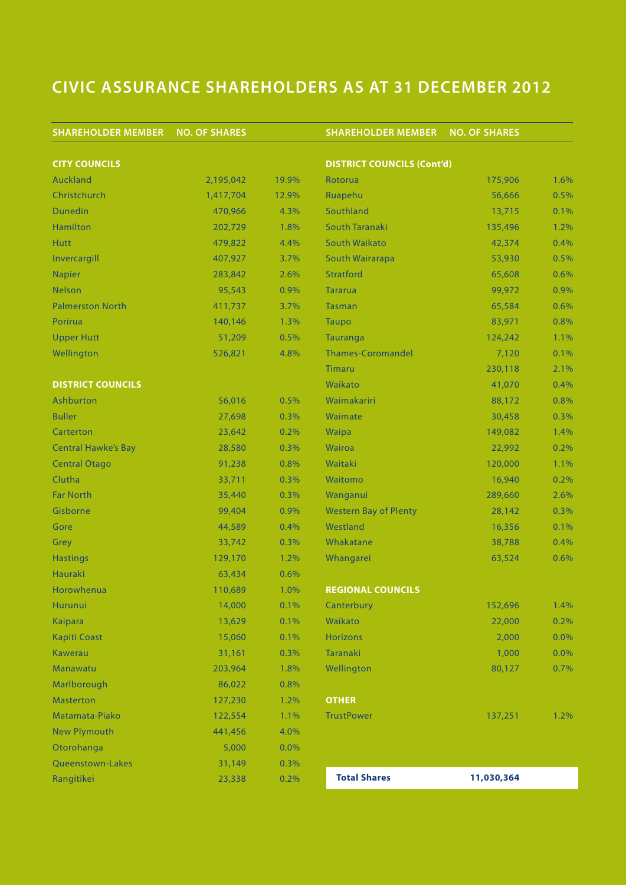# CIVIC ASSURANCE SHAREHOLDERS AS AT 31 DECEMBER 2012

| SHAREHOLDER MEMBER | NO. OF SHARES | |
|---|---|---|
| **CITY COUNCILS** | | |
| Auckland | 2,195,042 | 19.9% |
| Christchurch | 1,417,704 | 12.9% |
| Dunedin | 470,966 | 4.3% |
| Hamilton | 202,729 | 1.8% |
| Hutt | 479,822 | 4.4% |
| Invercargill | 407,927 | 3.7% |
| Napier | 283,842 | 2.6% |
| Nelson | 95,543 | 0.9% |
| Palmerston North | 411,737 | 3.7% |
| Porirua | 140,146 | 1.3% |
| Upper Hutt | 51,209 | 0.5% |
| Wellington | 526,821 | 4.8% |
| **DISTRICT COUNCILS** | | |
| Ashburton | 56,016 | 0.5% |
| Buller | 27,698 | 0.3% |
| Carterton | 23,642 | 0.2% |
| Central Hawke's Bay | 28,580 | 0.3% |
| Central Otago | 91,238 | 0.8% |
| Clutha | 33,711 | 0.3% |
| Far North | 35,440 | 0.3% |
| Gisborne | 99,404 | 0.9% |
| Gore | 44,589 | 0.4% |
| Grey | 33,742 | 0.3% |
| Hastings | 129,170 | 1.2% |
| Hauraki | 63,434 | 0.6% |
| Horowhenua | 110,689 | 1.0% |
| Hurunui | 14,000 | 0.1% |
| Kaipara | 13,629 | 0.1% |
| Kapiti Coast | 15,060 | 0.1% |
| Kawerau | 31,161 | 0.3% |
| Manawatu | 203,964 | 1.8% |
| Marlborough | 86,022 | 0.8% |
| Masterton | 127,230 | 1.2% |
| Matamata-Piako | 122,554 | 1.1% |
| New Plymouth | 441,456 | 4.0% |
| Otorohanga | 5,000 | 0.0% |
| Queenstown-Lakes | 31,149 | 0.3% |
| Rangitikei | 23,338 | 0.2% |

| SHAREHOLDER MEMBER | NO. OF SHARES | |
|---|---|---|
| **DISTRICT COUNCILS (Cont'd)** | | |
| Rotorua | 175,906 | 1.6% |
| Ruapehu | 56,666 | 0.5% |
| Southland | 13,715 | 0.1% |
| South Taranaki | 135,496 | 1.2% |
| South Waikato | 42,374 | 0.4% |
| South Wairarapa | 53,930 | 0.5% |
| Stratford | 65,608 | 0.6% |
| Tararua | 99,972 | 0.9% |
| Tasman | 65,584 | 0.6% |
| Taupo | 83,971 | 0.8% |
| Tauranga | 124,242 | 1.1% |
| Thames-Coromandel | 7,120 | 0.1% |
| Timaru | 230,118 | 2.1% |
| Waikato | 41,070 | 0.4% |
| Waimakariri | 88,172 | 0.8% |
| Waimate | 30,458 | 0.3% |
| Waipa | 149,082 | 1.4% |
| Wairoa | 22,992 | 0.2% |
| Waitaki | 120,000 | 1.1% |
| Waitomo | 16,940 | 0.2% |
| Wanganui | 289,660 | 2.6% |
| Western Bay of Plenty | 28,142 | 0.3% |
| Westland | 16,356 | 0.1% |
| Whakatane | 38,788 | 0.4% |
| Whangarei | 63,524 | 0.6% |
| **REGIONAL COUNCILS** | | |
| Canterbury | 152,696 | 1.4% |
| Waikato | 22,000 | 0.2% |
| Horizons | 2,000 | 0.0% |
| Taranaki | 1,000 | 0.0% |
| Wellington | 80,127 | 0.7% |
| **OTHER** | | |
| TrustPower | 137,251 | 1.2% |
| **Total Shares** | **11,030,364** | |